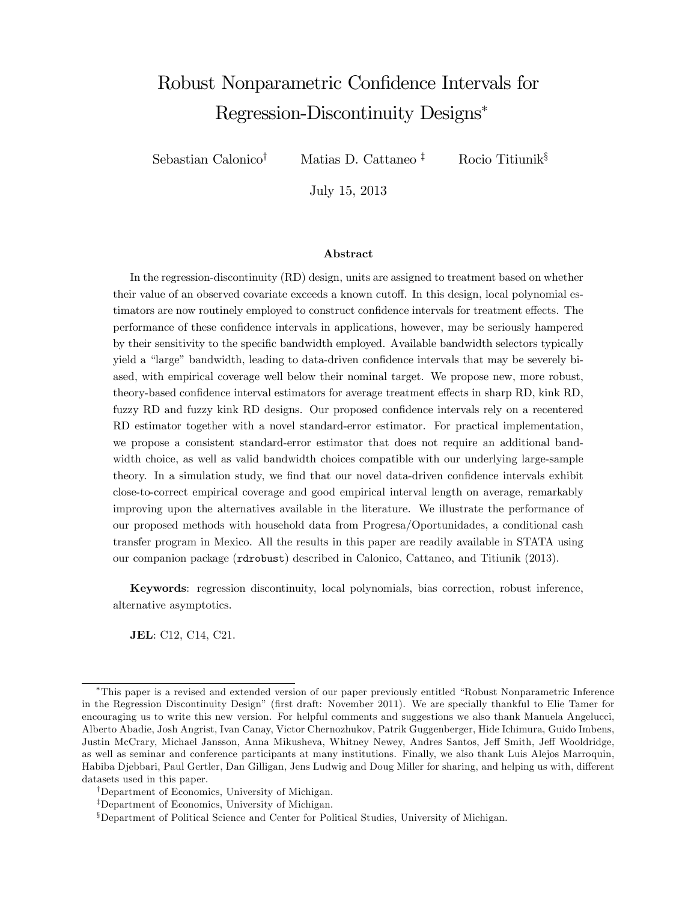# Robust Nonparametric Confidence Intervals for Regression-Discontinuity Designs[*]

Sebastian Calonico[†] Matias D. Cattaneo[‡] Rocio Titiunik[§]

July 15, 2013

### Abstract

In the regression-discontinuity (RD) design, units are assigned to treatment based on whether their value of an observed covariate exceeds a known cutoff. In this design, local polynomial estimators are now routinely employed to construct confidence intervals for treatment effects. The performance of these confidence intervals in applications, however, may be seriously hampered by their sensitivity to the specific bandwidth employed. Available bandwidth selectors typically yield a "large" bandwidth, leading to data-driven confidence intervals that may be severely biased, with empirical coverage well below their nominal target. We propose new, more robust, theory-based confidence interval estimators for average treatment effects in sharp RD, kink RD, fuzzy RD and fuzzy kink RD designs. Our proposed confidence intervals rely on a recentered RD estimator together with a novel standard-error estimator. For practical implementation, we propose a consistent standard-error estimator that does not require an additional bandwidth choice, as well as valid bandwidth choices compatible with our underlying large-sample theory. In a simulation study, we find that our novel data-driven confidence intervals exhibit close-to-correct empirical coverage and good empirical interval length on average, remarkably improving upon the alternatives available in the literature. We illustrate the performance of our proposed methods with household data from Progresa/Oportunidades, a conditional cash transfer program in Mexico. All the results in this paper are readily available in STATA using our companion package (`rdrobust`) described in Calonico, Cattaneo, and Titiunik (2013).

**Keywords**: regression discontinuity, local polynomials, bias correction, robust inference, alternative asymptotics.

**JEL**: C12, C14, C21.

---

[*]This paper is a revised and extended version of our paper previously entitled "Robust Nonparametric Inference in the Regression Discontinuity Design" (first draft: November 2011). We are specially thankful to Elie Tamer for encouraging us to write this new version. For helpful comments and suggestions we also thank Manuela Angelucci, Alberto Abadie, Josh Angrist, Ivan Canay, Victor Chernozhukov, Patrik Guggenberger, Hide Ichimura, Guido Imbens, Justin McCrary, Michael Jansson, Anna Mikusheva, Whitney Newey, Andres Santos, Jeff Smith, Jeff Wooldridge, as well as seminar and conference participants at many institutions. Finally, we also thank Luis Alejos Marroquin, Habiba Djebbari, Paul Gertler, Dan Gilligan, Jens Ludwig and Doug Miller for sharing, and helping us with, different datasets used in this paper.

[†]Department of Economics, University of Michigan.

[‡]Department of Economics, University of Michigan.

[§]Department of Political Science and Center for Political Studies, University of Michigan.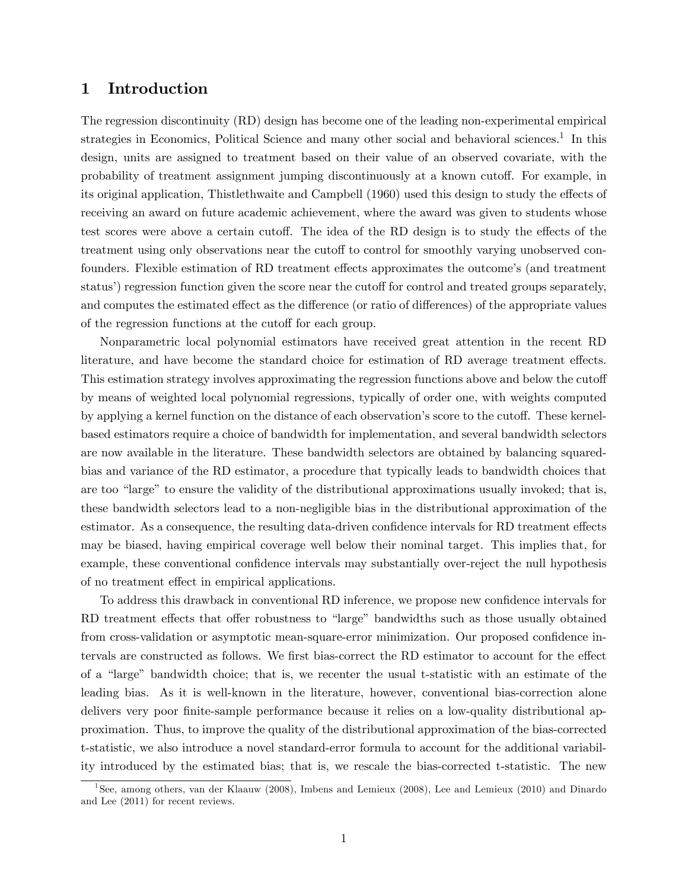# 1 Introduction

The regression discontinuity (RD) design has become one of the leading non-experimental empirical strategies in Economics, Political Science and many other social and behavioral sciences.[1] In this design, units are assigned to treatment based on their value of an observed covariate, with the probability of treatment assignment jumping discontinuously at a known cutoff. For example, in its original application, Thistlethwaite and Campbell (1960) used this design to study the effects of receiving an award on future academic achievement, where the award was given to students whose test scores were above a certain cutoff. The idea of the RD design is to study the effects of the treatment using only observations near the cutoff to control for smoothly varying unobserved confounders. Flexible estimation of RD treatment effects approximates the outcome's (and treatment status') regression function given the score near the cutoff for control and treated groups separately, and computes the estimated effect as the difference (or ratio of differences) of the appropriate values of the regression functions at the cutoff for each group.

Nonparametric local polynomial estimators have received great attention in the recent RD literature, and have become the standard choice for estimation of RD average treatment effects. This estimation strategy involves approximating the regression functions above and below the cutoff by means of weighted local polynomial regressions, typically of order one, with weights computed by applying a kernel function on the distance of each observation's score to the cutoff. These kernel-based estimators require a choice of bandwidth for implementation, and several bandwidth selectors are now available in the literature. These bandwidth selectors are obtained by balancing squared-bias and variance of the RD estimator, a procedure that typically leads to bandwidth choices that are too "large" to ensure the validity of the distributional approximations usually invoked; that is, these bandwidth selectors lead to a non-negligible bias in the distributional approximation of the estimator. As a consequence, the resulting data-driven confidence intervals for RD treatment effects may be biased, having empirical coverage well below their nominal target. This implies that, for example, these conventional confidence intervals may substantially over-reject the null hypothesis of no treatment effect in empirical applications.

To address this drawback in conventional RD inference, we propose new confidence intervals for RD treatment effects that offer robustness to "large" bandwidths such as those usually obtained from cross-validation or asymptotic mean-square-error minimization. Our proposed confidence intervals are constructed as follows. We first bias-correct the RD estimator to account for the effect of a "large" bandwidth choice; that is, we recenter the usual t-statistic with an estimate of the leading bias. As it is well-known in the literature, however, conventional bias-correction alone delivers very poor finite-sample performance because it relies on a low-quality distributional approximation. Thus, to improve the quality of the distributional approximation of the bias-corrected t-statistic, we also introduce a novel standard-error formula to account for the additional variability introduced by the estimated bias; that is, we rescale the bias-corrected t-statistic. The new

[1] See, among others, van der Klaauw (2008), Imbens and Lemieux (2008), Lee and Lemieux (2010) and Dinardo and Lee (2011) for recent reviews.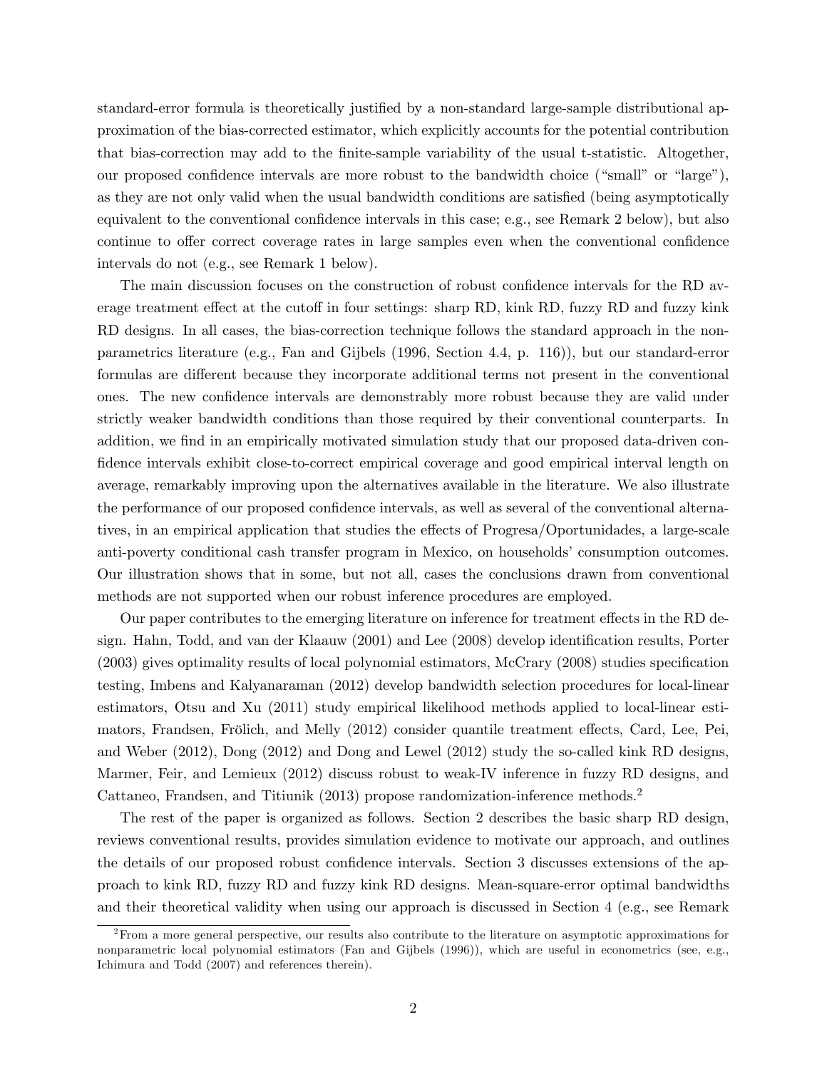standard-error formula is theoretically justified by a non-standard large-sample distributional approximation of the bias-corrected estimator, which explicitly accounts for the potential contribution that bias-correction may add to the finite-sample variability of the usual t-statistic. Altogether, our proposed confidence intervals are more robust to the bandwidth choice ("small" or "large"), as they are not only valid when the usual bandwidth conditions are satisfied (being asymptotically equivalent to the conventional confidence intervals in this case; e.g., see Remark 2 below), but also continue to offer correct coverage rates in large samples even when the conventional confidence intervals do not (e.g., see Remark 1 below).

The main discussion focuses on the construction of robust confidence intervals for the RD average treatment effect at the cutoff in four settings: sharp RD, kink RD, fuzzy RD and fuzzy kink RD designs. In all cases, the bias-correction technique follows the standard approach in the nonparametrics literature (e.g., Fan and Gijbels (1996, Section 4.4, p. 116)), but our standard-error formulas are different because they incorporate additional terms not present in the conventional ones. The new confidence intervals are demonstrably more robust because they are valid under strictly weaker bandwidth conditions than those required by their conventional counterparts. In addition, we find in an empirically motivated simulation study that our proposed data-driven confidence intervals exhibit close-to-correct empirical coverage and good empirical interval length on average, remarkably improving upon the alternatives available in the literature. We also illustrate the performance of our proposed confidence intervals, as well as several of the conventional alternatives, in an empirical application that studies the effects of Progresa/Oportunidades, a large-scale anti-poverty conditional cash transfer program in Mexico, on households' consumption outcomes. Our illustration shows that in some, but not all, cases the conclusions drawn from conventional methods are not supported when our robust inference procedures are employed.

Our paper contributes to the emerging literature on inference for treatment effects in the RD design. Hahn, Todd, and van der Klaauw (2001) and Lee (2008) develop identification results, Porter (2003) gives optimality results of local polynomial estimators, McCrary (2008) studies specification testing, Imbens and Kalyanaraman (2012) develop bandwidth selection procedures for local-linear estimators, Otsu and Xu (2011) study empirical likelihood methods applied to local-linear estimators, Frandsen, Frölich, and Melly (2012) consider quantile treatment effects, Card, Lee, Pei, and Weber (2012), Dong (2012) and Dong and Lewel (2012) study the so-called kink RD designs, Marmer, Feir, and Lemieux (2012) discuss robust to weak-IV inference in fuzzy RD designs, and Cattaneo, Frandsen, and Titiunik (2013) propose randomization-inference methods.[2]

The rest of the paper is organized as follows. Section 2 describes the basic sharp RD design, reviews conventional results, provides simulation evidence to motivate our approach, and outlines the details of our proposed robust confidence intervals. Section 3 discusses extensions of the approach to kink RD, fuzzy RD and fuzzy kink RD designs. Mean-square-error optimal bandwidths and their theoretical validity when using our approach is discussed in Section 4 (e.g., see Remark

[2]From a more general perspective, our results also contribute to the literature on asymptotic approximations for nonparametric local polynomial estimators (Fan and Gijbels (1996)), which are useful in econometrics (see, e.g., Ichimura and Todd (2007) and references therein).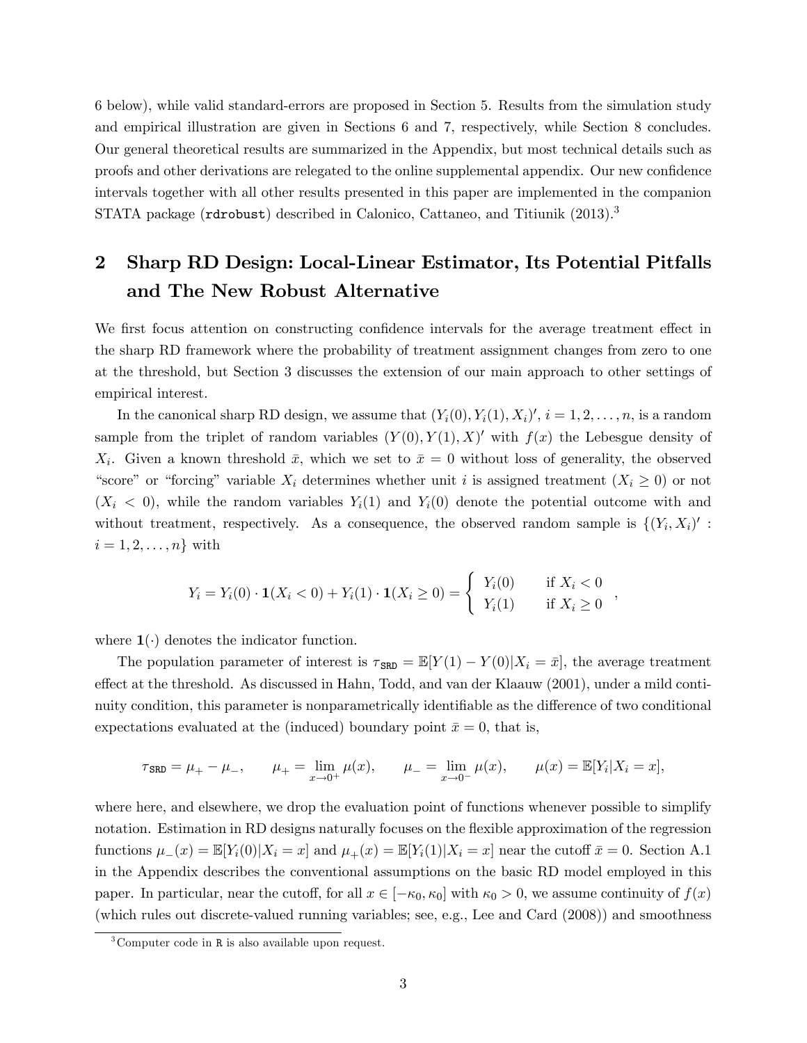6 below), while valid standard-errors are proposed in Section 5. Results from the simulation study and empirical illustration are given in Sections 6 and 7, respectively, while Section 8 concludes. Our general theoretical results are summarized in the Appendix, but most technical details such as proofs and other derivations are relegated to the online supplemental appendix. Our new confidence intervals together with all other results presented in this paper are implemented in the companion STATA package (`rdrobust`) described in Calonico, Cattaneo, and Titiunik (2013).[3]

## 2 Sharp RD Design: Local-Linear Estimator, Its Potential Pitfalls and The New Robust Alternative

We first focus attention on constructing confidence intervals for the average treatment effect in the sharp RD framework where the probability of treatment assignment changes from zero to one at the threshold, but Section 3 discusses the extension of our main approach to other settings of empirical interest.

In the canonical sharp RD design, we assume that $(Y_i(0), Y_i(1), X_i)'$, $i = 1, 2, \ldots, n$, is a random sample from the triplet of random variables $(Y(0), Y(1), X)'$ with $f(x)$ the Lebesgue density of $X_i$. Given a known threshold $\bar{x}$, which we set to $\bar{x} = 0$ without loss of generality, the observed "score" or "forcing" variable $X_i$ determines whether unit $i$ is assigned treatment ($X_i \geq 0$) or not ($X_i < 0$), while the random variables $Y_i(1)$ and $Y_i(0)$ denote the potential outcome with and without treatment, respectively. As a consequence, the observed random sample is $\{(Y_i, X_i)' : i = 1, 2, \ldots, n\}$ with

$$Y_i = Y_i(0) \cdot \mathbf{1}(X_i < 0) + Y_i(1) \cdot \mathbf{1}(X_i \geq 0) = \begin{cases} Y_i(0) & \text{if } X_i < 0 \\ Y_i(1) & \text{if } X_i \geq 0 \end{cases},$$

where $\mathbf{1}(\cdot)$ denotes the indicator function.

The population parameter of interest is $\tau_{\texttt{SRD}} = \mathbb{E}[Y(1) - Y(0)|X_i = \bar{x}]$, the average treatment effect at the threshold. As discussed in Hahn, Todd, and van der Klaauw (2001), under a mild continuity condition, this parameter is nonparametrically identifiable as the difference of two conditional expectations evaluated at the (induced) boundary point $\bar{x} = 0$, that is,

$$\tau_{\texttt{SRD}} = \mu_+ - \mu_-, \qquad \mu_+ = \lim_{x \to 0^+} \mu(x), \qquad \mu_- = \lim_{x \to 0^-} \mu(x), \qquad \mu(x) = \mathbb{E}[Y_i|X_i = x],$$

where here, and elsewhere, we drop the evaluation point of functions whenever possible to simplify notation. Estimation in RD designs naturally focuses on the flexible approximation of the regression functions $\mu_-(x) = \mathbb{E}[Y_i(0)|X_i = x]$ and $\mu_+(x) = \mathbb{E}[Y_i(1)|X_i = x]$ near the cutoff $\bar{x} = 0$. Section A.1 in the Appendix describes the conventional assumptions on the basic RD model employed in this paper. In particular, near the cutoff, for all $x \in [-\kappa_0, \kappa_0]$ with $\kappa_0 > 0$, we assume continuity of $f(x)$ (which rules out discrete-valued running variables; see, e.g., Lee and Card (2008)) and smoothness

[3] Computer code in `R` is also available upon request.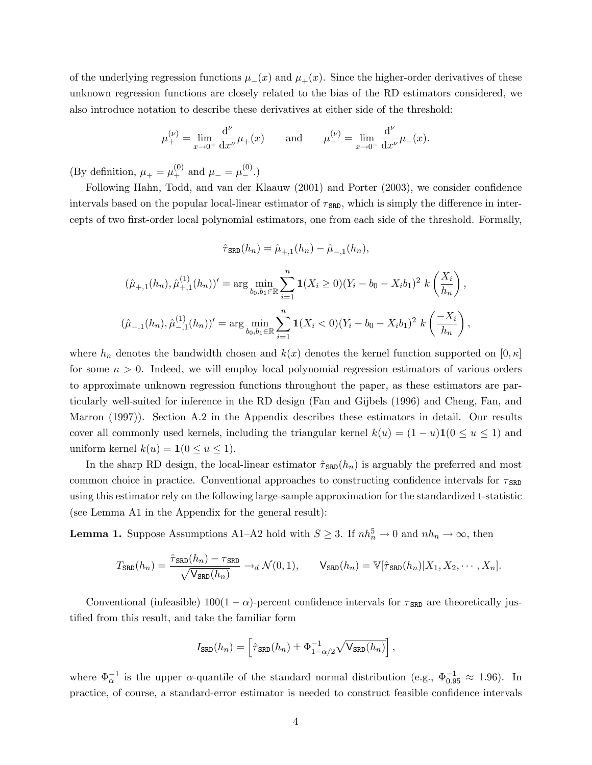of the underlying regression functions $\mu_-(x)$ and $\mu_+(x)$. Since the higher-order derivatives of these unknown regression functions are closely related to the bias of the RD estimators considered, we also introduce notation to describe these derivatives at either side of the threshold:

$$\mu_+^{(\nu)} = \lim_{x \to 0^+} \frac{\mathrm{d}^\nu}{\mathrm{d}x^\nu} \mu_+(x) \qquad \text{and} \qquad \mu_-^{(\nu)} = \lim_{x \to 0^-} \frac{\mathrm{d}^\nu}{\mathrm{d}x^\nu} \mu_-(x).$$

(By definition, $\mu_+ = \mu_+^{(0)}$ and $\mu_- = \mu_-^{(0)}$.)

Following Hahn, Todd, and van der Klaauw (2001) and Porter (2003), we consider confidence intervals based on the popular local-linear estimator of $\tau_{\mathtt{SRD}}$, which is simply the difference in intercepts of two first-order local polynomial estimators, one from each side of the threshold. Formally,

$$\hat{\tau}_{\mathtt{SRD}}(h_n) = \hat{\mu}_{+,1}(h_n) - \hat{\mu}_{-,1}(h_n),$$

$$(\hat{\mu}_{+,1}(h_n), \hat{\mu}_{+,1}^{(1)}(h_n))' = \arg \min_{b_0, b_1 \in \mathbb{R}} \sum_{i=1}^{n} \mathbf{1}(X_i \geq 0)(Y_i - b_0 - X_i b_1)^2 \; k\left(\frac{X_i}{h_n}\right),$$

$$(\hat{\mu}_{-,1}(h_n), \hat{\mu}_{-,1}^{(1)}(h_n))' = \arg \min_{b_0, b_1 \in \mathbb{R}} \sum_{i=1}^{n} \mathbf{1}(X_i < 0)(Y_i - b_0 - X_i b_1)^2 \; k\left(\frac{-X_i}{h_n}\right),$$

where $h_n$ denotes the bandwidth chosen and $k(x)$ denotes the kernel function supported on $[0, \kappa]$ for some $\kappa > 0$. Indeed, we will employ local polynomial regression estimators of various orders to approximate unknown regression functions throughout the paper, as these estimators are particularly well-suited for inference in the RD design (Fan and Gijbels (1996) and Cheng, Fan, and Marron (1997)). Section A.2 in the Appendix describes these estimators in detail. Our results cover all commonly used kernels, including the triangular kernel $k(u) = (1 - u)\mathbf{1}(0 \leq u \leq 1)$ and uniform kernel $k(u) = \mathbf{1}(0 \leq u \leq 1)$.

In the sharp RD design, the local-linear estimator $\hat{\tau}_{\mathtt{SRD}}(h_n)$ is arguably the preferred and most common choice in practice. Conventional approaches to constructing confidence intervals for $\tau_{\mathtt{SRD}}$ using this estimator rely on the following large-sample approximation for the standardized t-statistic (see Lemma A1 in the Appendix for the general result):

**Lemma 1.** Suppose Assumptions A1–A2 hold with $S \geq 3$. If $nh_n^5 \to 0$ and $nh_n \to \infty$, then

$$T_{\mathtt{SRD}}(h_n) = \frac{\hat{\tau}_{\mathtt{SRD}}(h_n) - \tau_{\mathtt{SRD}}}{\sqrt{\mathsf{V}_{\mathtt{SRD}}(h_n)}} \to_d \mathcal{N}(0, 1), \qquad \mathsf{V}_{\mathtt{SRD}}(h_n) = \mathbb{V}[\hat{\tau}_{\mathtt{SRD}}(h_n) | X_1, X_2, \cdots, X_n].$$

Conventional (infeasible) $100(1 - \alpha)$-percent confidence intervals for $\tau_{\mathtt{SRD}}$ are theoretically justified from this result, and take the familiar form

$$I_{\mathtt{SRD}}(h_n) = \left[\hat{\tau}_{\mathtt{SRD}}(h_n) \pm \Phi_{1-\alpha/2}^{-1} \sqrt{\mathsf{V}_{\mathtt{SRD}}(h_n)}\right],$$

where $\Phi_\alpha^{-1}$ is the upper $\alpha$-quantile of the standard normal distribution (e.g., $\Phi_{0.95}^{-1} \approx 1.96$). In practice, of course, a standard-error estimator is needed to construct feasible confidence intervals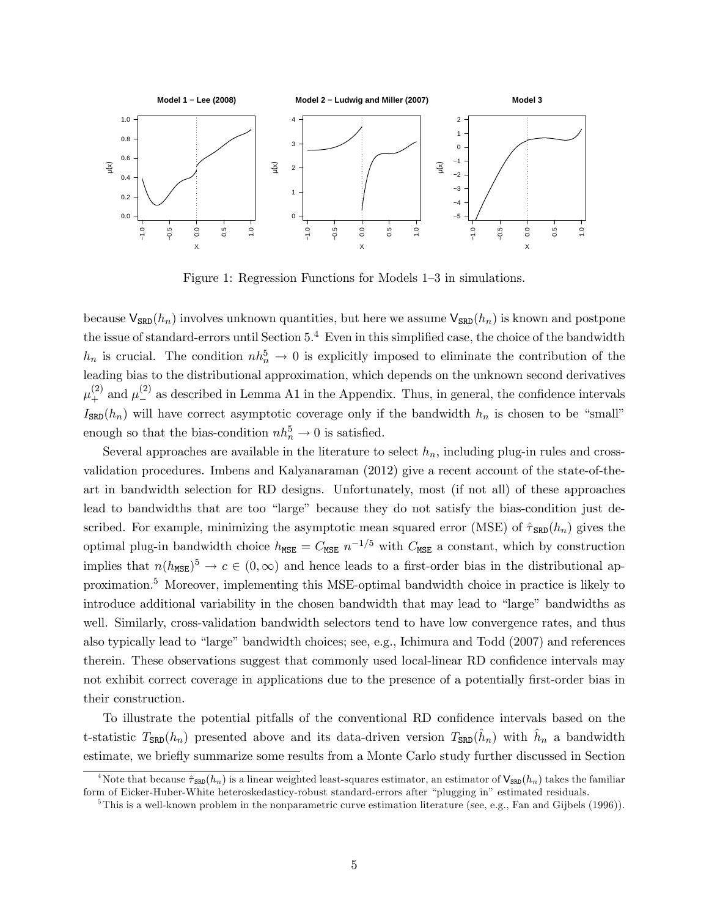Figure 1: Regression Functions for Models 1–3 in simulations.

because $\mathsf{V}_{\mathtt{SRD}}(h_n)$ involves unknown quantities, but here we assume $\mathsf{V}_{\mathtt{SRD}}(h_n)$ is known and postpone the issue of standard-errors until Section 5.[4] Even in this simplified case, the choice of the bandwidth $h_n$ is crucial. The condition $nh_n^5 \to 0$ is explicitly imposed to eliminate the contribution of the leading bias to the distributional approximation, which depends on the unknown second derivatives $\mu_+^{(2)}$ and $\mu_-^{(2)}$ as described in Lemma A1 in the Appendix. Thus, in general, the confidence intervals $I_{\mathtt{SRD}}(h_n)$ will have correct asymptotic coverage only if the bandwidth $h_n$ is chosen to be "small" enough so that the bias-condition $nh_n^5 \to 0$ is satisfied.

Several approaches are available in the literature to select $h_n$, including plug-in rules and cross-validation procedures. Imbens and Kalyanaraman (2012) give a recent account of the state-of-the-art in bandwidth selection for RD designs. Unfortunately, most (if not all) of these approaches lead to bandwidths that are too "large" because they do not satisfy the bias-condition just described. For example, minimizing the asymptotic mean squared error (MSE) of $\hat{\tau}_{\mathtt{SRD}}(h_n)$ gives the optimal plug-in bandwidth choice $h_{\mathtt{MSE}} = C_{\mathtt{MSE}}\ n^{-1/5}$ with $C_{\mathtt{MSE}}$ a constant, which by construction implies that $n(h_{\mathtt{MSE}})^5 \to c \in (0, \infty)$ and hence leads to a first-order bias in the distributional approximation.[5] Moreover, implementing this MSE-optimal bandwidth choice in practice is likely to introduce additional variability in the chosen bandwidth that may lead to "large" bandwidths as well. Similarly, cross-validation bandwidth selectors tend to have low convergence rates, and thus also typically lead to "large" bandwidth choices; see, e.g., Ichimura and Todd (2007) and references therein. These observations suggest that commonly used local-linear RD confidence intervals may not exhibit correct coverage in applications due to the presence of a potentially first-order bias in their construction.

To illustrate the potential pitfalls of the conventional RD confidence intervals based on the t-statistic $T_{\mathtt{SRD}}(h_n)$ presented above and its data-driven version $T_{\mathtt{SRD}}(\hat{h}_n)$ with $\hat{h}_n$ a bandwidth estimate, we briefly summarize some results from a Monte Carlo study further discussed in Section

[4] Note that because $\hat{\tau}_{\mathtt{SRD}}(h_n)$ is a linear weighted least-squares estimator, an estimator of $\mathsf{V}_{\mathtt{SRD}}(h_n)$ takes the familiar form of Eicker-Huber-White heteroskedasticy-robust standard-errors after "plugging in" estimated residuals.

[5] This is a well-known problem in the nonparametric curve estimation literature (see, e.g., Fan and Gijbels (1996)).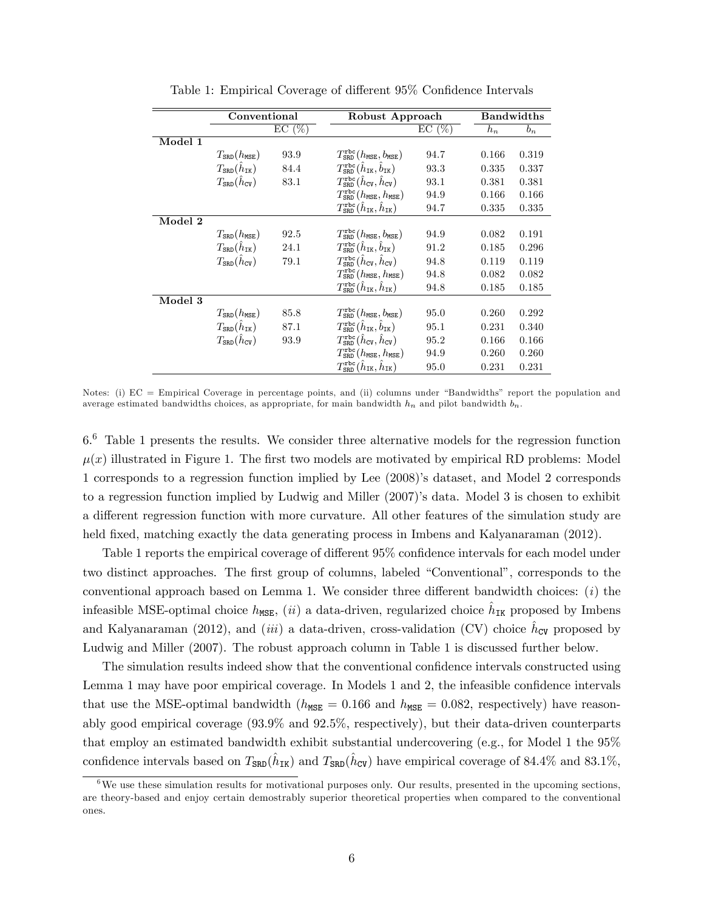Table 1: Empirical Coverage of different 95% Confidence Intervals

| | **Conventional** | | **Robust Approach** | | **Bandwidths** | |
|---|---|---|---|---|---|---|
| | | EC (%) | | EC (%) | $h_n$ | $b_n$ |
| **Model 1** | | | | | | |
| | $T_{\mathtt{SRD}}(h_{\mathtt{MSE}})$ | 93.9 | $T^{\mathtt{rbc}}_{\mathtt{SRD}}(h_{\mathtt{MSE}}, b_{\mathtt{MSE}})$ | 94.7 | 0.166 | 0.319 |
| | $T_{\mathtt{SRD}}(\hat{h}_{\mathtt{IK}})$ | 84.4 | $T^{\mathtt{rbc}}_{\mathtt{SRD}}(\hat{h}_{\mathtt{IK}}, \hat{b}_{\mathtt{IK}})$ | 93.3 | 0.335 | 0.337 |
| | $T_{\mathtt{SRD}}(\hat{h}_{\mathtt{CV}})$ | 83.1 | $T^{\mathtt{rbc}}_{\mathtt{SRD}}(\hat{h}_{\mathtt{CV}}, \hat{h}_{\mathtt{CV}})$ | 93.1 | 0.381 | 0.381 |
| | | | $T^{\mathtt{rbc}}_{\mathtt{SRD}}(h_{\mathtt{MSE}}, h_{\mathtt{MSE}})$ | 94.9 | 0.166 | 0.166 |
| | | | $T^{\mathtt{rbc}}_{\mathtt{SRD}}(\hat{h}_{\mathtt{IK}}, \hat{h}_{\mathtt{IK}})$ | 94.7 | 0.335 | 0.335 |
| **Model 2** | | | | | | |
| | $T_{\mathtt{SRD}}(h_{\mathtt{MSE}})$ | 92.5 | $T^{\mathtt{rbc}}_{\mathtt{SRD}}(h_{\mathtt{MSE}}, b_{\mathtt{MSE}})$ | 94.9 | 0.082 | 0.191 |
| | $T_{\mathtt{SRD}}(\hat{h}_{\mathtt{IK}})$ | 24.1 | $T^{\mathtt{rbc}}_{\mathtt{SRD}}(\hat{h}_{\mathtt{IK}}, \hat{b}_{\mathtt{IK}})$ | 91.2 | 0.185 | 0.296 |
| | $T_{\mathtt{SRD}}(\hat{h}_{\mathtt{CV}})$ | 79.1 | $T^{\mathtt{rbc}}_{\mathtt{SRD}}(\hat{h}_{\mathtt{CV}}, \hat{h}_{\mathtt{CV}})$ | 94.8 | 0.119 | 0.119 |
| | | | $T^{\mathtt{rbc}}_{\mathtt{SRD}}(h_{\mathtt{MSE}}, h_{\mathtt{MSE}})$ | 94.8 | 0.082 | 0.082 |
| | | | $T^{\mathtt{rbc}}_{\mathtt{SRD}}(\hat{h}_{\mathtt{IK}}, \hat{h}_{\mathtt{IK}})$ | 94.8 | 0.185 | 0.185 |
| **Model 3** | | | | | | |
| | $T_{\mathtt{SRD}}(h_{\mathtt{MSE}})$ | 85.8 | $T^{\mathtt{rbc}}_{\mathtt{SRD}}(h_{\mathtt{MSE}}, b_{\mathtt{MSE}})$ | 95.0 | 0.260 | 0.292 |
| | $T_{\mathtt{SRD}}(\hat{h}_{\mathtt{IK}})$ | 87.1 | $T^{\mathtt{rbc}}_{\mathtt{SRD}}(\hat{h}_{\mathtt{IK}}, \hat{b}_{\mathtt{IK}})$ | 95.1 | 0.231 | 0.340 |
| | $T_{\mathtt{SRD}}(\hat{h}_{\mathtt{CV}})$ | 93.9 | $T^{\mathtt{rbc}}_{\mathtt{SRD}}(\hat{h}_{\mathtt{CV}}, \hat{h}_{\mathtt{CV}})$ | 95.2 | 0.166 | 0.166 |
| | | | $T^{\mathtt{rbc}}_{\mathtt{SRD}}(h_{\mathtt{MSE}}, h_{\mathtt{MSE}})$ | 94.9 | 0.260 | 0.260 |
| | | | $T^{\mathtt{rbc}}_{\mathtt{SRD}}(\hat{h}_{\mathtt{IK}}, \hat{h}_{\mathtt{IK}})$ | 95.0 | 0.231 | 0.231 |

Notes: (i) EC = Empirical Coverage in percentage points, and (ii) columns under "Bandwidths" report the population and average estimated bandwidths choices, as appropriate, for main bandwidth $h_n$ and pilot bandwidth $b_n$.

6.[6] Table 1 presents the results. We consider three alternative models for the regression function $\mu(x)$ illustrated in Figure 1. The first two models are motivated by empirical RD problems: Model 1 corresponds to a regression function implied by Lee (2008)'s dataset, and Model 2 corresponds to a regression function implied by Ludwig and Miller (2007)'s data. Model 3 is chosen to exhibit a different regression function with more curvature. All other features of the simulation study are held fixed, matching exactly the data generating process in Imbens and Kalyanaraman (2012).

Table 1 reports the empirical coverage of different 95% confidence intervals for each model under two distinct approaches. The first group of columns, labeled "Conventional", corresponds to the conventional approach based on Lemma 1. We consider three different bandwidth choices: $(i)$ the infeasible MSE-optimal choice $h_{\mathtt{MSE}}$, $(ii)$ a data-driven, regularized choice $\hat{h}_{\mathtt{IK}}$ proposed by Imbens and Kalyanaraman (2012), and $(iii)$ a data-driven, cross-validation (CV) choice $\hat{h}_{\mathtt{CV}}$ proposed by Ludwig and Miller (2007). The robust approach column in Table 1 is discussed further below.

The simulation results indeed show that the conventional confidence intervals constructed using Lemma 1 may have poor empirical coverage. In Models 1 and 2, the infeasible confidence intervals that use the MSE-optimal bandwidth ($h_{\mathtt{MSE}} = 0.166$ and $h_{\mathtt{MSE}} = 0.082$, respectively) have reasonably good empirical coverage (93.9% and 92.5%, respectively), but their data-driven counterparts that employ an estimated bandwidth exhibit substantial undercovering (e.g., for Model 1 the 95% confidence intervals based on $T_{\mathtt{SRD}}(\hat{h}_{\mathtt{IK}})$ and $T_{\mathtt{SRD}}(\hat{h}_{\mathtt{CV}})$ have empirical coverage of 84.4% and 83.1%,

[6] We use these simulation results for motivational purposes only. Our results, presented in the upcoming sections, are theory-based and enjoy certain demostrably superior theoretical properties when compared to the conventional ones.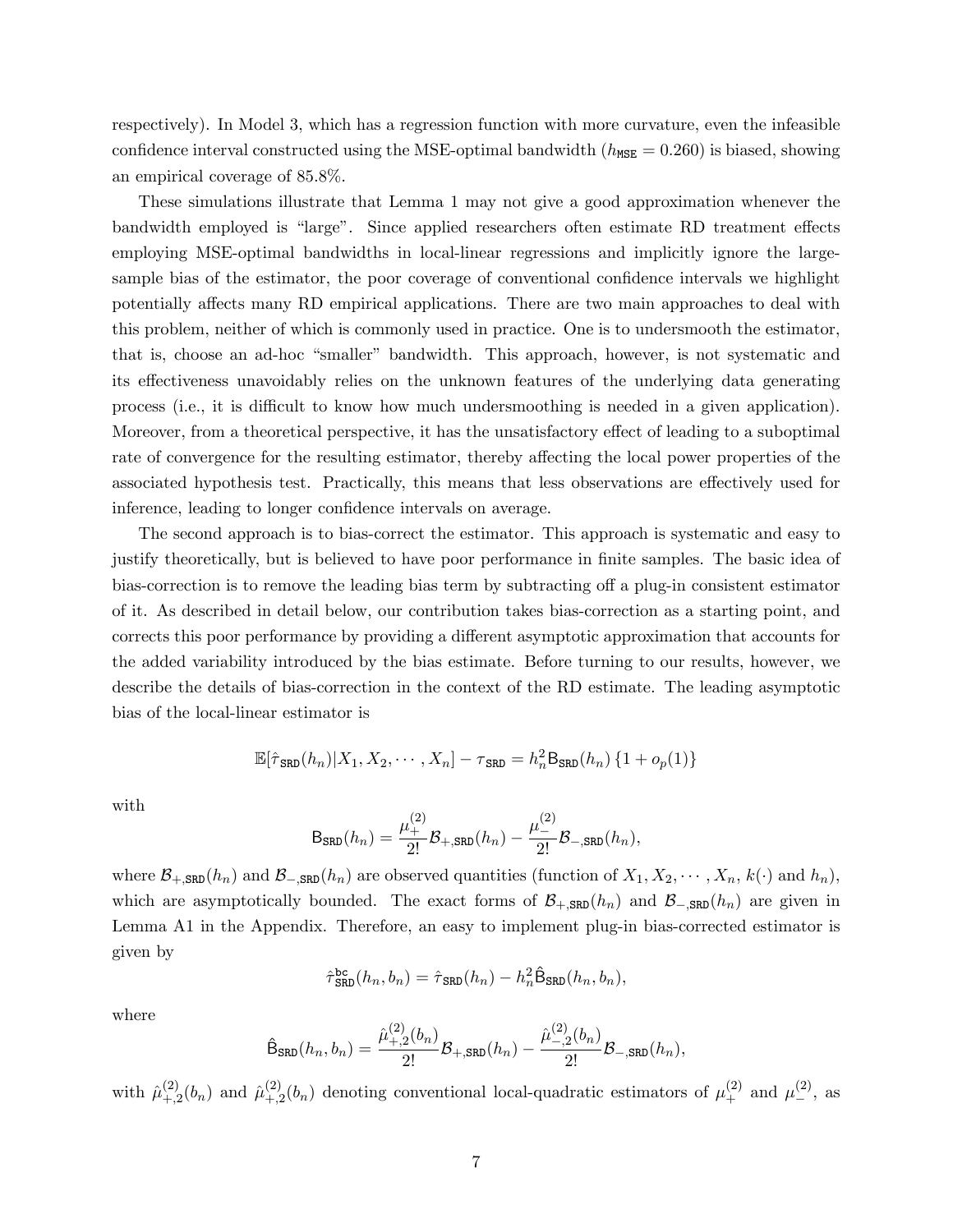respectively). In Model 3, which has a regression function with more curvature, even the infeasible confidence interval constructed using the MSE-optimal bandwidth ($h_{\mathtt{MSE}} = 0.260$) is biased, showing an empirical coverage of 85.8%.

These simulations illustrate that Lemma 1 may not give a good approximation whenever the bandwidth employed is "large". Since applied researchers often estimate RD treatment effects employing MSE-optimal bandwidths in local-linear regressions and implicitly ignore the large-sample bias of the estimator, the poor coverage of conventional confidence intervals we highlight potentially affects many RD empirical applications. There are two main approaches to deal with this problem, neither of which is commonly used in practice. One is to undersmooth the estimator, that is, choose an ad-hoc "smaller" bandwidth. This approach, however, is not systematic and its effectiveness unavoidably relies on the unknown features of the underlying data generating process (i.e., it is difficult to know how much undersmoothing is needed in a given application). Moreover, from a theoretical perspective, it has the unsatisfactory effect of leading to a suboptimal rate of convergence for the resulting estimator, thereby affecting the local power properties of the associated hypothesis test. Practically, this means that less observations are effectively used for inference, leading to longer confidence intervals on average.

The second approach is to bias-correct the estimator. This approach is systematic and easy to justify theoretically, but is believed to have poor performance in finite samples. The basic idea of bias-correction is to remove the leading bias term by subtracting off a plug-in consistent estimator of it. As described in detail below, our contribution takes bias-correction as a starting point, and corrects this poor performance by providing a different asymptotic approximation that accounts for the added variability introduced by the bias estimate. Before turning to our results, however, we describe the details of bias-correction in the context of the RD estimate. The leading asymptotic bias of the local-linear estimator is

$$\mathbb{E}[\hat{\tau}_{\mathtt{SRD}}(h_n)|X_1, X_2, \cdots, X_n] - \tau_{\mathtt{SRD}} = h_n^2 \mathsf{B}_{\mathtt{SRD}}(h_n)\{1 + o_p(1)\}$$

with

$$\mathsf{B}_{\mathtt{SRD}}(h_n) = \frac{\mu_+^{(2)}}{2!}\mathcal{B}_{+,\mathtt{SRD}}(h_n) - \frac{\mu_-^{(2)}}{2!}\mathcal{B}_{-,\mathtt{SRD}}(h_n),$$

where $\mathcal{B}_{+,\mathtt{SRD}}(h_n)$ and $\mathcal{B}_{-,\mathtt{SRD}}(h_n)$ are observed quantities (function of $X_1, X_2, \cdots, X_n$, $k(\cdot)$ and $h_n$), which are asymptotically bounded. The exact forms of $\mathcal{B}_{+,\mathtt{SRD}}(h_n)$ and $\mathcal{B}_{-,\mathtt{SRD}}(h_n)$ are given in Lemma A1 in the Appendix. Therefore, an easy to implement plug-in bias-corrected estimator is given by

$$\hat{\tau}_{\mathtt{SRD}}^{\mathtt{bc}}(h_n, b_n) = \hat{\tau}_{\mathtt{SRD}}(h_n) - h_n^2 \hat{\mathsf{B}}_{\mathtt{SRD}}(h_n, b_n),$$

where

$$\hat{\mathsf{B}}_{\mathtt{SRD}}(h_n, b_n) = \frac{\hat{\mu}_{+,2}^{(2)}(b_n)}{2!}\mathcal{B}_{+,\mathtt{SRD}}(h_n) - \frac{\hat{\mu}_{-,2}^{(2)}(b_n)}{2!}\mathcal{B}_{-,\mathtt{SRD}}(h_n),$$

with $\hat{\mu}_{+,2}^{(2)}(b_n)$ and $\hat{\mu}_{+,2}^{(2)}(b_n)$ denoting conventional local-quadratic estimators of $\mu_+^{(2)}$ and $\mu_-^{(2)}$, as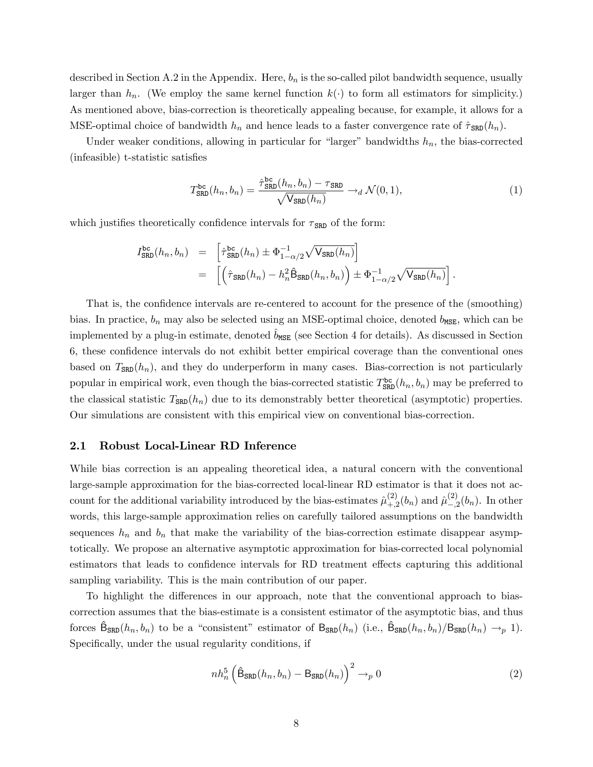described in Section A.2 in the Appendix. Here, $b_n$ is the so-called pilot bandwidth sequence, usually larger than $h_n$. (We employ the same kernel function $k(\cdot)$ to form all estimators for simplicity.) As mentioned above, bias-correction is theoretically appealing because, for example, it allows for a MSE-optimal choice of bandwidth $h_n$ and hence leads to a faster convergence rate of $\hat{\tau}_{\mathtt{SRD}}(h_n)$.

Under weaker conditions, allowing in particular for "larger" bandwidths $h_n$, the bias-corrected (infeasible) t-statistic satisfies

$$T^{\mathtt{bc}}_{\mathtt{SRD}}(h_n, b_n) = \frac{\hat{\tau}^{\mathtt{bc}}_{\mathtt{SRD}}(h_n, b_n) - \tau_{\mathtt{SRD}}}{\sqrt{\mathsf{V}_{\mathtt{SRD}}(h_n)}} \to_d \mathcal{N}(0, 1), \tag{1}$$

which justifies theoretically confidence intervals for $\tau_{\mathtt{SRD}}$ of the form:

$$\begin{aligned} I^{\mathtt{bc}}_{\mathtt{SRD}}(h_n, b_n) &= \left[\hat{\tau}^{\mathtt{bc}}_{\mathtt{SRD}}(h_n) \pm \Phi^{-1}_{1-\alpha/2}\sqrt{\mathsf{V}_{\mathtt{SRD}}(h_n)}\right] \\ &= \left[\left(\hat{\tau}_{\mathtt{SRD}}(h_n) - h_n^2 \hat{\mathsf{B}}_{\mathtt{SRD}}(h_n, b_n)\right) \pm \Phi^{-1}_{1-\alpha/2}\sqrt{\mathsf{V}_{\mathtt{SRD}}(h_n)}\right]. \end{aligned}$$

That is, the confidence intervals are re-centered to account for the presence of the (smoothing) bias. In practice, $b_n$ may also be selected using an MSE-optimal choice, denoted $b_{\mathtt{MSE}}$, which can be implemented by a plug-in estimate, denoted $\hat{b}_{\mathtt{MSE}}$ (see Section 4 for details). As discussed in Section 6, these confidence intervals do not exhibit better empirical coverage than the conventional ones based on $T_{\mathtt{SRD}}(h_n)$, and they do underperform in many cases. Bias-correction is not particularly popular in empirical work, even though the bias-corrected statistic $T^{\mathtt{bc}}_{\mathtt{SRD}}(h_n, b_n)$ may be preferred to the classical statistic $T_{\mathtt{SRD}}(h_n)$ due to its demonstrably better theoretical (asymptotic) properties. Our simulations are consistent with this empirical view on conventional bias-correction.

## 2.1 Robust Local-Linear RD Inference

While bias correction is an appealing theoretical idea, a natural concern with the conventional large-sample approximation for the bias-corrected local-linear RD estimator is that it does not account for the additional variability introduced by the bias-estimates $\hat{\mu}^{(2)}_{+,2}(b_n)$ and $\hat{\mu}^{(2)}_{-,2}(b_n)$. In other words, this large-sample approximation relies on carefully tailored assumptions on the bandwidth sequences $h_n$ and $b_n$ that make the variability of the bias-correction estimate disappear asymptotically. We propose an alternative asymptotic approximation for bias-corrected local polynomial estimators that leads to confidence intervals for RD treatment effects capturing this additional sampling variability. This is the main contribution of our paper.

To highlight the differences in our approach, note that the conventional approach to bias-correction assumes that the bias-estimate is a consistent estimator of the asymptotic bias, and thus forces $\hat{\mathsf{B}}_{\mathtt{SRD}}(h_n, b_n)$ to be a "consistent" estimator of $\mathsf{B}_{\mathtt{SRD}}(h_n)$ (i.e., $\hat{\mathsf{B}}_{\mathtt{SRD}}(h_n, b_n)/\mathsf{B}_{\mathtt{SRD}}(h_n) \to_p 1$). Specifically, under the usual regularity conditions, if

$$nh_n^5 \left(\hat{\mathsf{B}}_{\mathtt{SRD}}(h_n, b_n) - \mathsf{B}_{\mathtt{SRD}}(h_n)\right)^2 \to_p 0 \tag{2}$$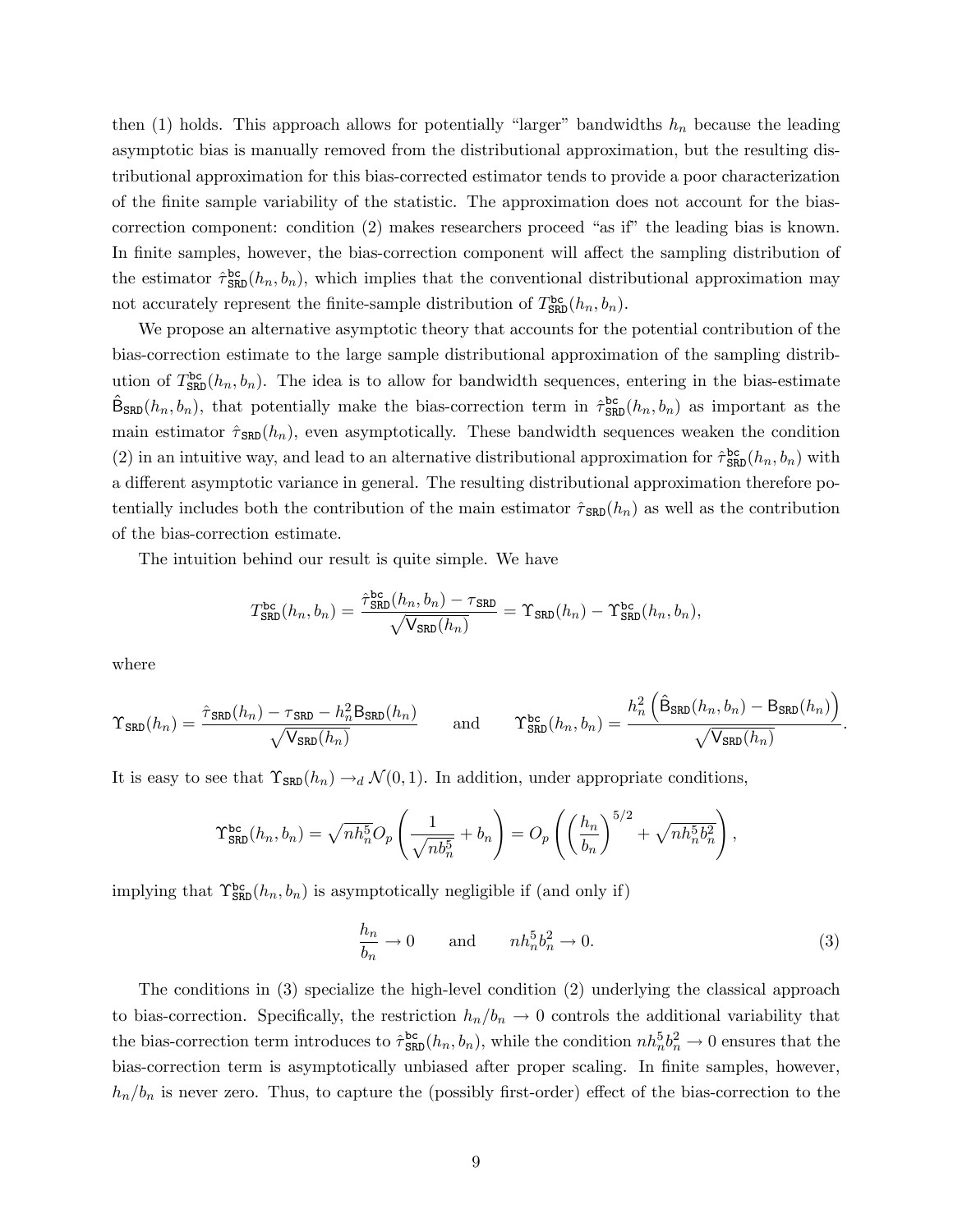then (1) holds. This approach allows for potentially "larger" bandwidths $h_n$ because the leading asymptotic bias is manually removed from the distributional approximation, but the resulting distributional approximation for this bias-corrected estimator tends to provide a poor characterization of the finite sample variability of the statistic. The approximation does not account for the bias-correction component: condition (2) makes researchers proceed "as if" the leading bias is known. In finite samples, however, the bias-correction component will affect the sampling distribution of the estimator $\hat{\tau}^{\mathtt{bc}}_{\mathtt{SRD}}(h_n, b_n)$, which implies that the conventional distributional approximation may not accurately represent the finite-sample distribution of $T^{\mathtt{bc}}_{\mathtt{SRD}}(h_n, b_n)$.

We propose an alternative asymptotic theory that accounts for the potential contribution of the bias-correction estimate to the large sample distributional approximation of the sampling distribution of $T^{\mathtt{bc}}_{\mathtt{SRD}}(h_n, b_n)$. The idea is to allow for bandwidth sequences, entering in the bias-estimate $\hat{\mathsf{B}}_{\mathtt{SRD}}(h_n, b_n)$, that potentially make the bias-correction term in $\hat{\tau}^{\mathtt{bc}}_{\mathtt{SRD}}(h_n, b_n)$ as important as the main estimator $\hat{\tau}_{\mathtt{SRD}}(h_n)$, even asymptotically. These bandwidth sequences weaken the condition (2) in an intuitive way, and lead to an alternative distributional approximation for $\hat{\tau}^{\mathtt{bc}}_{\mathtt{SRD}}(h_n, b_n)$ with a different asymptotic variance in general. The resulting distributional approximation therefore potentially includes both the contribution of the main estimator $\hat{\tau}_{\mathtt{SRD}}(h_n)$ as well as the contribution of the bias-correction estimate.

The intuition behind our result is quite simple. We have

$$T^{\mathtt{bc}}_{\mathtt{SRD}}(h_n, b_n) = \frac{\hat{\tau}^{\mathtt{bc}}_{\mathtt{SRD}}(h_n, b_n) - \tau_{\mathtt{SRD}}}{\sqrt{\mathsf{V}_{\mathtt{SRD}}(h_n)}} = \Upsilon_{\mathtt{SRD}}(h_n) - \Upsilon^{\mathtt{bc}}_{\mathtt{SRD}}(h_n, b_n),$$

where

$$\Upsilon_{\mathtt{SRD}}(h_n) = \frac{\hat{\tau}_{\mathtt{SRD}}(h_n) - \tau_{\mathtt{SRD}} - h_n^2 \mathsf{B}_{\mathtt{SRD}}(h_n)}{\sqrt{\mathsf{V}_{\mathtt{SRD}}(h_n)}} \qquad \text{and} \qquad \Upsilon^{\mathtt{bc}}_{\mathtt{SRD}}(h_n, b_n) = \frac{h_n^2 \left( \hat{\mathsf{B}}_{\mathtt{SRD}}(h_n, b_n) - \mathsf{B}_{\mathtt{SRD}}(h_n) \right)}{\sqrt{\mathsf{V}_{\mathtt{SRD}}(h_n)}}.$$

It is easy to see that $\Upsilon_{\mathtt{SRD}}(h_n) \to_d \mathcal{N}(0, 1)$. In addition, under appropriate conditions,

$$\Upsilon^{\mathtt{bc}}_{\mathtt{SRD}}(h_n, b_n) = \sqrt{n h_n^5} O_p\left( \frac{1}{\sqrt{n b_n^5}} + b_n \right) = O_p\left( \left( \frac{h_n}{b_n} \right)^{5/2} + \sqrt{n h_n^5 b_n^2} \right),$$

implying that $\Upsilon^{\mathtt{bc}}_{\mathtt{SRD}}(h_n, b_n)$ is asymptotically negligible if (and only if)

$$\frac{h_n}{b_n} \to 0 \qquad \text{and} \qquad n h_n^5 b_n^2 \to 0. \tag{3}$$

The conditions in (3) specialize the high-level condition (2) underlying the classical approach to bias-correction. Specifically, the restriction $h_n/b_n \to 0$ controls the additional variability that the bias-correction term introduces to $\hat{\tau}^{\mathtt{bc}}_{\mathtt{SRD}}(h_n, b_n)$, while the condition $n h_n^5 b_n^2 \to 0$ ensures that the bias-correction term is asymptotically unbiased after proper scaling. In finite samples, however, $h_n/b_n$ is never zero. Thus, to capture the (possibly first-order) effect of the bias-correction to the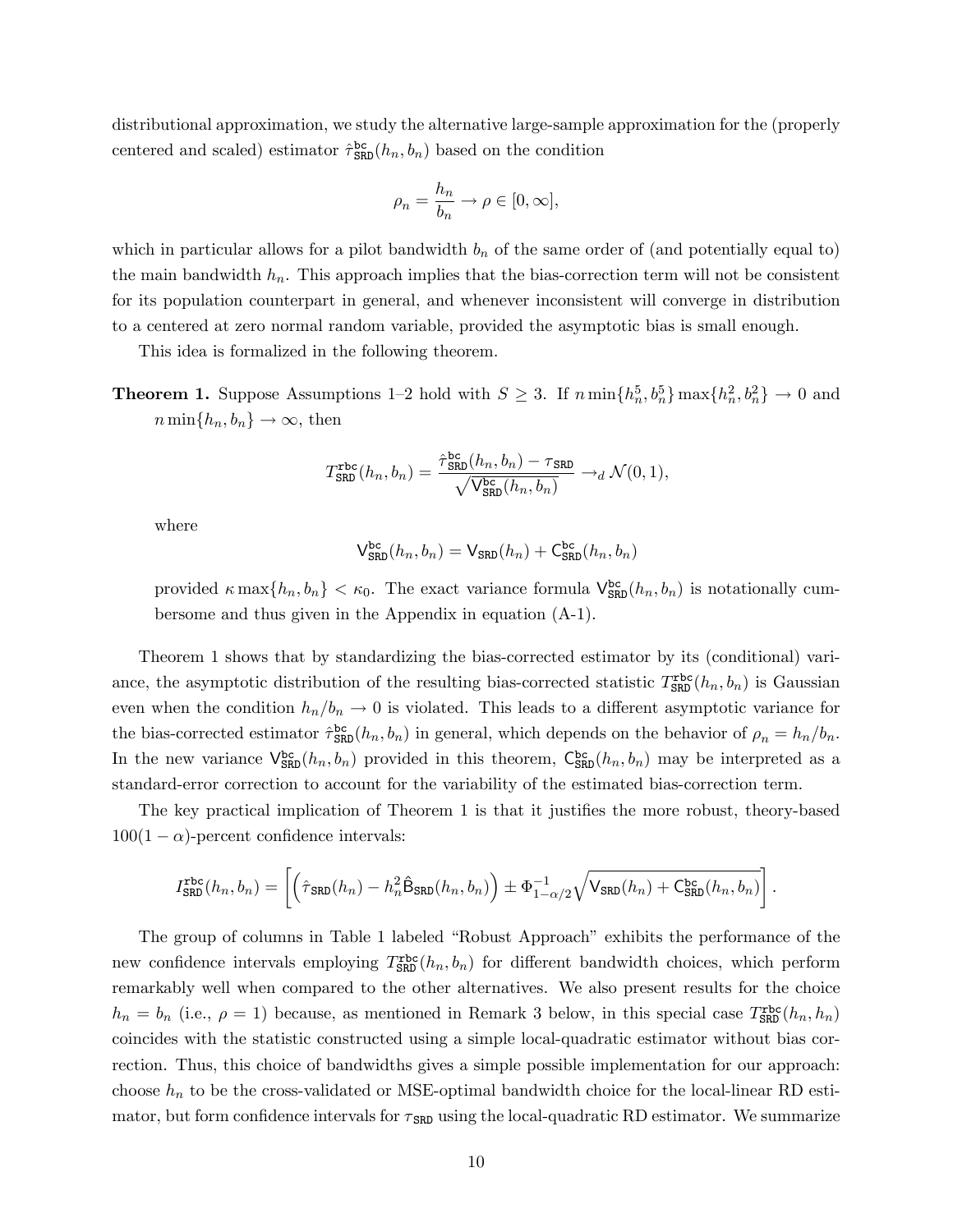distributional approximation, we study the alternative large-sample approximation for the (properly centered and scaled) estimator $\hat{\tau}^{\mathtt{bc}}_{\mathtt{SRD}}(h_n, b_n)$ based on the condition

$$\rho_n = \frac{h_n}{b_n} \to \rho \in [0, \infty],$$

which in particular allows for a pilot bandwidth $b_n$ of the same order of (and potentially equal to) the main bandwidth $h_n$. This approach implies that the bias-correction term will not be consistent for its population counterpart in general, and whenever inconsistent will converge in distribution to a centered at zero normal random variable, provided the asymptotic bias is small enough.

This idea is formalized in the following theorem.

**Theorem 1.** Suppose Assumptions 1–2 hold with $S \geq 3$. If $n \min\{h_n^5, b_n^5\} \max\{h_n^2, b_n^2\} \to 0$ and $n \min\{h_n, b_n\} \to \infty$, then

$$T^{\mathtt{rbc}}_{\mathtt{SRD}}(h_n, b_n) = \frac{\hat{\tau}^{\mathtt{bc}}_{\mathtt{SRD}}(h_n, b_n) - \tau_{\mathtt{SRD}}}{\sqrt{\mathsf{V}^{\mathtt{bc}}_{\mathtt{SRD}}(h_n, b_n)}} \to_d \mathcal{N}(0, 1),$$

where

$$\mathsf{V}^{\mathtt{bc}}_{\mathtt{SRD}}(h_n, b_n) = \mathsf{V}_{\mathtt{SRD}}(h_n) + \mathsf{C}^{\mathtt{bc}}_{\mathtt{SRD}}(h_n, b_n)$$

provided $\kappa \max\{h_n, b_n\} < \kappa_0$. The exact variance formula $\mathsf{V}^{\mathtt{bc}}_{\mathtt{SRD}}(h_n, b_n)$ is notationally cumbersome and thus given in the Appendix in equation (A-1).

Theorem 1 shows that by standardizing the bias-corrected estimator by its (conditional) variance, the asymptotic distribution of the resulting bias-corrected statistic $T^{\mathtt{rbc}}_{\mathtt{SRD}}(h_n, b_n)$ is Gaussian even when the condition $h_n/b_n \to 0$ is violated. This leads to a different asymptotic variance for the bias-corrected estimator $\hat{\tau}^{\mathtt{bc}}_{\mathtt{SRD}}(h_n, b_n)$ in general, which depends on the behavior of $\rho_n = h_n/b_n$. In the new variance $\mathsf{V}^{\mathtt{bc}}_{\mathtt{SRD}}(h_n, b_n)$ provided in this theorem, $\mathsf{C}^{\mathtt{bc}}_{\mathtt{SRD}}(h_n, b_n)$ may be interpreted as a standard-error correction to account for the variability of the estimated bias-correction term.

The key practical implication of Theorem 1 is that it justifies the more robust, theory-based $100(1-\alpha)$-percent confidence intervals:

$$I^{\mathtt{rbc}}_{\mathtt{SRD}}(h_n, b_n) = \left[\left(\hat{\tau}_{\mathtt{SRD}}(h_n) - h_n^2 \hat{\mathsf{B}}_{\mathtt{SRD}}(h_n, b_n)\right) \pm \Phi^{-1}_{1-\alpha/2} \sqrt{\mathsf{V}_{\mathtt{SRD}}(h_n) + \mathsf{C}^{\mathtt{bc}}_{\mathtt{SRD}}(h_n, b_n)}\right].$$

The group of columns in Table 1 labeled "Robust Approach" exhibits the performance of the new confidence intervals employing $T^{\mathtt{rbc}}_{\mathtt{SRD}}(h_n, b_n)$ for different bandwidth choices, which perform remarkably well when compared to the other alternatives. We also present results for the choice $h_n = b_n$ (i.e., $\rho = 1$) because, as mentioned in Remark 3 below, in this special case $T^{\mathtt{rbc}}_{\mathtt{SRD}}(h_n, h_n)$ coincides with the statistic constructed using a simple local-quadratic estimator without bias correction. Thus, this choice of bandwidths gives a simple possible implementation for our approach: choose $h_n$ to be the cross-validated or MSE-optimal bandwidth choice for the local-linear RD estimator, but form confidence intervals for $\tau_{\mathtt{SRD}}$ using the local-quadratic RD estimator. We summarize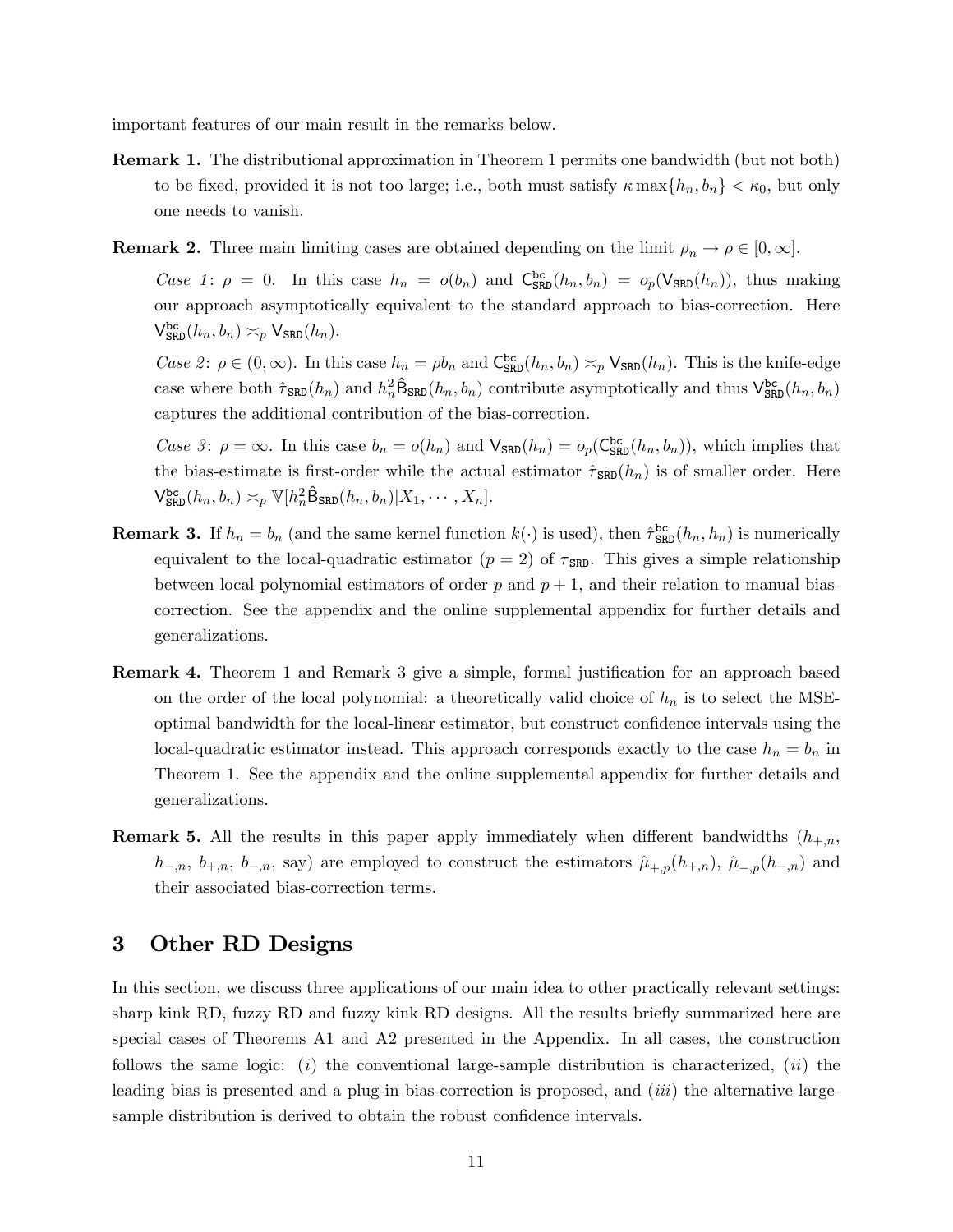important features of our main result in the remarks below.

**Remark 1.** The distributional approximation in Theorem 1 permits one bandwidth (but not both) to be fixed, provided it is not too large; i.e., both must satisfy $\kappa \max\{h_n, b_n\} < \kappa_0$, but only one needs to vanish.

**Remark 2.** Three main limiting cases are obtained depending on the limit $\rho_n \to \rho \in [0, \infty]$.

*Case 1*: $\rho = 0$. In this case $h_n = o(b_n)$ and $\mathsf{C}^{\mathsf{bc}}_{\mathsf{SRD}}(h_n, b_n) = o_p(\mathsf{V}_{\mathsf{SRD}}(h_n))$, thus making our approach asymptotically equivalent to the standard approach to bias-correction. Here $\mathsf{V}^{\mathsf{bc}}_{\mathsf{SRD}}(h_n, b_n) \asymp_p \mathsf{V}_{\mathsf{SRD}}(h_n)$.

*Case 2*: $\rho \in (0, \infty)$. In this case $h_n = \rho b_n$ and $\mathsf{C}^{\mathsf{bc}}_{\mathsf{SRD}}(h_n, b_n) \asymp_p \mathsf{V}_{\mathsf{SRD}}(h_n)$. This is the knife-edge case where both $\hat{\tau}_{\mathsf{SRD}}(h_n)$ and $h_n^2 \hat{\mathsf{B}}_{\mathsf{SRD}}(h_n, b_n)$ contribute asymptotically and thus $\mathsf{V}^{\mathsf{bc}}_{\mathsf{SRD}}(h_n, b_n)$ captures the additional contribution of the bias-correction.

*Case 3*: $\rho = \infty$. In this case $b_n = o(h_n)$ and $\mathsf{V}_{\mathsf{SRD}}(h_n) = o_p(\mathsf{C}^{\mathsf{bc}}_{\mathsf{SRD}}(h_n, b_n))$, which implies that the bias-estimate is first-order while the actual estimator $\hat{\tau}_{\mathsf{SRD}}(h_n)$ is of smaller order. Here $\mathsf{V}^{\mathsf{bc}}_{\mathsf{SRD}}(h_n, b_n) \asymp_p \mathbb{V}[h_n^2 \hat{\mathsf{B}}_{\mathsf{SRD}}(h_n, b_n) | X_1, \cdots, X_n]$.

**Remark 3.** If $h_n = b_n$ (and the same kernel function $k(\cdot)$ is used), then $\hat{\tau}^{\mathsf{bc}}_{\mathsf{SRD}}(h_n, h_n)$ is numerically equivalent to the local-quadratic estimator ($p = 2$) of $\tau_{\mathsf{SRD}}$. This gives a simple relationship between local polynomial estimators of order $p$ and $p + 1$, and their relation to manual bias-correction. See the appendix and the online supplemental appendix for further details and generalizations.

**Remark 4.** Theorem 1 and Remark 3 give a simple, formal justification for an approach based on the order of the local polynomial: a theoretically valid choice of $h_n$ is to select the MSE-optimal bandwidth for the local-linear estimator, but construct confidence intervals using the local-quadratic estimator instead. This approach corresponds exactly to the case $h_n = b_n$ in Theorem 1. See the appendix and the online supplemental appendix for further details and generalizations.

**Remark 5.** All the results in this paper apply immediately when different bandwidths ($h_{+,n}$, $h_{-,n}$, $b_{+,n}$, $b_{-,n}$, say) are employed to construct the estimators $\hat{\mu}_{+,p}(h_{+,n})$, $\hat{\mu}_{-,p}(h_{-,n})$ and their associated bias-correction terms.

## 3 Other RD Designs

In this section, we discuss three applications of our main idea to other practically relevant settings: sharp kink RD, fuzzy RD and fuzzy kink RD designs. All the results briefly summarized here are special cases of Theorems A1 and A2 presented in the Appendix. In all cases, the construction follows the same logic: (*i*) the conventional large-sample distribution is characterized, (*ii*) the leading bias is presented and a plug-in bias-correction is proposed, and (*iii*) the alternative large-sample distribution is derived to obtain the robust confidence intervals.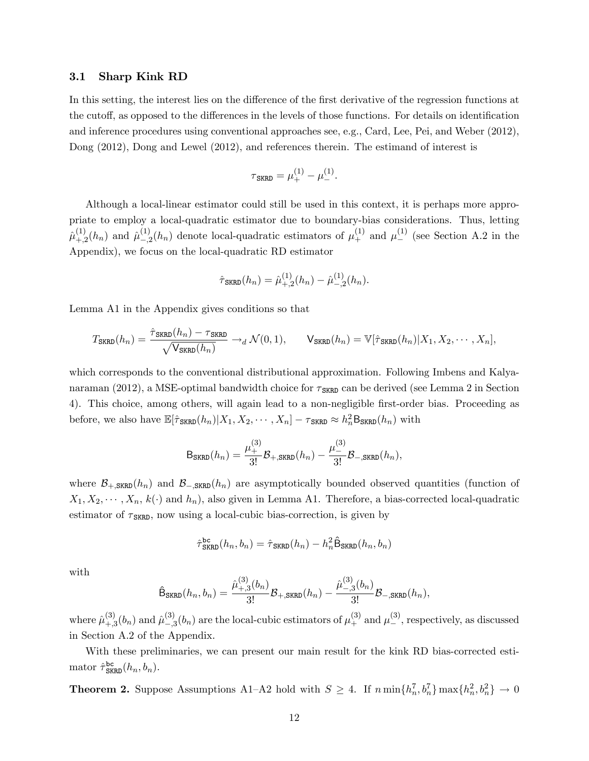### 3.1 Sharp Kink RD

In this setting, the interest lies on the difference of the first derivative of the regression functions at the cutoff, as opposed to the differences in the levels of those functions. For details on identification and inference procedures using conventional approaches see, e.g., Card, Lee, Pei, and Weber (2012), Dong (2012), Dong and Lewel (2012), and references therein. The estimand of interest is

$$\tau_{\mathtt{SKRD}} = \mu_{+}^{(1)} - \mu_{-}^{(1)}.$$

Although a local-linear estimator could still be used in this context, it is perhaps more appropriate to employ a local-quadratic estimator due to boundary-bias considerations. Thus, letting $\hat{\mu}_{+,2}^{(1)}(h_n)$ and $\hat{\mu}_{-,2}^{(1)}(h_n)$ denote local-quadratic estimators of $\mu_{+}^{(1)}$ and $\mu_{-}^{(1)}$ (see Section A.2 in the Appendix), we focus on the local-quadratic RD estimator

$$\hat{\tau}_{\mathtt{SKRD}}(h_n) = \hat{\mu}_{+,2}^{(1)}(h_n) - \hat{\mu}_{-,2}^{(1)}(h_n).$$

Lemma A1 in the Appendix gives conditions so that

$$T_{\mathtt{SKRD}}(h_n) = \frac{\hat{\tau}_{\mathtt{SKRD}}(h_n) - \tau_{\mathtt{SKRD}}}{\sqrt{\mathsf{V}_{\mathtt{SKRD}}(h_n)}} \to_d \mathcal{N}(0,1), \qquad \mathsf{V}_{\mathtt{SKRD}}(h_n) = \mathbb{V}[\hat{\tau}_{\mathtt{SKRD}}(h_n)|X_1, X_2, \cdots, X_n],$$

which corresponds to the conventional distributional approximation. Following Imbens and Kalyanaraman (2012), a MSE-optimal bandwidth choice for $\tau_{\mathtt{SKRD}}$ can be derived (see Lemma 2 in Section 4). This choice, among others, will again lead to a non-negligible first-order bias. Proceeding as before, we also have $\mathbb{E}[\hat{\tau}_{\mathtt{SKRD}}(h_n)|X_1, X_2, \cdots, X_n] - \tau_{\mathtt{SKRD}} \approx h_n^2 \mathsf{B}_{\mathtt{SKRD}}(h_n)$ with

$$\mathsf{B}_{\mathtt{SKRD}}(h_n) = \frac{\mu_{+}^{(3)}}{3!}\mathcal{B}_{+,\mathtt{SKRD}}(h_n) - \frac{\mu_{-}^{(3)}}{3!}\mathcal{B}_{-,\mathtt{SKRD}}(h_n),$$

where $\mathcal{B}_{+,\mathtt{SKRD}}(h_n)$ and $\mathcal{B}_{-,\mathtt{SKRD}}(h_n)$ are asymptotically bounded observed quantities (function of $X_1, X_2, \cdots, X_n$, $k(\cdot)$ and $h_n$), also given in Lemma A1. Therefore, a bias-corrected local-quadratic estimator of $\tau_{\mathtt{SKRD}}$, now using a local-cubic bias-correction, is given by

$$\hat{\tau}_{\mathtt{SKRD}}^{\mathtt{bc}}(h_n, b_n) = \hat{\tau}_{\mathtt{SKRD}}(h_n) - h_n^2 \hat{\mathsf{B}}_{\mathtt{SKRD}}(h_n, b_n)$$

with

$$\hat{\mathsf{B}}_{\mathtt{SKRD}}(h_n, b_n) = \frac{\hat{\mu}_{+,3}^{(3)}(b_n)}{3!}\mathcal{B}_{+,\mathtt{SKRD}}(h_n) - \frac{\hat{\mu}_{-,3}^{(3)}(b_n)}{3!}\mathcal{B}_{-,\mathtt{SKRD}}(h_n),$$

where $\hat{\mu}_{+,3}^{(3)}(b_n)$ and $\hat{\mu}_{-,3}^{(3)}(b_n)$ are the local-cubic estimators of $\mu_{+}^{(3)}$ and $\mu_{-}^{(3)}$, respectively, as discussed in Section A.2 of the Appendix.

With these preliminaries, we can present our main result for the kink RD bias-corrected estimator $\hat{\tau}_{\mathtt{SKRD}}^{\mathtt{bc}}(h_n, b_n)$.

**Theorem 2.** Suppose Assumptions A1–A2 hold with $S \geq 4$. If $n \min\{h_n^7, b_n^7\} \max\{h_n^2, b_n^2\} \to 0$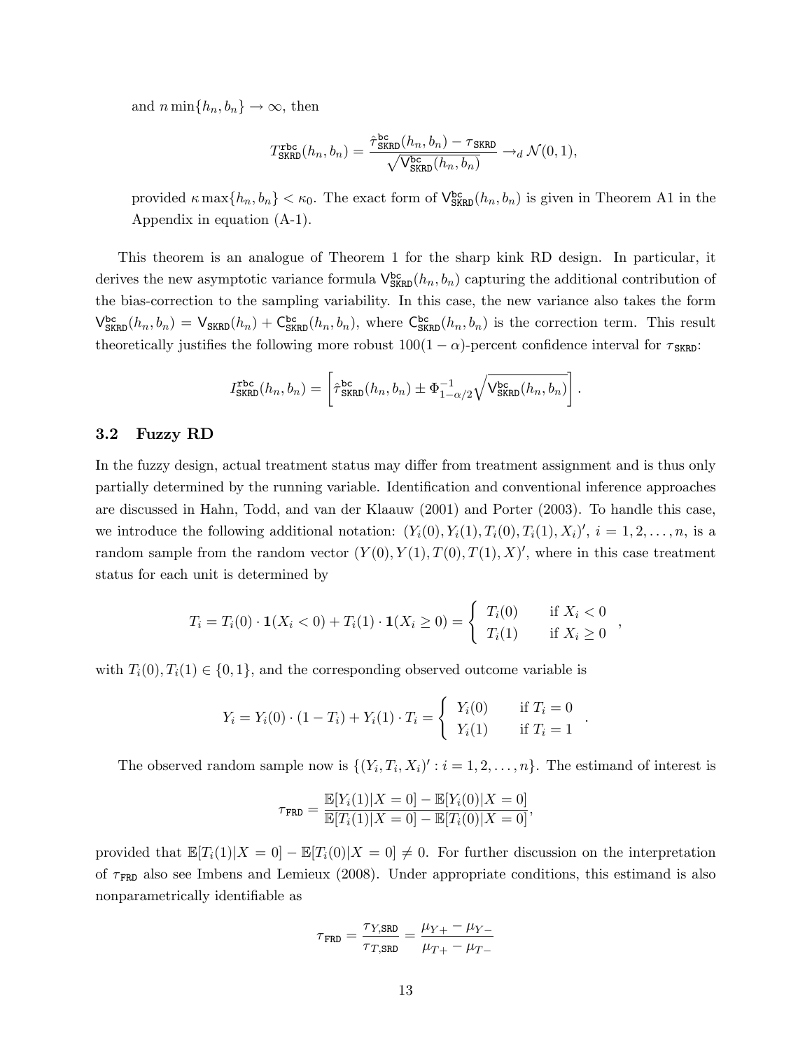and $n\min\{h_n, b_n\} \to \infty$, then

$$T^{\mathtt{rbc}}_{\mathtt{SKRD}}(h_n, b_n) = \frac{\hat{\tau}^{\mathtt{bc}}_{\mathtt{SKRD}}(h_n, b_n) - \tau_{\mathtt{SKRD}}}{\sqrt{\mathsf{V}^{\mathtt{bc}}_{\mathtt{SKRD}}(h_n, b_n)}} \to_d \mathcal{N}(0, 1),$$

provided $\kappa \max\{h_n, b_n\} < \kappa_0$. The exact form of $\mathsf{V}^{\mathtt{bc}}_{\mathtt{SKRD}}(h_n, b_n)$ is given in Theorem A1 in the Appendix in equation (A-1).

This theorem is an analogue of Theorem 1 for the sharp kink RD design. In particular, it derives the new asymptotic variance formula $\mathsf{V}^{\mathtt{bc}}_{\mathtt{SKRD}}(h_n, b_n)$ capturing the additional contribution of the bias-correction to the sampling variability. In this case, the new variance also takes the form $\mathsf{V}^{\mathtt{bc}}_{\mathtt{SKRD}}(h_n, b_n) = \mathsf{V}_{\mathtt{SKRD}}(h_n) + \mathsf{C}^{\mathtt{bc}}_{\mathtt{SKRD}}(h_n, b_n)$, where $\mathsf{C}^{\mathtt{bc}}_{\mathtt{SKRD}}(h_n, b_n)$ is the correction term. This result theoretically justifies the following more robust $100(1-\alpha)$-percent confidence interval for $\tau_{\mathtt{SKRD}}$:

$$I^{\mathtt{rbc}}_{\mathtt{SKRD}}(h_n, b_n) = \left[\hat{\tau}^{\mathtt{bc}}_{\mathtt{SKRD}}(h_n, b_n) \pm \Phi^{-1}_{1-\alpha/2}\sqrt{\mathsf{V}^{\mathtt{bc}}_{\mathtt{SKRD}}(h_n, b_n)}\right].$$

## 3.2 Fuzzy RD

In the fuzzy design, actual treatment status may differ from treatment assignment and is thus only partially determined by the running variable. Identification and conventional inference approaches are discussed in Hahn, Todd, and van der Klaauw (2001) and Porter (2003). To handle this case, we introduce the following additional notation: $(Y_i(0), Y_i(1), T_i(0), T_i(1), X_i)'$, $i = 1, 2, \ldots, n$, is a random sample from the random vector $(Y(0), Y(1), T(0), T(1), X)'$, where in this case treatment status for each unit is determined by

$$T_i = T_i(0) \cdot \mathbf{1}(X_i < 0) + T_i(1) \cdot \mathbf{1}(X_i \geq 0) = \begin{cases} T_i(0) & \text{if } X_i < 0 \\ T_i(1) & \text{if } X_i \geq 0 \end{cases},$$

with $T_i(0), T_i(1) \in \{0, 1\}$, and the corresponding observed outcome variable is

$$Y_i = Y_i(0) \cdot (1 - T_i) + Y_i(1) \cdot T_i = \begin{cases} Y_i(0) & \text{if } T_i = 0 \\ Y_i(1) & \text{if } T_i = 1 \end{cases}.$$

The observed random sample now is $\{(Y_i, T_i, X_i)' : i = 1, 2, \ldots, n\}$. The estimand of interest is

$$\tau_{\mathtt{FRD}} = \frac{\mathbb{E}[Y_i(1)|X = 0] - \mathbb{E}[Y_i(0)|X = 0]}{\mathbb{E}[T_i(1)|X = 0] - \mathbb{E}[T_i(0)|X = 0]},$$

provided that $\mathbb{E}[T_i(1)|X = 0] - \mathbb{E}[T_i(0)|X = 0] \neq 0$. For further discussion on the interpretation of $\tau_{\mathtt{FRD}}$ also see Imbens and Lemieux (2008). Under appropriate conditions, this estimand is also nonparametrically identifiable as

$$\tau_{\mathtt{FRD}} = \frac{\tau_{Y,\mathtt{SRD}}}{\tau_{T,\mathtt{SRD}}} = \frac{\mu_{Y+} - \mu_{Y-}}{\mu_{T+} - \mu_{T-}}$$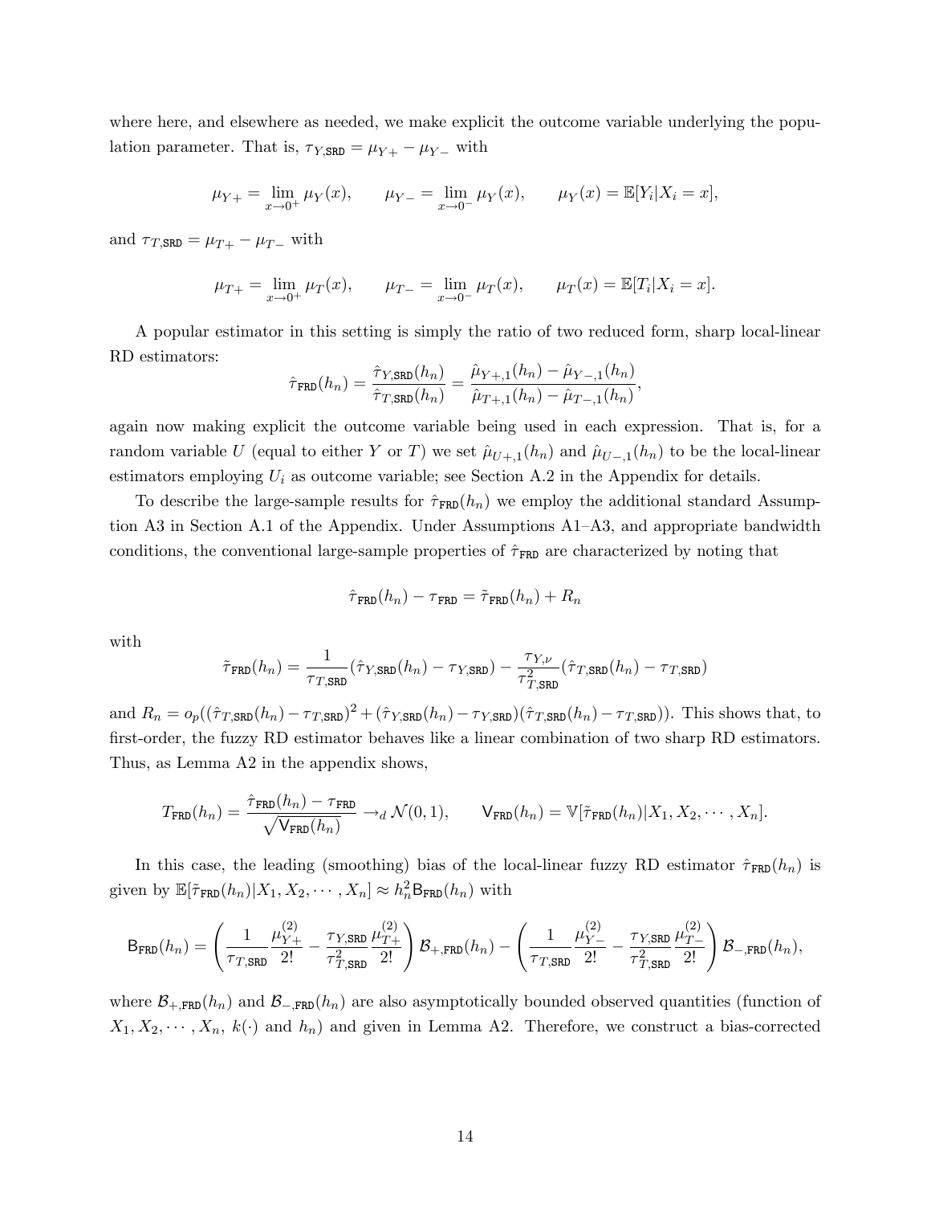where here, and elsewhere as needed, we make explicit the outcome variable underlying the population parameter. That is, $\tau_{Y,\mathtt{SRD}} = \mu_{Y+} - \mu_{Y-}$ with

$$\mu_{Y+} = \lim_{x \to 0^+} \mu_Y(x), \qquad \mu_{Y-} = \lim_{x \to 0^-} \mu_Y(x), \qquad \mu_Y(x) = \mathbb{E}[Y_i | X_i = x],$$

and $\tau_{T,\mathtt{SRD}} = \mu_{T+} - \mu_{T-}$ with

$$\mu_{T+} = \lim_{x \to 0^+} \mu_T(x), \qquad \mu_{T-} = \lim_{x \to 0^-} \mu_T(x), \qquad \mu_T(x) = \mathbb{E}[T_i | X_i = x].$$

A popular estimator in this setting is simply the ratio of two reduced form, sharp local-linear RD estimators:

$$\hat{\tau}_{\mathtt{FRD}}(h_n) = \frac{\hat{\tau}_{Y,\mathtt{SRD}}(h_n)}{\hat{\tau}_{T,\mathtt{SRD}}(h_n)} = \frac{\hat{\mu}_{Y+,1}(h_n) - \hat{\mu}_{Y-,1}(h_n)}{\hat{\mu}_{T+,1}(h_n) - \hat{\mu}_{T-,1}(h_n)},$$

again now making explicit the outcome variable being used in each expression. That is, for a random variable $U$ (equal to either $Y$ or $T$) we set $\hat{\mu}_{U+,1}(h_n)$ and $\hat{\mu}_{U-,1}(h_n)$ to be the local-linear estimators employing $U_i$ as outcome variable; see Section A.2 in the Appendix for details.

To describe the large-sample results for $\hat{\tau}_{\mathtt{FRD}}(h_n)$ we employ the additional standard Assumption A3 in Section A.1 of the Appendix. Under Assumptions A1–A3, and appropriate bandwidth conditions, the conventional large-sample properties of $\hat{\tau}_{\mathtt{FRD}}$ are characterized by noting that

$$\hat{\tau}_{\mathtt{FRD}}(h_n) - \tau_{\mathtt{FRD}} = \tilde{\tau}_{\mathtt{FRD}}(h_n) + R_n$$

with

$$\tilde{\tau}_{\mathtt{FRD}}(h_n) = \frac{1}{\tau_{T,\mathtt{SRD}}}(\hat{\tau}_{Y,\mathtt{SRD}}(h_n) - \tau_{Y,\mathtt{SRD}}) - \frac{\tau_{Y,\nu}}{\tau_{T,\mathtt{SRD}}^2}(\hat{\tau}_{T,\mathtt{SRD}}(h_n) - \tau_{T,\mathtt{SRD}})$$

and $R_n = o_p((\hat{\tau}_{T,\mathtt{SRD}}(h_n) - \tau_{T,\mathtt{SRD}})^2 + (\hat{\tau}_{Y,\mathtt{SRD}}(h_n) - \tau_{Y,\mathtt{SRD}})(\hat{\tau}_{T,\mathtt{SRD}}(h_n) - \tau_{T,\mathtt{SRD}}))$. This shows that, to first-order, the fuzzy RD estimator behaves like a linear combination of two sharp RD estimators. Thus, as Lemma A2 in the appendix shows,

$$T_{\mathtt{FRD}}(h_n) = \frac{\hat{\tau}_{\mathtt{FRD}}(h_n) - \tau_{\mathtt{FRD}}}{\sqrt{\mathsf{V}_{\mathtt{FRD}}(h_n)}} \to_d \mathcal{N}(0,1), \qquad \mathsf{V}_{\mathtt{FRD}}(h_n) = \mathbb{V}[\tilde{\tau}_{\mathtt{FRD}}(h_n) | X_1, X_2, \cdots, X_n].$$

In this case, the leading (smoothing) bias of the local-linear fuzzy RD estimator $\hat{\tau}_{\mathtt{FRD}}(h_n)$ is given by $\mathbb{E}[\tilde{\tau}_{\mathtt{FRD}}(h_n) | X_1, X_2, \cdots, X_n] \approx h_n^2 \mathsf{B}_{\mathtt{FRD}}(h_n)$ with

$$\mathsf{B}_{\mathtt{FRD}}(h_n) = \left( \frac{1}{\tau_{T,\mathtt{SRD}}} \frac{\mu_{Y+}^{(2)}}{2!} - \frac{\tau_{Y,\mathtt{SRD}}}{\tau_{T,\mathtt{SRD}}^2} \frac{\mu_{T+}^{(2)}}{2!} \right) \mathcal{B}_{+,\mathtt{FRD}}(h_n) - \left( \frac{1}{\tau_{T,\mathtt{SRD}}} \frac{\mu_{Y-}^{(2)}}{2!} - \frac{\tau_{Y,\mathtt{SRD}}}{\tau_{T,\mathtt{SRD}}^2} \frac{\mu_{T-}^{(2)}}{2!} \right) \mathcal{B}_{-,\mathtt{FRD}}(h_n),$$

where $\mathcal{B}_{+,\mathtt{FRD}}(h_n)$ and $\mathcal{B}_{-,\mathtt{FRD}}(h_n)$ are also asymptotically bounded observed quantities (function of $X_1, X_2, \cdots, X_n$, $k(\cdot)$ and $h_n$) and given in Lemma A2. Therefore, we construct a bias-corrected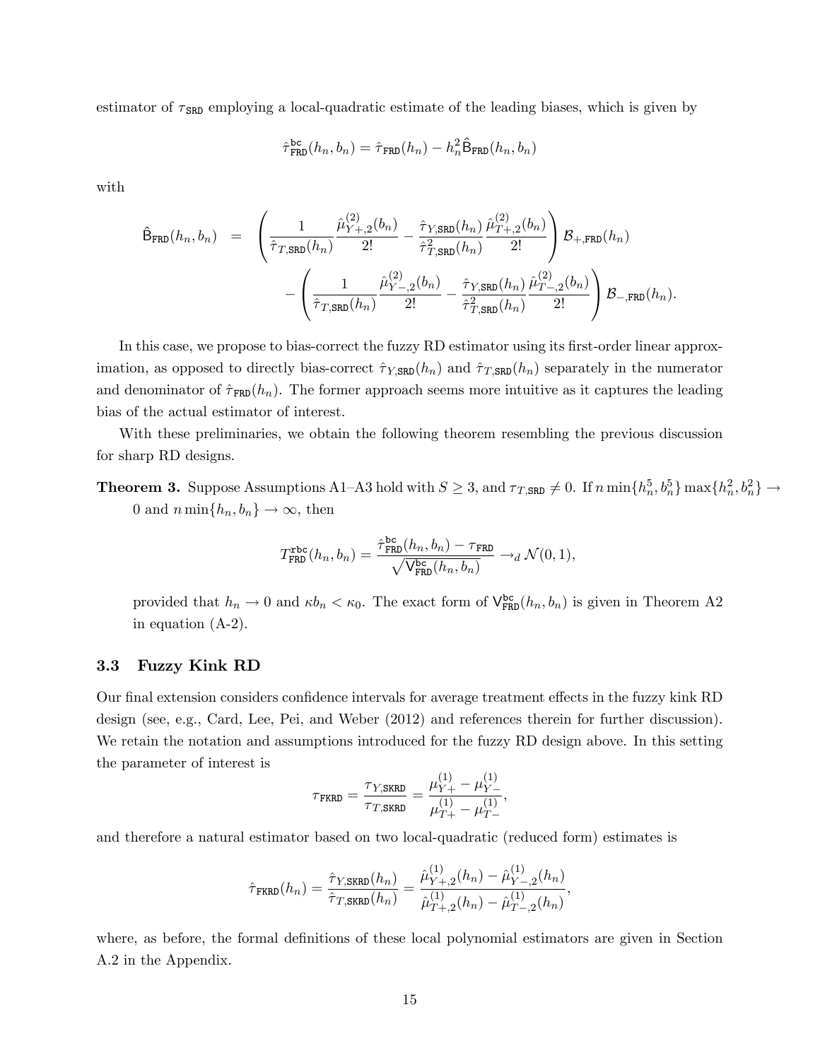estimator of $\tau_{\texttt{SRD}}$ employing a local-quadratic estimate of the leading biases, which is given by

$$\hat{\tau}^{\texttt{bc}}_{\texttt{FRD}}(h_n, b_n) = \hat{\tau}_{\texttt{FRD}}(h_n) - h_n^2 \hat{\mathsf{B}}_{\texttt{FRD}}(h_n, b_n)$$

with

$$\begin{aligned}
\hat{\mathsf{B}}_{\texttt{FRD}}(h_n, b_n) \;\; &= \;\; \left( \frac{1}{\hat{\tau}_{T,\texttt{SRD}}(h_n)} \frac{\hat{\mu}^{(2)}_{Y+,2}(b_n)}{2!} - \frac{\hat{\tau}_{Y,\texttt{SRD}}(h_n)}{\hat{\tau}^2_{T,\texttt{SRD}}(h_n)} \frac{\hat{\mu}^{(2)}_{T+,2}(b_n)}{2!} \right) \mathcal{B}_{+,\texttt{FRD}}(h_n) \\
&\quad - \left( \frac{1}{\hat{\tau}_{T,\texttt{SRD}}(h_n)} \frac{\hat{\mu}^{(2)}_{Y-,2}(b_n)}{2!} - \frac{\hat{\tau}_{Y,\texttt{SRD}}(h_n)}{\hat{\tau}^2_{T,\texttt{SRD}}(h_n)} \frac{\hat{\mu}^{(2)}_{T-,2}(b_n)}{2!} \right) \mathcal{B}_{-,\texttt{FRD}}(h_n).
\end{aligned}$$

In this case, we propose to bias-correct the fuzzy RD estimator using its first-order linear approximation, as opposed to directly bias-correct $\hat{\tau}_{Y,\texttt{SRD}}(h_n)$ and $\hat{\tau}_{T,\texttt{SRD}}(h_n)$ separately in the numerator and denominator of $\hat{\tau}_{\texttt{FRD}}(h_n)$. The former approach seems more intuitive as it captures the leading bias of the actual estimator of interest.

With these preliminaries, we obtain the following theorem resembling the previous discussion for sharp RD designs.

**Theorem 3.** Suppose Assumptions A1–A3 hold with $S \geq 3$, and $\tau_{T,\texttt{SRD}} \neq 0$. If $n \min\{h_n^5, b_n^5\} \max\{h_n^2, b_n^2\} \to 0$ and $n \min\{h_n, b_n\} \to \infty$, then

$$T^{\texttt{rbc}}_{\texttt{FRD}}(h_n, b_n) = \frac{\hat{\tau}^{\texttt{bc}}_{\texttt{FRD}}(h_n, b_n) - \tau_{\texttt{FRD}}}{\sqrt{\mathsf{V}^{\texttt{bc}}_{\texttt{FRD}}(h_n, b_n)}} \to_d \mathcal{N}(0, 1),$$

provided that $h_n \to 0$ and $\kappa b_n < \kappa_0$. The exact form of $\mathsf{V}^{\texttt{bc}}_{\texttt{FRD}}(h_n, b_n)$ is given in Theorem A2 in equation (A-2).

### 3.3 Fuzzy Kink RD

Our final extension considers confidence intervals for average treatment effects in the fuzzy kink RD design (see, e.g., Card, Lee, Pei, and Weber (2012) and references therein for further discussion). We retain the notation and assumptions introduced for the fuzzy RD design above. In this setting the parameter of interest is

$$\tau_{\texttt{FKRD}} = \frac{\tau_{Y,\texttt{SKRD}}}{\tau_{T,\texttt{SKRD}}} = \frac{\mu^{(1)}_{Y+} - \mu^{(1)}_{Y-}}{\mu^{(1)}_{T+} - \mu^{(1)}_{T-}},$$

and therefore a natural estimator based on two local-quadratic (reduced form) estimates is

$$\hat{\tau}_{\texttt{FKRD}}(h_n) = \frac{\hat{\tau}_{Y,\texttt{SKRD}}(h_n)}{\hat{\tau}_{T,\texttt{SKRD}}(h_n)} = \frac{\hat{\mu}^{(1)}_{Y+,2}(h_n) - \hat{\mu}^{(1)}_{Y-,2}(h_n)}{\hat{\mu}^{(1)}_{T+,2}(h_n) - \hat{\mu}^{(1)}_{T-,2}(h_n)},$$

where, as before, the formal definitions of these local polynomial estimators are given in Section A.2 in the Appendix.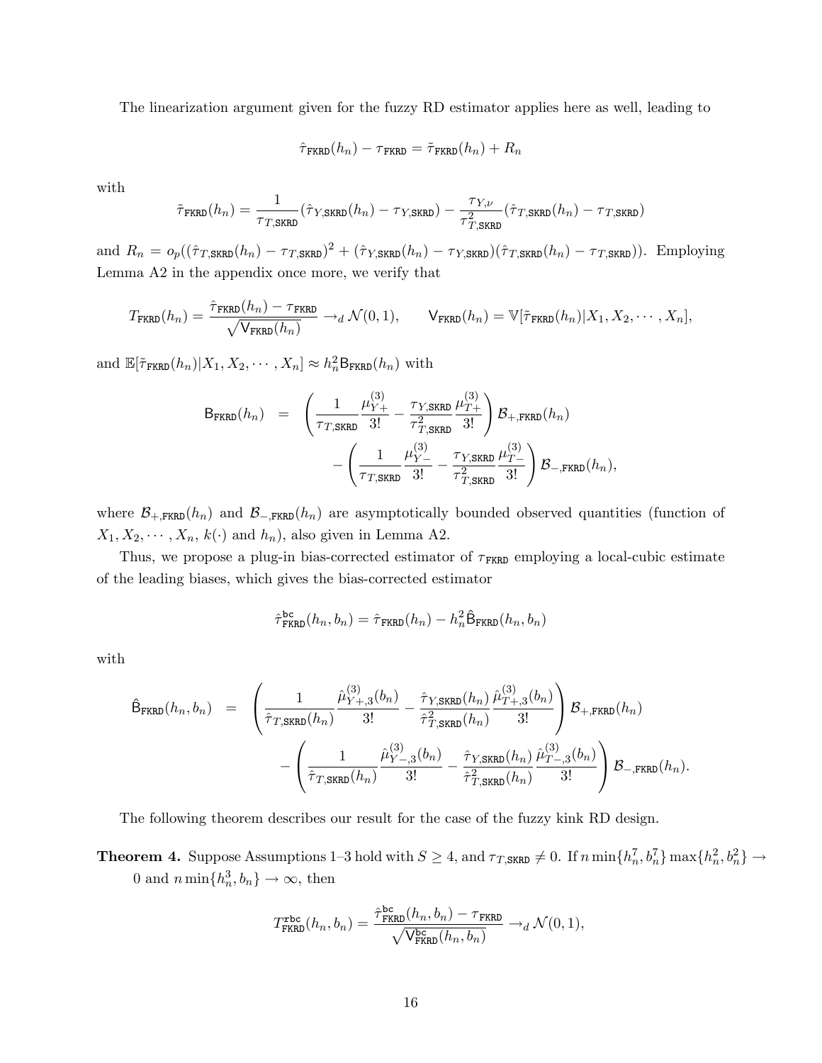The linearization argument given for the fuzzy RD estimator applies here as well, leading to

$$\hat{\tau}_{\texttt{FKRD}}(h_n) - \tau_{\texttt{FKRD}} = \tilde{\tau}_{\texttt{FKRD}}(h_n) + R_n$$

with

$$\tilde{\tau}_{\texttt{FKRD}}(h_n) = \frac{1}{\tau_{T,\texttt{SKRD}}}(\hat{\tau}_{Y,\texttt{SKRD}}(h_n) - \tau_{Y,\texttt{SKRD}}) - \frac{\tau_{Y,\nu}}{\tau_{T,\texttt{SKRD}}^2}(\hat{\tau}_{T,\texttt{SKRD}}(h_n) - \tau_{T,\texttt{SKRD}})$$

and $R_n = o_p((\hat{\tau}_{T,\texttt{SKRD}}(h_n) - \tau_{T,\texttt{SKRD}})^2 + (\hat{\tau}_{Y,\texttt{SKRD}}(h_n) - \tau_{Y,\texttt{SKRD}})(\hat{\tau}_{T,\texttt{SKRD}}(h_n) - \tau_{T,\texttt{SKRD}}))$. Employing Lemma A2 in the appendix once more, we verify that

$$T_{\texttt{FKRD}}(h_n) = \frac{\hat{\tau}_{\texttt{FKRD}}(h_n) - \tau_{\texttt{FKRD}}}{\sqrt{\mathsf{V}_{\texttt{FKRD}}(h_n)}} \to_d \mathcal{N}(0,1), \qquad \mathsf{V}_{\texttt{FKRD}}(h_n) = \mathbb{V}[\tilde{\tau}_{\texttt{FKRD}}(h_n)|X_1, X_2, \cdots, X_n],$$

and $\mathbb{E}[\tilde{\tau}_{\texttt{FKRD}}(h_n)|X_1, X_2, \cdots, X_n] \approx h_n^2 \mathsf{B}_{\texttt{FKRD}}(h_n)$ with

$$\begin{aligned}
\mathsf{B}_{\texttt{FKRD}}(h_n) &= \left(\frac{1}{\tau_{T,\texttt{SKRD}}}\frac{\mu_{Y+}^{(3)}}{3!} - \frac{\tau_{Y,\texttt{SKRD}}}{\tau_{T,\texttt{SKRD}}^2}\frac{\mu_{T+}^{(3)}}{3!}\right)\mathcal{B}_{+,\texttt{FKRD}}(h_n) \\
&\quad - \left(\frac{1}{\tau_{T,\texttt{SKRD}}}\frac{\mu_{Y-}^{(3)}}{3!} - \frac{\tau_{Y,\texttt{SKRD}}}{\tau_{T,\texttt{SKRD}}^2}\frac{\mu_{T-}^{(3)}}{3!}\right)\mathcal{B}_{-,\texttt{FKRD}}(h_n),
\end{aligned}$$

where $\mathcal{B}_{+,\texttt{FKRD}}(h_n)$ and $\mathcal{B}_{-,\texttt{FKRD}}(h_n)$ are asymptotically bounded observed quantities (function of $X_1, X_2, \cdots, X_n$, $k(\cdot)$ and $h_n$), also given in Lemma A2.

Thus, we propose a plug-in bias-corrected estimator of $\tau_{\texttt{FKRD}}$ employing a local-cubic estimate of the leading biases, which gives the bias-corrected estimator

$$\hat{\tau}_{\texttt{FKRD}}^{\texttt{bc}}(h_n, b_n) = \hat{\tau}_{\texttt{FKRD}}(h_n) - h_n^2 \hat{\mathsf{B}}_{\texttt{FKRD}}(h_n, b_n)$$

with

$$\begin{aligned}
\hat{\mathsf{B}}_{\texttt{FKRD}}(h_n, b_n) &= \left(\frac{1}{\hat{\tau}_{T,\texttt{SKRD}}(h_n)}\frac{\hat{\mu}_{Y+,3}^{(3)}(b_n)}{3!} - \frac{\hat{\tau}_{Y,\texttt{SKRD}}(h_n)}{\hat{\tau}_{T,\texttt{SKRD}}^2(h_n)}\frac{\hat{\mu}_{T+,3}^{(3)}(b_n)}{3!}\right)\mathcal{B}_{+,\texttt{FKRD}}(h_n) \\
&\quad - \left(\frac{1}{\hat{\tau}_{T,\texttt{SKRD}}(h_n)}\frac{\hat{\mu}_{Y-,3}^{(3)}(b_n)}{3!} - \frac{\hat{\tau}_{Y,\texttt{SKRD}}(h_n)}{\hat{\tau}_{T,\texttt{SKRD}}^2(h_n)}\frac{\hat{\mu}_{T-,3}^{(3)}(b_n)}{3!}\right)\mathcal{B}_{-,\texttt{FKRD}}(h_n).
\end{aligned}$$

The following theorem describes our result for the case of the fuzzy kink RD design.

**Theorem 4.** Suppose Assumptions 1–3 hold with $S \geq 4$, and $\tau_{T,\texttt{SKRD}} \neq 0$. If $n \min\{h_n^7, b_n^7\} \max\{h_n^2, b_n^2\} \to 0$ and $n \min\{h_n^3, b_n\} \to \infty$, then

$$T_{\texttt{FKRD}}^{\texttt{rbc}}(h_n, b_n) = \frac{\hat{\tau}_{\texttt{FKRD}}^{\texttt{bc}}(h_n, b_n) - \tau_{\texttt{FKRD}}}{\sqrt{\mathsf{V}_{\texttt{FKRD}}^{\texttt{bc}}(h_n, b_n)}} \to_d \mathcal{N}(0,1),$$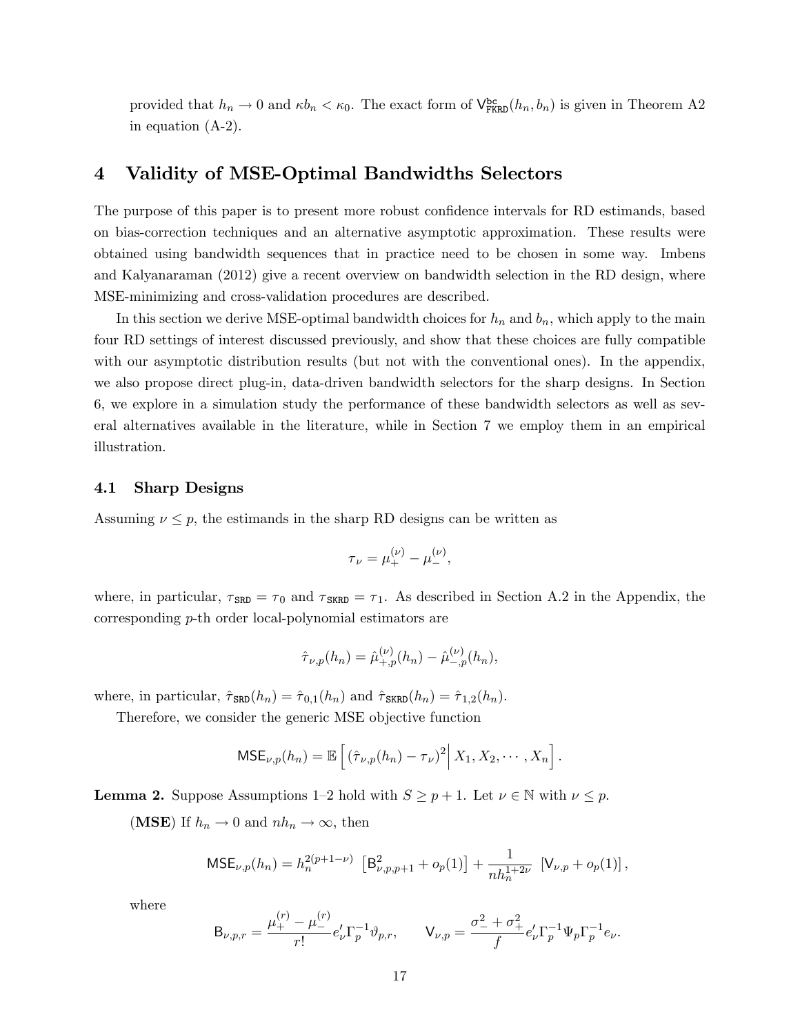provided that $h_n \to 0$ and $\kappa b_n < \kappa_0$. The exact form of $\mathsf{V}^{\mathtt{bc}}_{\mathtt{FKRD}}(h_n, b_n)$ is given in Theorem A2 in equation (A-2).

# 4 Validity of MSE-Optimal Bandwidths Selectors

The purpose of this paper is to present more robust confidence intervals for RD estimands, based on bias-correction techniques and an alternative asymptotic approximation. These results were obtained using bandwidth sequences that in practice need to be chosen in some way. Imbens and Kalyanaraman (2012) give a recent overview on bandwidth selection in the RD design, where MSE-minimizing and cross-validation procedures are described.

In this section we derive MSE-optimal bandwidth choices for $h_n$ and $b_n$, which apply to the main four RD settings of interest discussed previously, and show that these choices are fully compatible with our asymptotic distribution results (but not with the conventional ones). In the appendix, we also propose direct plug-in, data-driven bandwidth selectors for the sharp designs. In Section 6, we explore in a simulation study the performance of these bandwidth selectors as well as several alternatives available in the literature, while in Section 7 we employ them in an empirical illustration.

## 4.1 Sharp Designs

Assuming $\nu \leq p$, the estimands in the sharp RD designs can be written as

$$\tau_\nu = \mu_+^{(\nu)} - \mu_-^{(\nu)},$$

where, in particular, $\tau_{\mathtt{SRD}} = \tau_0$ and $\tau_{\mathtt{SKRD}} = \tau_1$. As described in Section A.2 in the Appendix, the corresponding $p$-th order local-polynomial estimators are

$$\hat{\tau}_{\nu,p}(h_n) = \hat{\mu}_{+,p}^{(\nu)}(h_n) - \hat{\mu}_{-,p}^{(\nu)}(h_n),$$

where, in particular, $\hat{\tau}_{\mathtt{SRD}}(h_n) = \hat{\tau}_{0,1}(h_n)$ and $\hat{\tau}_{\mathtt{SKRD}}(h_n) = \hat{\tau}_{1,2}(h_n)$.

Therefore, we consider the generic MSE objective function

$$\mathsf{MSE}_{\nu,p}(h_n) = \mathbb{E}\left[ (\hat{\tau}_{\nu,p}(h_n) - \tau_\nu)^2 \middle| X_1, X_2, \cdots, X_n \right].$$

**Lemma 2.** Suppose Assumptions 1–2 hold with $S \geq p+1$. Let $\nu \in \mathbb{N}$ with $\nu \leq p$.

(**MSE**) If $h_n \to 0$ and $nh_n \to \infty$, then

$$\mathsf{MSE}_{\nu,p}(h_n) = h_n^{2(p+1-\nu)} \left[ \mathsf{B}^2_{\nu,p,p+1} + o_p(1) \right] + \frac{1}{nh_n^{1+2\nu}} \left[ \mathsf{V}_{\nu,p} + o_p(1) \right],$$

where

$$\mathsf{B}_{\nu,p,r} = \frac{\mu_+^{(r)} - \mu_-^{(r)}}{r!} e_\nu' \Gamma_p^{-1} \vartheta_{p,r}, \qquad \mathsf{V}_{\nu,p} = \frac{\sigma_-^2 + \sigma_+^2}{f} e_\nu' \Gamma_p^{-1} \Psi_p \Gamma_p^{-1} e_\nu.$$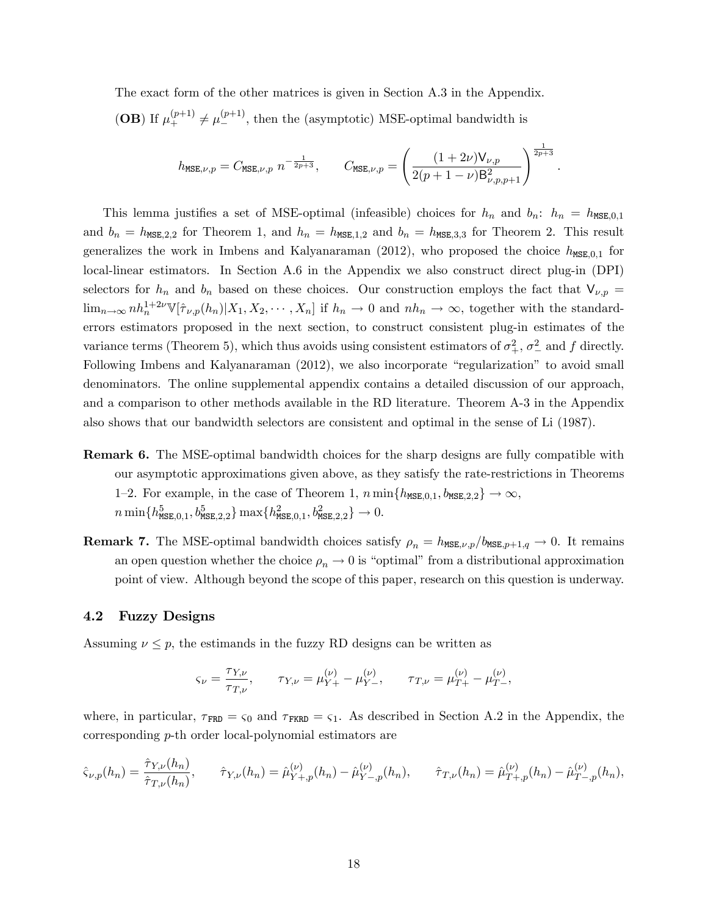The exact form of the other matrices is given in Section A.3 in the Appendix.

(**OB**) If $\mu_{+}^{(p+1)} \neq \mu_{-}^{(p+1)}$, then the (asymptotic) MSE-optimal bandwidth is

$$h_{\mathtt{MSE},\nu,p} = C_{\mathtt{MSE},\nu,p}\; n^{-\frac{1}{2p+3}}, \qquad C_{\mathtt{MSE},\nu,p} = \left( \frac{(1+2\nu)\mathsf{V}_{\nu,p}}{2(p+1-\nu)\mathsf{B}^2_{\nu,p,p+1}} \right)^{\frac{1}{2p+3}}.$$

This lemma justifies a set of MSE-optimal (infeasible) choices for $h_n$ and $b_n$: $h_n = h_{\mathtt{MSE},0,1}$ and $b_n = h_{\mathtt{MSE},2,2}$ for Theorem 1, and $h_n = h_{\mathtt{MSE},1,2}$ and $b_n = h_{\mathtt{MSE},3,3}$ for Theorem 2. This result generalizes the work in Imbens and Kalyanaraman (2012), who proposed the choice $h_{\mathtt{MSE},0,1}$ for local-linear estimators. In Section A.6 in the Appendix we also construct direct plug-in (DPI) selectors for $h_n$ and $b_n$ based on these choices. Our construction employs the fact that $\mathsf{V}_{\nu,p} = \lim_{n\to\infty} nh_n^{1+2\nu}\mathbb{V}[\hat{\tau}_{\nu,p}(h_n)|X_1, X_2, \cdots, X_n]$ if $h_n \to 0$ and $nh_n \to \infty$, together with the standard-errors estimators proposed in the next section, to construct consistent plug-in estimates of the variance terms (Theorem 5), which thus avoids using consistent estimators of $\sigma_+^2$, $\sigma_-^2$ and $f$ directly. Following Imbens and Kalyanaraman (2012), we also incorporate "regularization" to avoid small denominators. The online supplemental appendix contains a detailed discussion of our approach, and a comparison to other methods available in the RD literature. Theorem A-3 in the Appendix also shows that our bandwidth selectors are consistent and optimal in the sense of Li (1987).

**Remark 6.** The MSE-optimal bandwidth choices for the sharp designs are fully compatible with our asymptotic approximations given above, as they satisfy the rate-restrictions in Theorems 1–2. For example, in the case of Theorem 1, $n\min\{h_{\mathtt{MSE},0,1}, b_{\mathtt{MSE},2,2}\} \to \infty$, $n\min\{h^5_{\mathtt{MSE},0,1}, b^5_{\mathtt{MSE},2,2}\}\max\{h^2_{\mathtt{MSE},0,1}, b^2_{\mathtt{MSE},2,2}\} \to 0$.

**Remark 7.** The MSE-optimal bandwidth choices satisfy $\rho_n = h_{\mathtt{MSE},\nu,p}/b_{\mathtt{MSE},p+1,q} \to 0$. It remains an open question whether the choice $\rho_n \to 0$ is "optimal" from a distributional approximation point of view. Although beyond the scope of this paper, research on this question is underway.

### 4.2 Fuzzy Designs

Assuming $\nu \leq p$, the estimands in the fuzzy RD designs can be written as

$$\varsigma_\nu = \frac{\tau_{Y,\nu}}{\tau_{T,\nu}}, \qquad \tau_{Y,\nu} = \mu_{Y+}^{(\nu)} - \mu_{Y-}^{(\nu)}, \qquad \tau_{T,\nu} = \mu_{T+}^{(\nu)} - \mu_{T-}^{(\nu)},$$

where, in particular, $\tau_{\mathtt{FRD}} = \varsigma_0$ and $\tau_{\mathtt{FKRD}} = \varsigma_1$. As described in Section A.2 in the Appendix, the corresponding $p$-th order local-polynomial estimators are

$$\hat{\varsigma}_{\nu,p}(h_n) = \frac{\hat{\tau}_{Y,\nu}(h_n)}{\hat{\tau}_{T,\nu}(h_n)}, \qquad \hat{\tau}_{Y,\nu}(h_n) = \hat{\mu}_{Y+,p}^{(\nu)}(h_n) - \hat{\mu}_{Y-,p}^{(\nu)}(h_n), \qquad \hat{\tau}_{T,\nu}(h_n) = \hat{\mu}_{T+,p}^{(\nu)}(h_n) - \hat{\mu}_{T-,p}^{(\nu)}(h_n),$$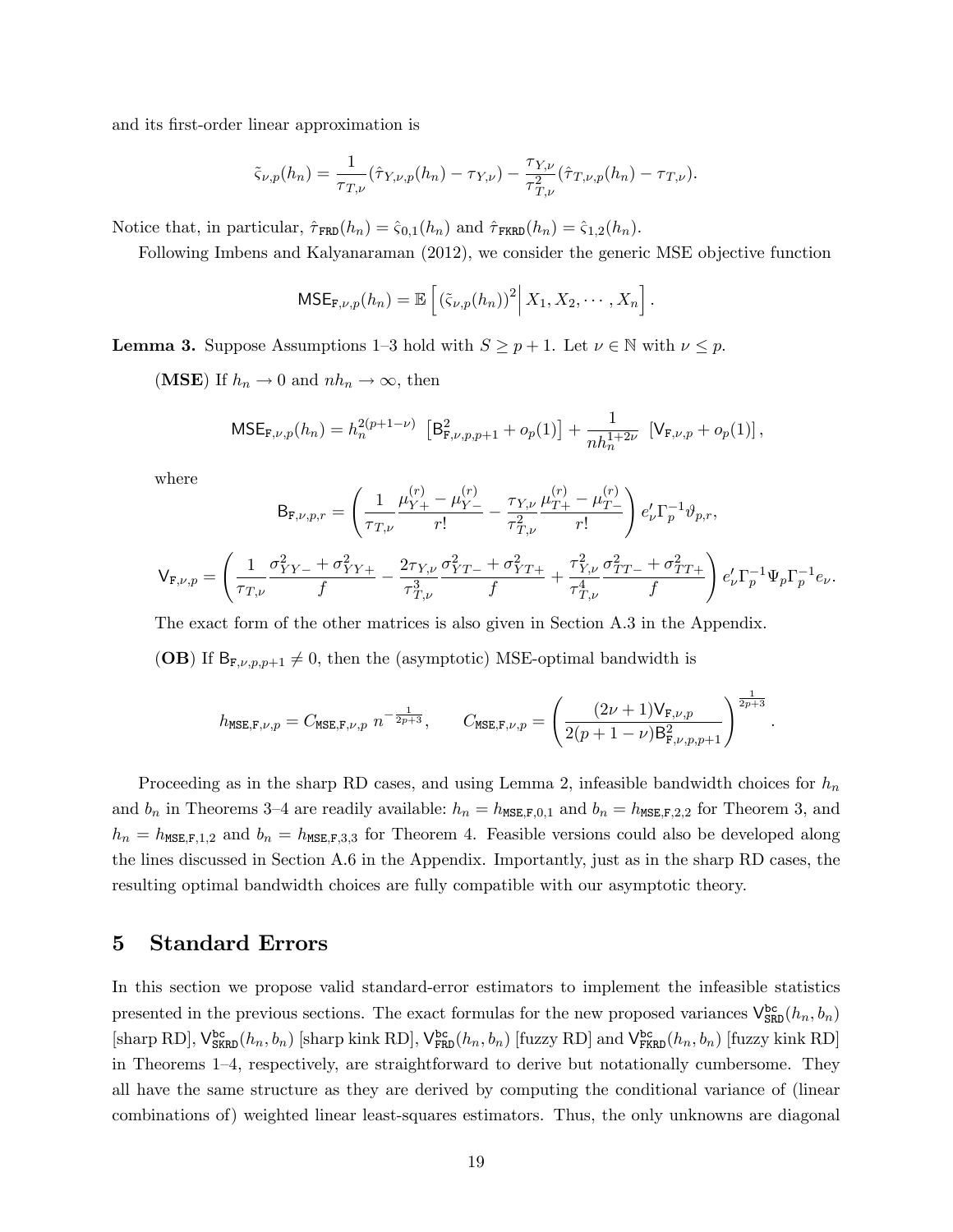and its first-order linear approximation is

$$\tilde{\varsigma}_{\nu,p}(h_n) = \frac{1}{\tau_{T,\nu}}(\hat{\tau}_{Y,\nu,p}(h_n) - \tau_{Y,\nu}) - \frac{\tau_{Y,\nu}}{\tau_{T,\nu}^2}(\hat{\tau}_{T,\nu,p}(h_n) - \tau_{T,\nu}).$$

Notice that, in particular, $\hat{\tau}_{\texttt{FRD}}(h_n) = \hat{\varsigma}_{0,1}(h_n)$ and $\hat{\tau}_{\texttt{FKRD}}(h_n) = \hat{\varsigma}_{1,2}(h_n)$.

Following Imbens and Kalyanaraman (2012), we consider the generic MSE objective function

$$\mathsf{MSE}_{\texttt{F},\nu,p}(h_n) = \mathbb{E}\left[ (\tilde{\varsigma}_{\nu,p}(h_n))^2 \Big| X_1, X_2, \cdots, X_n \right].$$

**Lemma 3.** Suppose Assumptions 1–3 hold with $S \geq p+1$. Let $\nu \in \mathbb{N}$ with $\nu \leq p$.

(**MSE**) If $h_n \to 0$ and $nh_n \to \infty$, then

$$\mathsf{MSE}_{\texttt{F},\nu,p}(h_n) = h_n^{2(p+1-\nu)} \left[ \mathsf{B}^2_{\texttt{F},\nu,p,p+1} + o_p(1) \right] + \frac{1}{nh_n^{1+2\nu}} \left[ \mathsf{V}_{\texttt{F},\nu,p} + o_p(1) \right],$$

where

$$\mathsf{B}_{\texttt{F},\nu,p,r} = \left( \frac{1}{\tau_{T,\nu}} \frac{\mu^{(r)}_{Y+} - \mu^{(r)}_{Y-}}{r!} - \frac{\tau_{Y,\nu}}{\tau^2_{T,\nu}} \frac{\mu^{(r)}_{T+} - \mu^{(r)}_{T-}}{r!} \right) e'_\nu \Gamma_p^{-1} \vartheta_{p,r},$$

$$\mathsf{V}_{\texttt{F},\nu,p} = \left( \frac{1}{\tau_{T,\nu}} \frac{\sigma^2_{YY-} + \sigma^2_{YY+}}{f} - \frac{2\tau_{Y,\nu}}{\tau^3_{T,\nu}} \frac{\sigma^2_{YT-} + \sigma^2_{YT+}}{f} + \frac{\tau^2_{Y,\nu}}{\tau^4_{T,\nu}} \frac{\sigma^2_{TT-} + \sigma^2_{TT+}}{f} \right) e'_\nu \Gamma_p^{-1} \Psi_p \Gamma_p^{-1} e_\nu.$$

The exact form of the other matrices is also given in Section A.3 in the Appendix.

(**OB**) If $\mathsf{B}_{\texttt{F},\nu,p,p+1} \neq 0$, then the (asymptotic) MSE-optimal bandwidth is

$$h_{\texttt{MSE},\texttt{F},\nu,p} = C_{\texttt{MSE},\texttt{F},\nu,p} \; n^{-\frac{1}{2p+3}}, \qquad C_{\texttt{MSE},\texttt{F},\nu,p} = \left( \frac{(2\nu+1)\mathsf{V}_{\texttt{F},\nu,p}}{2(p+1-\nu)\mathsf{B}^2_{\texttt{F},\nu,p,p+1}} \right)^{\frac{1}{2p+3}}.$$

Proceeding as in the sharp RD cases, and using Lemma 2, infeasible bandwidth choices for $h_n$ and $b_n$ in Theorems 3–4 are readily available: $h_n = h_{\texttt{MSE},\texttt{F},0,1}$ and $b_n = h_{\texttt{MSE},\texttt{F},2,2}$ for Theorem 3, and $h_n = h_{\texttt{MSE},\texttt{F},1,2}$ and $b_n = h_{\texttt{MSE},\texttt{F},3,3}$ for Theorem 4. Feasible versions could also be developed along the lines discussed in Section A.6 in the Appendix. Importantly, just as in the sharp RD cases, the resulting optimal bandwidth choices are fully compatible with our asymptotic theory.

# 5 Standard Errors

In this section we propose valid standard-error estimators to implement the infeasible statistics presented in the previous sections. The exact formulas for the new proposed variances $\mathsf{V}^{\texttt{bc}}_{\texttt{SRD}}(h_n, b_n)$ [sharp RD], $\mathsf{V}^{\texttt{bc}}_{\texttt{SKRD}}(h_n, b_n)$ [sharp kink RD], $\mathsf{V}^{\texttt{bc}}_{\texttt{FRD}}(h_n, b_n)$ [fuzzy RD] and $\mathsf{V}^{\texttt{bc}}_{\texttt{FKRD}}(h_n, b_n)$ [fuzzy kink RD] in Theorems 1–4, respectively, are straightforward to derive but notationally cumbersome. They all have the same structure as they are derived by computing the conditional variance of (linear combinations of) weighted linear least-squares estimators. Thus, the only unknowns are diagonal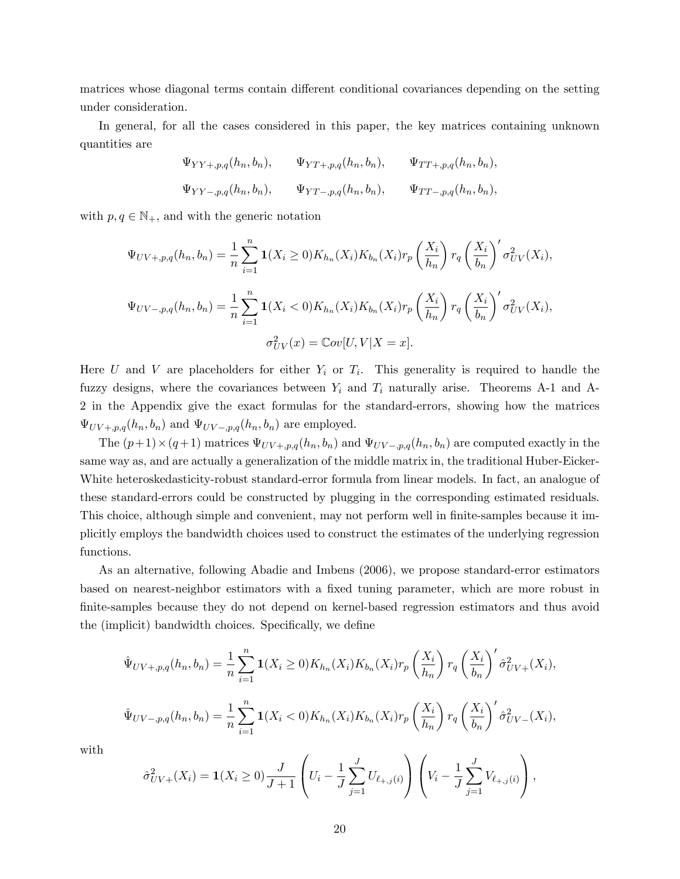matrices whose diagonal terms contain different conditional covariances depending on the setting under consideration.

In general, for all the cases considered in this paper, the key matrices containing unknown quantities are

$$\Psi_{YY+,p,q}(h_n,b_n), \qquad \Psi_{YT+,p,q}(h_n,b_n), \qquad \Psi_{TT+,p,q}(h_n,b_n),$$

$$\Psi_{YY-,p,q}(h_n,b_n), \qquad \Psi_{YT-,p,q}(h_n,b_n), \qquad \Psi_{TT-,p,q}(h_n,b_n),$$

with $p,q \in \mathbb{N}_+$, and with the generic notation

$$\Psi_{UV+,p,q}(h_n,b_n) = \frac{1}{n}\sum_{i=1}^{n} \mathbf{1}(X_i \geq 0) K_{h_n}(X_i) K_{b_n}(X_i) r_p\left(\frac{X_i}{h_n}\right) r_q\left(\frac{X_i}{b_n}\right)' \sigma^2_{UV}(X_i),$$

$$\Psi_{UV-,p,q}(h_n,b_n) = \frac{1}{n}\sum_{i=1}^{n} \mathbf{1}(X_i < 0) K_{h_n}(X_i) K_{b_n}(X_i) r_p\left(\frac{X_i}{h_n}\right) r_q\left(\frac{X_i}{b_n}\right)' \sigma^2_{UV}(X_i),$$

$$\sigma^2_{UV}(x) = \mathbb{C}ov[U,V|X=x].$$

Here $U$ and $V$ are placeholders for either $Y_i$ or $T_i$. This generality is required to handle the fuzzy designs, where the covariances between $Y_i$ and $T_i$ naturally arise. Theorems A-1 and A-2 in the Appendix give the exact formulas for the standard-errors, showing how the matrices $\Psi_{UV+,p,q}(h_n,b_n)$ and $\Psi_{UV-,p,q}(h_n,b_n)$ are employed.

The $(p+1)\times(q+1)$ matrices $\Psi_{UV+,p,q}(h_n,b_n)$ and $\Psi_{UV-,p,q}(h_n,b_n)$ are computed exactly in the same way as, and are actually a generalization of the middle matrix in, the traditional Huber-Eicker-White heteroskedasticity-robust standard-error formula from linear models. In fact, an analogue of these standard-errors could be constructed by plugging in the corresponding estimated residuals. This choice, although simple and convenient, may not perform well in finite-samples because it implicitly employs the bandwidth choices used to construct the estimates of the underlying regression functions.

As an alternative, following Abadie and Imbens (2006), we propose standard-error estimators based on nearest-neighbor estimators with a fixed tuning parameter, which are more robust in finite-samples because they do not depend on kernel-based regression estimators and thus avoid the (implicit) bandwidth choices. Specifically, we define

$$\hat{\Psi}_{UV+,p,q}(h_n,b_n) = \frac{1}{n}\sum_{i=1}^{n} \mathbf{1}(X_i \geq 0) K_{h_n}(X_i) K_{b_n}(X_i) r_p\left(\frac{X_i}{h_n}\right) r_q\left(\frac{X_i}{b_n}\right)' \hat{\sigma}^2_{UV+}(X_i),$$

$$\hat{\Psi}_{UV-,p,q}(h_n,b_n) = \frac{1}{n}\sum_{i=1}^{n} \mathbf{1}(X_i < 0) K_{h_n}(X_i) K_{b_n}(X_i) r_p\left(\frac{X_i}{h_n}\right) r_q\left(\frac{X_i}{b_n}\right)' \hat{\sigma}^2_{UV-}(X_i),$$

with

$$\hat{\sigma}^2_{UV+}(X_i) = \mathbf{1}(X_i \geq 0)\frac{J}{J+1}\left(U_i - \frac{1}{J}\sum_{j=1}^{J} U_{\ell_{+,j}(i)}\right)\left(V_i - \frac{1}{J}\sum_{j=1}^{J} V_{\ell_{+,j}(i)}\right),$$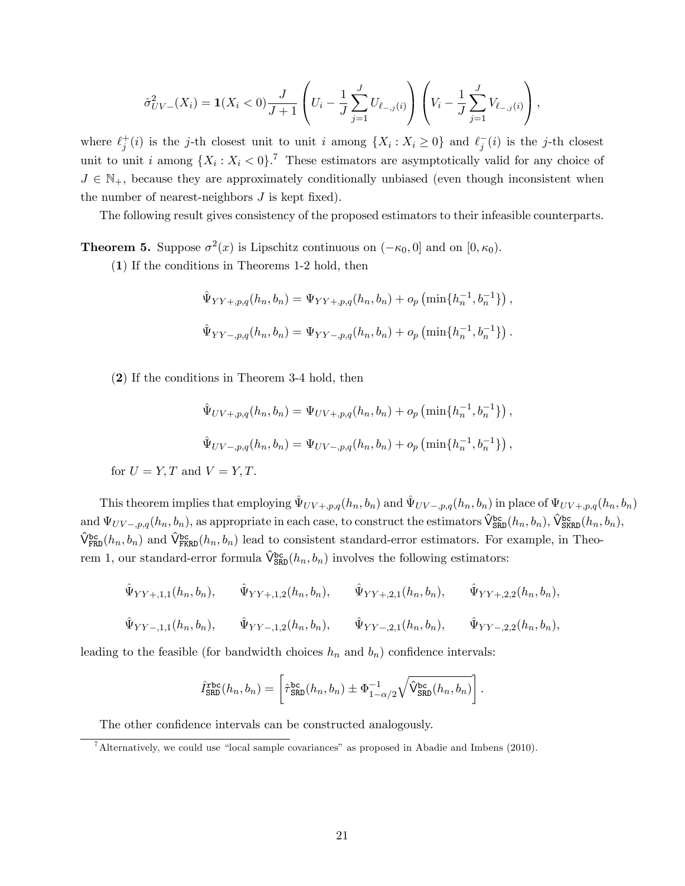$$\hat{\sigma}^2_{UV-}(X_i) = \mathbf{1}(X_i < 0)\frac{J}{J+1}\left(U_i - \frac{1}{J}\sum_{j=1}^{J} U_{\ell_{-,j}(i)}\right)\left(V_i - \frac{1}{J}\sum_{j=1}^{J} V_{\ell_{-,j}(i)}\right),$$

where $\ell^+_j(i)$ is the $j$-th closest unit to unit $i$ among $\{X_i : X_i \geq 0\}$ and $\ell^-_j(i)$ is the $j$-th closest unit to unit $i$ among $\{X_i : X_i < 0\}$.[7] These estimators are asymptotically valid for any choice of $J \in \mathbb{N}_+$, because they are approximately conditionally unbiased (even though inconsistent when the number of nearest-neighbors $J$ is kept fixed).

The following result gives consistency of the proposed estimators to their infeasible counterparts.

**Theorem 5.** Suppose $\sigma^2(x)$ is Lipschitz continuous on $(-\kappa_0, 0]$ and on $[0, \kappa_0)$.

(**1**) If the conditions in Theorems 1-2 hold, then

$$\hat{\Psi}_{YY+,p,q}(h_n, b_n) = \Psi_{YY+,p,q}(h_n, b_n) + o_p\left(\min\{h_n^{-1}, b_n^{-1}\}\right),$$

$$\hat{\Psi}_{YY-,p,q}(h_n, b_n) = \Psi_{YY-,p,q}(h_n, b_n) + o_p\left(\min\{h_n^{-1}, b_n^{-1}\}\right).$$

(**2**) If the conditions in Theorem 3-4 hold, then

$$\hat{\Psi}_{UV+,p,q}(h_n, b_n) = \Psi_{UV+,p,q}(h_n, b_n) + o_p\left(\min\{h_n^{-1}, b_n^{-1}\}\right),$$

$$\hat{\Psi}_{UV-,p,q}(h_n, b_n) = \Psi_{UV-,p,q}(h_n, b_n) + o_p\left(\min\{h_n^{-1}, b_n^{-1}\}\right),$$

for $U = Y, T$ and $V = Y, T$.

This theorem implies that employing $\hat{\Psi}_{UV+,p,q}(h_n, b_n)$ and $\hat{\Psi}_{UV-,p,q}(h_n, b_n)$ in place of $\Psi_{UV+,p,q}(h_n, b_n)$ and $\Psi_{UV-,p,q}(h_n, b_n)$, as appropriate in each case, to construct the estimators $\hat{\mathsf{V}}^{\mathtt{bc}}_{\mathtt{SRD}}(h_n, b_n)$, $\hat{\mathsf{V}}^{\mathtt{bc}}_{\mathtt{SKRD}}(h_n, b_n)$, $\hat{\mathsf{V}}^{\mathtt{bc}}_{\mathtt{FRD}}(h_n, b_n)$ and $\hat{\mathsf{V}}^{\mathtt{bc}}_{\mathtt{FKRD}}(h_n, b_n)$ lead to consistent standard-error estimators. For example, in Theorem 1, our standard-error formula $\hat{\mathsf{V}}^{\mathtt{bc}}_{\mathtt{SRD}}(h_n, b_n)$ involves the following estimators:

$$\hat{\Psi}_{YY+,1,1}(h_n, b_n), \qquad \hat{\Psi}_{YY+,1,2}(h_n, b_n), \qquad \hat{\Psi}_{YY+,2,1}(h_n, b_n), \qquad \hat{\Psi}_{YY+,2,2}(h_n, b_n),$$

$$\hat{\Psi}_{YY-,1,1}(h_n, b_n), \qquad \hat{\Psi}_{YY-,1,2}(h_n, b_n), \qquad \hat{\Psi}_{YY-,2,1}(h_n, b_n), \qquad \hat{\Psi}_{YY-,2,2}(h_n, b_n),$$

leading to the feasible (for bandwidth choices $h_n$ and $b_n$) confidence intervals:

$$\hat{I}^{\mathtt{rbc}}_{\mathtt{SRD}}(h_n, b_n) = \left[\hat{\tau}^{\mathtt{bc}}_{\mathtt{SRD}}(h_n, b_n) \pm \Phi^{-1}_{1-\alpha/2}\sqrt{\hat{\mathsf{V}}^{\mathtt{bc}}_{\mathtt{SRD}}(h_n, b_n)}\right].$$

The other confidence intervals can be constructed analogously.

[7] Alternatively, we could use "local sample covariances" as proposed in Abadie and Imbens (2010).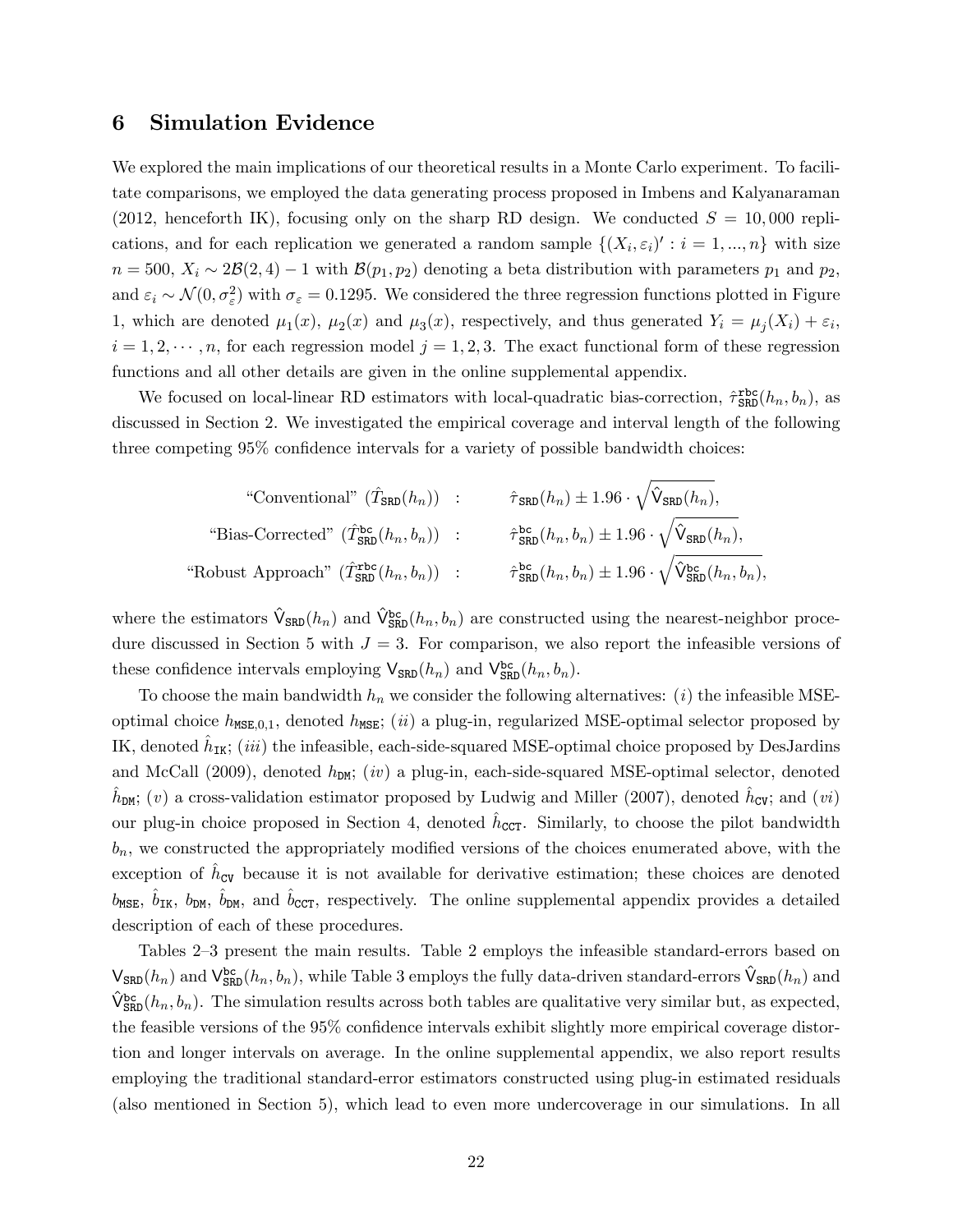## 6 Simulation Evidence

We explored the main implications of our theoretical results in a Monte Carlo experiment. To facilitate comparisons, we employed the data generating process proposed in Imbens and Kalyanaraman (2012, henceforth IK), focusing only on the sharp RD design. We conducted $S = 10,000$ replications, and for each replication we generated a random sample $\{(X_i, \varepsilon_i)' : i = 1, ..., n\}$ with size $n = 500$, $X_i \sim 2\mathcal{B}(2, 4) - 1$ with $\mathcal{B}(p_1, p_2)$ denoting a beta distribution with parameters $p_1$ and $p_2$, and $\varepsilon_i \sim \mathcal{N}(0, \sigma_\varepsilon^2)$ with $\sigma_\varepsilon = 0.1295$. We considered the three regression functions plotted in Figure 1, which are denoted $\mu_1(x)$, $\mu_2(x)$ and $\mu_3(x)$, respectively, and thus generated $Y_i = \mu_j(X_i) + \varepsilon_i$, $i = 1, 2, \cdots, n$, for each regression model $j = 1, 2, 3$. The exact functional form of these regression functions and all other details are given in the online supplemental appendix.

We focused on local-linear RD estimators with local-quadratic bias-correction, $\hat{\tau}^{\mathtt{rbc}}_{\mathtt{SRD}}(h_n, b_n)$, as discussed in Section 2. We investigated the empirical coverage and interval length of the following three competing 95% confidence intervals for a variety of possible bandwidth choices:

$$
\begin{aligned}
\text{“Conventional” } (\hat{I}_{\mathtt{SRD}}(h_n)) \quad &: \quad \hat{\tau}_{\mathtt{SRD}}(h_n) \pm 1.96 \cdot \sqrt{\hat{\mathsf{V}}_{\mathtt{SRD}}(h_n)}, \\
\text{“Bias-Corrected” } (\hat{I}^{\mathtt{bc}}_{\mathtt{SRD}}(h_n, b_n)) \quad &: \quad \hat{\tau}^{\mathtt{bc}}_{\mathtt{SRD}}(h_n, b_n) \pm 1.96 \cdot \sqrt{\hat{\mathsf{V}}_{\mathtt{SRD}}(h_n)}, \\
\text{“Robust Approach” } (\hat{I}^{\mathtt{rbc}}_{\mathtt{SRD}}(h_n, b_n)) \quad &: \quad \hat{\tau}^{\mathtt{bc}}_{\mathtt{SRD}}(h_n, b_n) \pm 1.96 \cdot \sqrt{\hat{\mathsf{V}}^{\mathtt{bc}}_{\mathtt{SRD}}(h_n, b_n)},
\end{aligned}
$$

where the estimators $\hat{\mathsf{V}}_{\mathtt{SRD}}(h_n)$ and $\hat{\mathsf{V}}^{\mathtt{bc}}_{\mathtt{SRD}}(h_n, b_n)$ are constructed using the nearest-neighbor procedure discussed in Section 5 with $J = 3$. For comparison, we also report the infeasible versions of these confidence intervals employing $\mathsf{V}_{\mathtt{SRD}}(h_n)$ and $\mathsf{V}^{\mathtt{bc}}_{\mathtt{SRD}}(h_n, b_n)$.

To choose the main bandwidth $h_n$ we consider the following alternatives: $(i)$ the infeasible MSE-optimal choice $h_{\mathtt{MSE},0,1}$, denoted $h_{\mathtt{MSE}}$; $(ii)$ a plug-in, regularized MSE-optimal selector proposed by IK, denoted $\hat{h}_{\mathtt{IK}}$; $(iii)$ the infeasible, each-side-squared MSE-optimal choice proposed by DesJardins and McCall (2009), denoted $h_{\mathtt{DM}}$; $(iv)$ a plug-in, each-side-squared MSE-optimal selector, denoted $\hat{h}_{\mathtt{DM}}$; $(v)$ a cross-validation estimator proposed by Ludwig and Miller (2007), denoted $\hat{h}_{\mathtt{CV}}$; and $(vi)$ our plug-in choice proposed in Section 4, denoted $\hat{h}_{\mathtt{CCT}}$. Similarly, to choose the pilot bandwidth $b_n$, we constructed the appropriately modified versions of the choices enumerated above, with the exception of $\hat{h}_{\mathtt{CV}}$ because it is not available for derivative estimation; these choices are denoted $b_{\mathtt{MSE}}$, $\hat{b}_{\mathtt{IK}}$, $b_{\mathtt{DM}}$, $\hat{b}_{\mathtt{DM}}$, and $\hat{b}_{\mathtt{CCT}}$, respectively. The online supplemental appendix provides a detailed description of each of these procedures.

Tables 2–3 present the main results. Table 2 employs the infeasible standard-errors based on $\mathsf{V}_{\mathtt{SRD}}(h_n)$ and $\mathsf{V}^{\mathtt{bc}}_{\mathtt{SRD}}(h_n, b_n)$, while Table 3 employs the fully data-driven standard-errors $\hat{\mathsf{V}}_{\mathtt{SRD}}(h_n)$ and $\hat{\mathsf{V}}^{\mathtt{bc}}_{\mathtt{SRD}}(h_n, b_n)$. The simulation results across both tables are qualitative very similar but, as expected, the feasible versions of the 95% confidence intervals exhibit slightly more empirical coverage distortion and longer intervals on average. In the online supplemental appendix, we also report results employing the traditional standard-error estimators constructed using plug-in estimated residuals (also mentioned in Section 5), which lead to even more undercoverage in our simulations. In all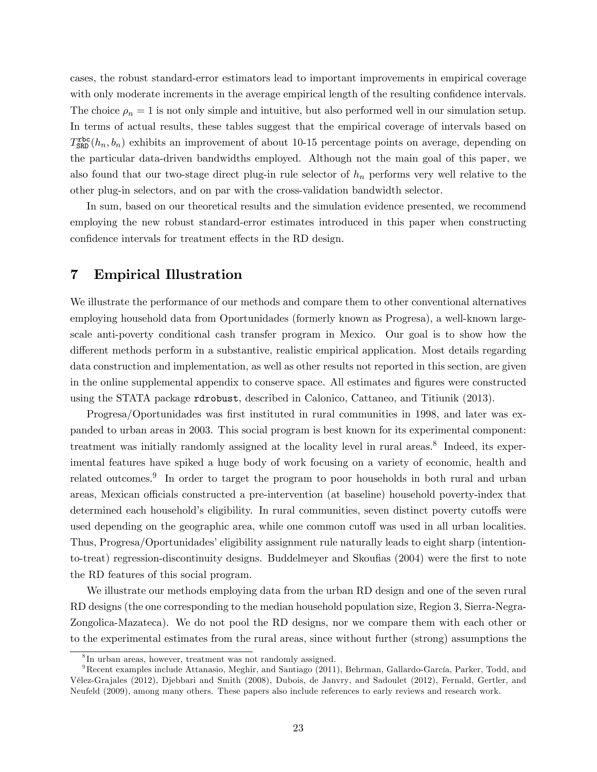cases, the robust standard-error estimators lead to important improvements in empirical coverage with only moderate increments in the average empirical length of the resulting confidence intervals. The choice $\rho_n = 1$ is not only simple and intuitive, but also performed well in our simulation setup. In terms of actual results, these tables suggest that the empirical coverage of intervals based on $T^{\mathtt{rbc}}_{\mathtt{SRD}}(h_n, b_n)$ exhibits an improvement of about 10-15 percentage points on average, depending on the particular data-driven bandwidths employed. Although not the main goal of this paper, we also found that our two-stage direct plug-in rule selector of $h_n$ performs very well relative to the other plug-in selectors, and on par with the cross-validation bandwidth selector.

In sum, based on our theoretical results and the simulation evidence presented, we recommend employing the new robust standard-error estimates introduced in this paper when constructing confidence intervals for treatment effects in the RD design.

## 7 Empirical Illustration

We illustrate the performance of our methods and compare them to other conventional alternatives employing household data from Oportunidades (formerly known as Progresa), a well-known large-scale anti-poverty conditional cash transfer program in Mexico. Our goal is to show how the different methods perform in a substantive, realistic empirical application. Most details regarding data construction and implementation, as well as other results not reported in this section, are given in the online supplemental appendix to conserve space. All estimates and figures were constructed using the STATA package `rdrobust`, described in Calonico, Cattaneo, and Titiunik (2013).

Progresa/Oportunidades was first instituted in rural communities in 1998, and later was expanded to urban areas in 2003. This social program is best known for its experimental component: treatment was initially randomly assigned at the locality level in rural areas.[8] Indeed, its experimental features have spiked a huge body of work focusing on a variety of economic, health and related outcomes.[9] In order to target the program to poor households in both rural and urban areas, Mexican officials constructed a pre-intervention (at baseline) household poverty-index that determined each household's eligibility. In rural communities, seven distinct poverty cutoffs were used depending on the geographic area, while one common cutoff was used in all urban localities. Thus, Progresa/Oportunidades' eligibility assignment rule naturally leads to eight sharp (intention-to-treat) regression-discontinuity designs. Buddelmeyer and Skoufias (2004) were the first to note the RD features of this social program.

We illustrate our methods employing data from the urban RD design and one of the seven rural RD designs (the one corresponding to the median household population size, Region 3, Sierra-Negra-Zongolica-Mazateca). We do not pool the RD designs, nor we compare them with each other or to the experimental estimates from the rural areas, since without further (strong) assumptions the

[8] In urban areas, however, treatment was not randomly assigned.

[9] Recent examples include Attanasio, Meghir, and Santiago (2011), Behrman, Gallardo-García, Parker, Todd, and Vélez-Grajales (2012), Djebbari and Smith (2008), Dubois, de Janvry, and Sadoulet (2012), Fernald, Gertler, and Neufeld (2009), among many others. These papers also include references to early reviews and research work.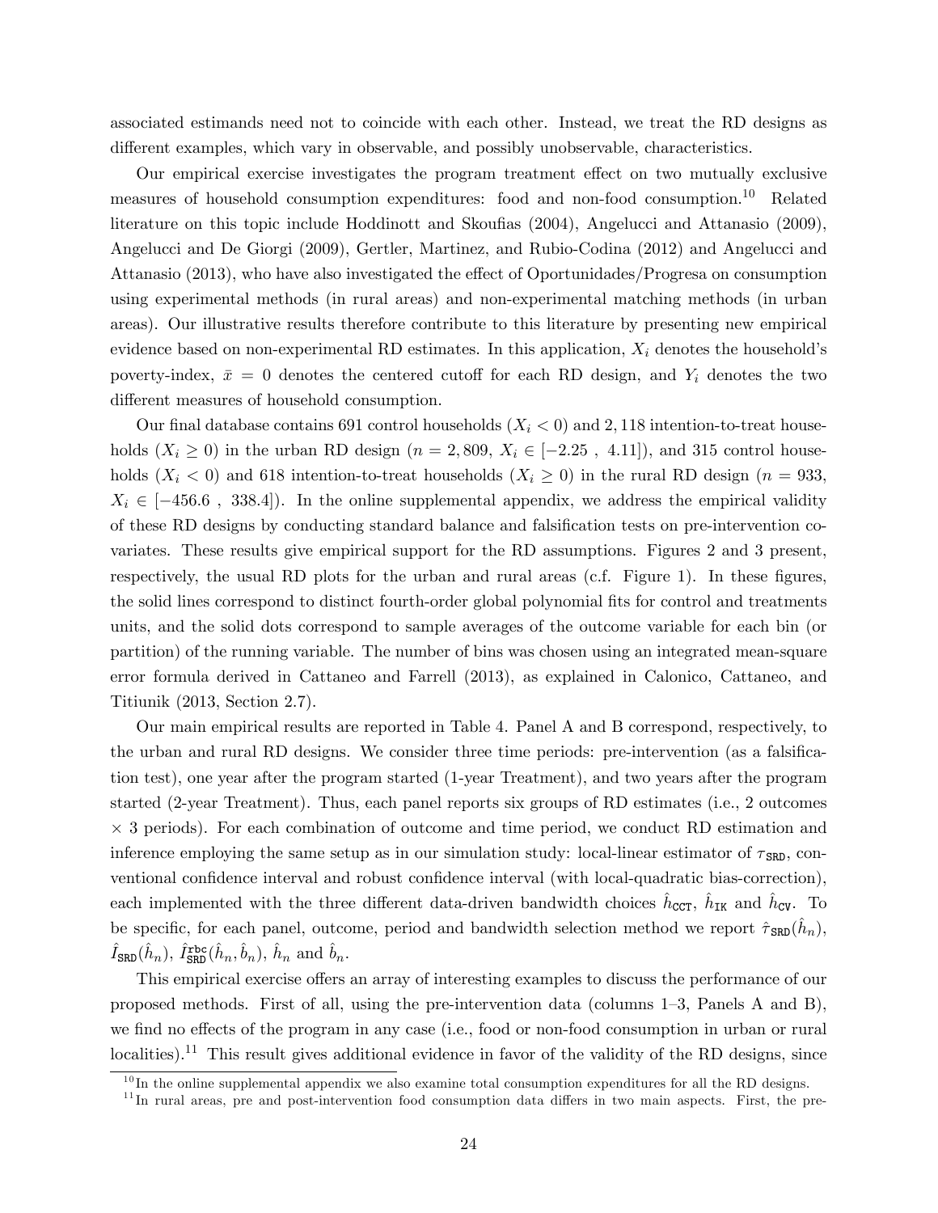associated estimands need not to coincide with each other. Instead, we treat the RD designs as different examples, which vary in observable, and possibly unobservable, characteristics.

Our empirical exercise investigates the program treatment effect on two mutually exclusive measures of household consumption expenditures: food and non-food consumption.[10] Related literature on this topic include Hoddinott and Skoufias (2004), Angelucci and Attanasio (2009), Angelucci and De Giorgi (2009), Gertler, Martinez, and Rubio-Codina (2012) and Angelucci and Attanasio (2013), who have also investigated the effect of Oportunidades/Progresa on consumption using experimental methods (in rural areas) and non-experimental matching methods (in urban areas). Our illustrative results therefore contribute to this literature by presenting new empirical evidence based on non-experimental RD estimates. In this application, $X_i$ denotes the household's poverty-index, $\bar{x} = 0$ denotes the centered cutoff for each RD design, and $Y_i$ denotes the two different measures of household consumption.

Our final database contains 691 control households ($X_i < 0$) and 2,118 intention-to-treat households ($X_i \geq 0$) in the urban RD design ($n = 2,809$, $X_i \in [-2.25\ ,\ 4.11]$), and 315 control households ($X_i < 0$) and 618 intention-to-treat households ($X_i \geq 0$) in the rural RD design ($n = 933$, $X_i \in [-456.6\ ,\ 338.4]$). In the online supplemental appendix, we address the empirical validity of these RD designs by conducting standard balance and falsification tests on pre-intervention covariates. These results give empirical support for the RD assumptions. Figures 2 and 3 present, respectively, the usual RD plots for the urban and rural areas (c.f. Figure 1). In these figures, the solid lines correspond to distinct fourth-order global polynomial fits for control and treatments units, and the solid dots correspond to sample averages of the outcome variable for each bin (or partition) of the running variable. The number of bins was chosen using an integrated mean-square error formula derived in Cattaneo and Farrell (2013), as explained in Calonico, Cattaneo, and Titiunik (2013, Section 2.7).

Our main empirical results are reported in Table 4. Panel A and B correspond, respectively, to the urban and rural RD designs. We consider three time periods: pre-intervention (as a falsification test), one year after the program started (1-year Treatment), and two years after the program started (2-year Treatment). Thus, each panel reports six groups of RD estimates (i.e., 2 outcomes $\times$ 3 periods). For each combination of outcome and time period, we conduct RD estimation and inference employing the same setup as in our simulation study: local-linear estimator of $\tau_{\mathtt{SRD}}$, conventional confidence interval and robust confidence interval (with local-quadratic bias-correction), each implemented with the three different data-driven bandwidth choices $\hat{h}_{\mathtt{CCT}}$, $\hat{h}_{\mathtt{IK}}$ and $\hat{h}_{\mathtt{CV}}$. To be specific, for each panel, outcome, period and bandwidth selection method we report $\hat{\tau}_{\mathtt{SRD}}(\hat{h}_n)$, $\hat{I}_{\mathtt{SRD}}(\hat{h}_n)$, $\hat{I}^{\mathtt{rbc}}_{\mathtt{SRD}}(\hat{h}_n, \hat{b}_n)$, $\hat{h}_n$ and $\hat{b}_n$.

This empirical exercise offers an array of interesting examples to discuss the performance of our proposed methods. First of all, using the pre-intervention data (columns 1–3, Panels A and B), we find no effects of the program in any case (i.e., food or non-food consumption in urban or rural localities).[11] This result gives additional evidence in favor of the validity of the RD designs, since

[10] In the online supplemental appendix we also examine total consumption expenditures for all the RD designs.

[11] In rural areas, pre and post-intervention food consumption data differs in two main aspects. First, the pre-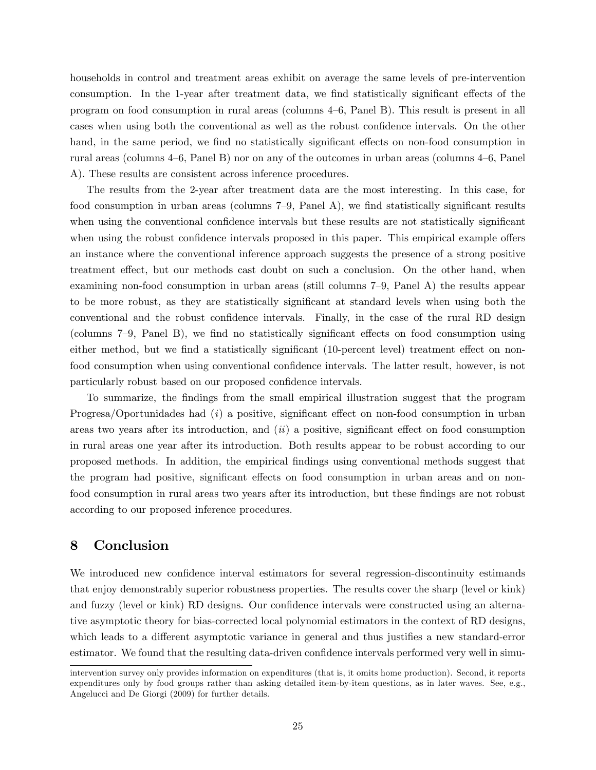households in control and treatment areas exhibit on average the same levels of pre-intervention consumption. In the 1-year after treatment data, we find statistically significant effects of the program on food consumption in rural areas (columns 4–6, Panel B). This result is present in all cases when using both the conventional as well as the robust confidence intervals. On the other hand, in the same period, we find no statistically significant effects on non-food consumption in rural areas (columns 4–6, Panel B) nor on any of the outcomes in urban areas (columns 4–6, Panel A). These results are consistent across inference procedures.

The results from the 2-year after treatment data are the most interesting. In this case, for food consumption in urban areas (columns 7–9, Panel A), we find statistically significant results when using the conventional confidence intervals but these results are not statistically significant when using the robust confidence intervals proposed in this paper. This empirical example offers an instance where the conventional inference approach suggests the presence of a strong positive treatment effect, but our methods cast doubt on such a conclusion. On the other hand, when examining non-food consumption in urban areas (still columns 7–9, Panel A) the results appear to be more robust, as they are statistically significant at standard levels when using both the conventional and the robust confidence intervals. Finally, in the case of the rural RD design (columns 7–9, Panel B), we find no statistically significant effects on food consumption using either method, but we find a statistically significant (10-percent level) treatment effect on non-food consumption when using conventional confidence intervals. The latter result, however, is not particularly robust based on our proposed confidence intervals.

To summarize, the findings from the small empirical illustration suggest that the program Progresa/Oportunidades had (*i*) a positive, significant effect on non-food consumption in urban areas two years after its introduction, and (*ii*) a positive, significant effect on food consumption in rural areas one year after its introduction. Both results appear to be robust according to our proposed methods. In addition, the empirical findings using conventional methods suggest that the program had positive, significant effects on food consumption in urban areas and on non-food consumption in rural areas two years after its introduction, but these findings are not robust according to our proposed inference procedures.

## 8 Conclusion

We introduced new confidence interval estimators for several regression-discontinuity estimands that enjoy demonstrably superior robustness properties. The results cover the sharp (level or kink) and fuzzy (level or kink) RD designs. Our confidence intervals were constructed using an alternative asymptotic theory for bias-corrected local polynomial estimators in the context of RD designs, which leads to a different asymptotic variance in general and thus justifies a new standard-error estimator. We found that the resulting data-driven confidence intervals performed very well in simu-

intervention survey only provides information on expenditures (that is, it omits home production). Second, it reports expenditures only by food groups rather than asking detailed item-by-item questions, as in later waves. See, e.g., Angelucci and De Giorgi (2009) for further details.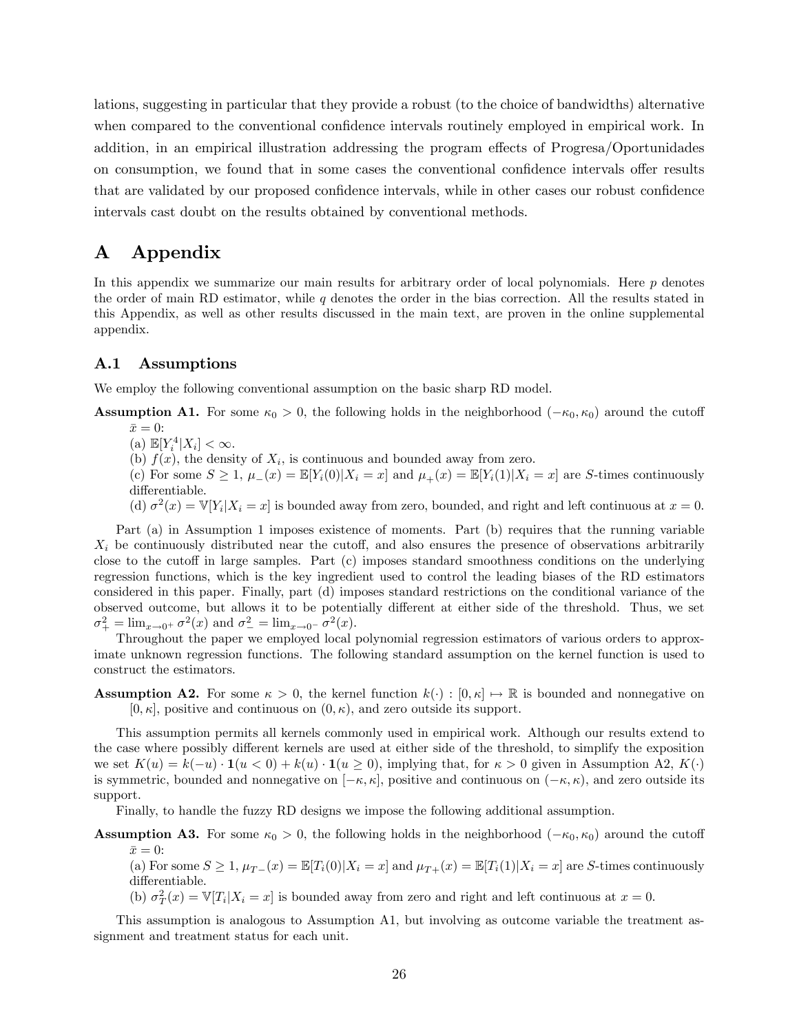lations, suggesting in particular that they provide a robust (to the choice of bandwidths) alternative when compared to the conventional confidence intervals routinely employed in empirical work. In addition, in an empirical illustration addressing the program effects of Progresa/Oportunidades on consumption, we found that in some cases the conventional confidence intervals offer results that are validated by our proposed confidence intervals, while in other cases our robust confidence intervals cast doubt on the results obtained by conventional methods.

# A Appendix

In this appendix we summarize our main results for arbitrary order of local polynomials. Here $p$ denotes the order of main RD estimator, while $q$ denotes the order in the bias correction. All the results stated in this Appendix, as well as other results discussed in the main text, are proven in the online supplemental appendix.

## A.1 Assumptions

We employ the following conventional assumption on the basic sharp RD model.

**Assumption A1.** For some $\kappa_0 > 0$, the following holds in the neighborhood $(-\kappa_0, \kappa_0)$ around the cutoff $\bar{x} = 0$:

(a) $\mathbb{E}[Y_i^4|X_i] < \infty$.

(b) $f(x)$, the density of $X_i$, is continuous and bounded away from zero.

(c) For some $S \geq 1$, $\mu_-(x) = \mathbb{E}[Y_i(0)|X_i = x]$ and $\mu_+(x) = \mathbb{E}[Y_i(1)|X_i = x]$ are $S$-times continuously differentiable.

(d) $\sigma^2(x) = \mathbb{V}[Y_i|X_i = x]$ is bounded away from zero, bounded, and right and left continuous at $x = 0$.

Part (a) in Assumption 1 imposes existence of moments. Part (b) requires that the running variable $X_i$ be continuously distributed near the cutoff, and also ensures the presence of observations arbitrarily close to the cutoff in large samples. Part (c) imposes standard smoothness conditions on the underlying regression functions, which is the key ingredient used to control the leading biases of the RD estimators considered in this paper. Finally, part (d) imposes standard restrictions on the conditional variance of the observed outcome, but allows it to be potentially different at either side of the threshold. Thus, we set $\sigma_+^2 = \lim_{x \to 0^+} \sigma^2(x)$ and $\sigma_-^2 = \lim_{x \to 0^-} \sigma^2(x)$.

Throughout the paper we employed local polynomial regression estimators of various orders to approximate unknown regression functions. The following standard assumption on the kernel function is used to construct the estimators.

**Assumption A2.** For some $\kappa > 0$, the kernel function $k(\cdot) : [0, \kappa] \mapsto \mathbb{R}$ is bounded and nonnegative on $[0, \kappa]$, positive and continuous on $(0, \kappa)$, and zero outside its support.

This assumption permits all kernels commonly used in empirical work. Although our results extend to the case where possibly different kernels are used at either side of the threshold, to simplify the exposition we set $K(u) = k(-u) \cdot \mathbf{1}(u < 0) + k(u) \cdot \mathbf{1}(u \geq 0)$, implying that, for $\kappa > 0$ given in Assumption A2, $K(\cdot)$ is symmetric, bounded and nonnegative on $[-\kappa, \kappa]$, positive and continuous on $(-\kappa, \kappa)$, and zero outside its support.

Finally, to handle the fuzzy RD designs we impose the following additional assumption.

**Assumption A3.** For some $\kappa_0 > 0$, the following holds in the neighborhood $(-\kappa_0, \kappa_0)$ around the cutoff $\bar{x} = 0$:

(a) For some $S \geq 1$, $\mu_{T-}(x) = \mathbb{E}[T_i(0)|X_i = x]$ and $\mu_{T+}(x) = \mathbb{E}[T_i(1)|X_i = x]$ are $S$-times continuously differentiable.

(b) $\sigma_T^2(x) = \mathbb{V}[T_i|X_i = x]$ is bounded away from zero and right and left continuous at $x = 0$.

This assumption is analogous to Assumption A1, but involving as outcome variable the treatment assignment and treatment status for each unit.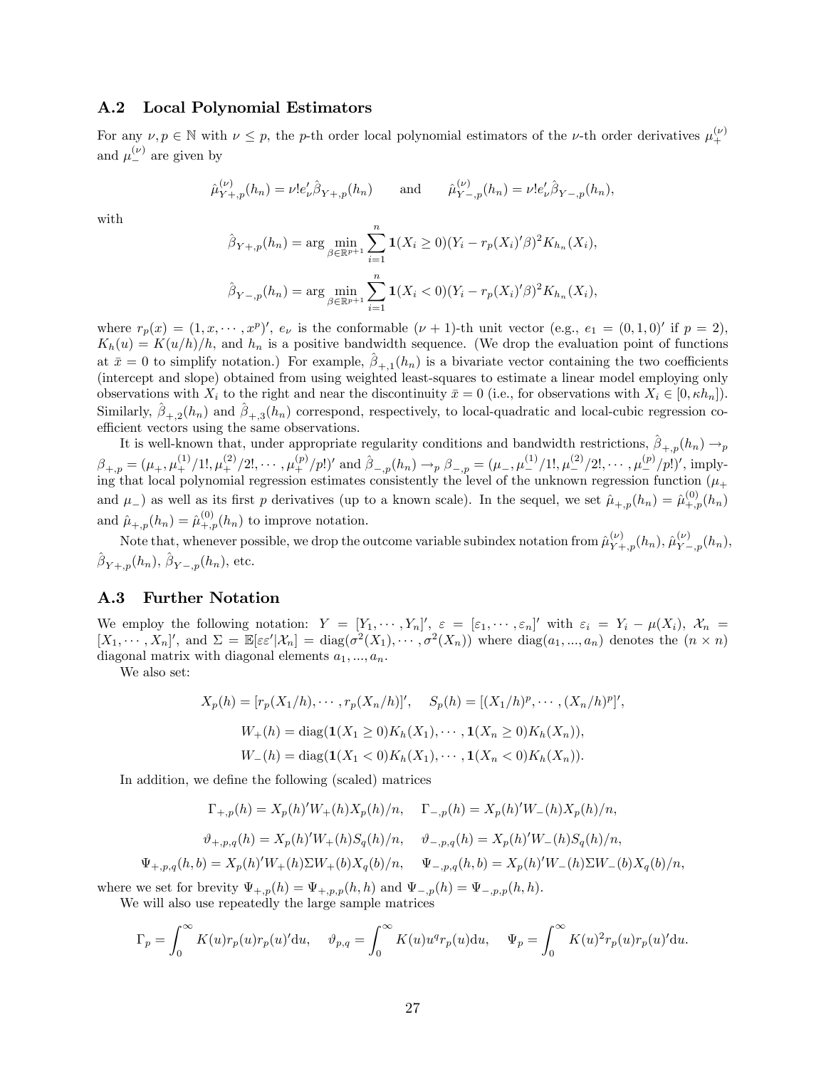### A.2 Local Polynomial Estimators

For any $\nu, p \in \mathbb{N}$ with $\nu \leq p$, the $p$-th order local polynomial estimators of the $\nu$-th order derivatives $\mu_+^{(\nu)}$ and $\mu_-^{(\nu)}$ are given by

$$\hat{\mu}_{Y+,p}^{(\nu)}(h_n) = \nu! e_\nu' \hat{\beta}_{Y+,p}(h_n) \qquad \text{and} \qquad \hat{\mu}_{Y-,p}^{(\nu)}(h_n) = \nu! e_\nu' \hat{\beta}_{Y-,p}(h_n),$$

with

$$\hat{\beta}_{Y+,p}(h_n) = \arg\min_{\beta \in \mathbb{R}^{p+1}} \sum_{i=1}^{n} \mathbf{1}(X_i \geq 0)(Y_i - r_p(X_i)'\beta)^2 K_{h_n}(X_i),$$

$$\hat{\beta}_{Y-,p}(h_n) = \arg\min_{\beta \in \mathbb{R}^{p+1}} \sum_{i=1}^{n} \mathbf{1}(X_i < 0)(Y_i - r_p(X_i)'\beta)^2 K_{h_n}(X_i),$$

where $r_p(x) = (1, x, \cdots, x^p)'$, $e_\nu$ is the conformable $(\nu+1)$-th unit vector (e.g., $e_1 = (0, 1, 0)'$ if $p = 2$), $K_h(u) = K(u/h)/h$, and $h_n$ is a positive bandwidth sequence. (We drop the evaluation point of functions at $\bar{x} = 0$ to simplify notation.) For example, $\hat{\beta}_{+,1}(h_n)$ is a bivariate vector containing the two coefficients (intercept and slope) obtained from using weighted least-squares to estimate a linear model employing only observations with $X_i$ to the right and near the discontinuity $\bar{x} = 0$ (i.e., for observations with $X_i \in [0, \kappa h_n]$). Similarly, $\hat{\beta}_{+,2}(h_n)$ and $\hat{\beta}_{+,3}(h_n)$ correspond, respectively, to local-quadratic and local-cubic regression coefficient vectors using the same observations.

It is well-known that, under appropriate regularity conditions and bandwidth restrictions, $\hat{\beta}_{+,p}(h_n) \to_p \beta_{+,p} = (\mu_+, \mu_+^{(1)}/1!, \mu_+^{(2)}/2!, \cdots, \mu_+^{(p)}/p!)'$ and $\hat{\beta}_{-,p}(h_n) \to_p \beta_{-,p} = (\mu_-, \mu_-^{(1)}/1!, \mu_-^{(2)}/2!, \cdots, \mu_-^{(p)}/p!)'$, implying that local polynomial regression estimates consistently the level of the unknown regression function ($\mu_+$ and $\mu_-$) as well as its first $p$ derivatives (up to a known scale). In the sequel, we set $\hat{\mu}_{+,p}(h_n) = \hat{\mu}_{+,p}^{(0)}(h_n)$ and $\hat{\mu}_{+,p}(h_n) = \hat{\mu}_{+,p}^{(0)}(h_n)$ to improve notation.

Note that, whenever possible, we drop the outcome variable subindex notation from $\hat{\mu}_{Y+,p}^{(\nu)}(h_n)$, $\hat{\mu}_{Y-,p}^{(\nu)}(h_n)$, $\hat{\beta}_{Y+,p}(h_n)$, $\hat{\beta}_{Y-,p}(h_n)$, etc.

### A.3 Further Notation

We employ the following notation: $Y = [Y_1, \cdots, Y_n]'$, $\varepsilon = [\varepsilon_1, \cdots, \varepsilon_n]'$ with $\varepsilon_i = Y_i - \mu(X_i)$, $\mathcal{X}_n = [X_1, \cdots, X_n]'$, and $\Sigma = \mathbb{E}[\varepsilon\varepsilon'|\mathcal{X}_n] = \text{diag}(\sigma^2(X_1), \cdots, \sigma^2(X_n))$ where $\text{diag}(a_1, ..., a_n)$ denotes the $(n \times n)$ diagonal matrix with diagonal elements $a_1, ..., a_n$.

We also set:

$$X_p(h) = [r_p(X_1/h), \cdots, r_p(X_n/h)]', \quad S_p(h) = [(X_1/h)^p, \cdots, (X_n/h)^p]',$$

$$W_+(h) = \text{diag}(\mathbf{1}(X_1 \geq 0)K_h(X_1), \cdots, \mathbf{1}(X_n \geq 0)K_h(X_n)),$$

$$W_-(h) = \text{diag}(\mathbf{1}(X_1 < 0)K_h(X_1), \cdots, \mathbf{1}(X_n < 0)K_h(X_n)).$$

In addition, we define the following (scaled) matrices

$$\Gamma_{+,p}(h) = X_p(h)'W_+(h)X_p(h)/n, \quad \Gamma_{-,p}(h) = X_p(h)'W_-(h)X_p(h)/n,$$

$$\vartheta_{+,p,q}(h) = X_p(h)'W_+(h)S_q(h)/n, \quad \vartheta_{-,p,q}(h) = X_p(h)'W_-(h)S_q(h)/n,$$

$$\Psi_{+,p,q}(h,b) = X_p(h)'W_+(h)\Sigma W_+(b)X_q(b)/n, \quad \Psi_{-,p,q}(h,b) = X_p(h)'W_-(h)\Sigma W_-(b)X_q(b)/n,$$

where we set for brevity $\Psi_{+,p}(h) = \Psi_{+,p,p}(h,h)$ and $\Psi_{-,p}(h) = \Psi_{-,p,p}(h,h)$.

We will also use repeatedly the large sample matrices

$$\Gamma_p = \int_0^\infty K(u)r_p(u)r_p(u)'\text{d}u, \quad \vartheta_{p,q} = \int_0^\infty K(u)u^q r_p(u)\text{d}u, \quad \Psi_p = \int_0^\infty K(u)^2 r_p(u)r_p(u)'\text{d}u.$$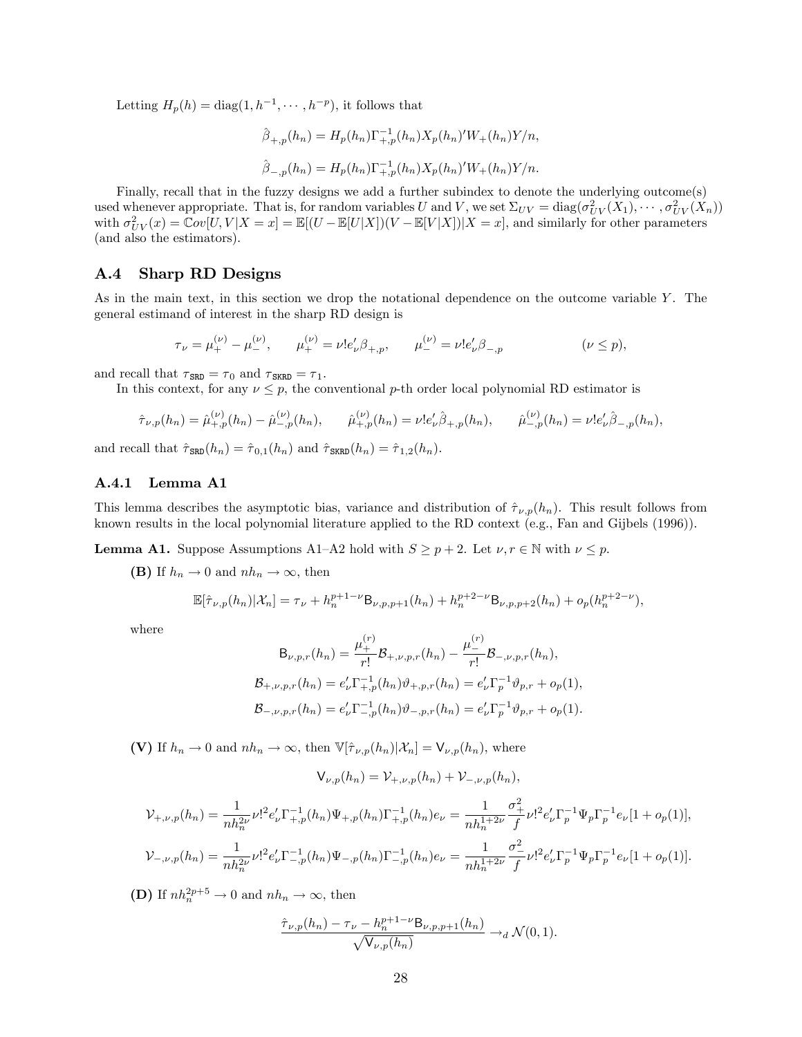Letting $H_p(h) = \text{diag}(1, h^{-1}, \cdots, h^{-p})$, it follows that

$$\hat{\beta}_{+,p}(h_n) = H_p(h_n)\Gamma^{-1}_{+,p}(h_n)X_p(h_n)'W_+(h_n)Y/n,$$

$$\hat{\beta}_{-,p}(h_n) = H_p(h_n)\Gamma^{-1}_{+,p}(h_n)X_p(h_n)'W_+(h_n)Y/n.$$

Finally, recall that in the fuzzy designs we add a further subindex to denote the underlying outcome(s) used whenever appropriate. That is, for random variables $U$ and $V$, we set $\Sigma_{UV} = \text{diag}(\sigma^2_{UV}(X_1), \cdots, \sigma^2_{UV}(X_n))$ with $\sigma^2_{UV}(x) = \mathbb{C}ov[U, V|X = x] = \mathbb{E}[(U - \mathbb{E}[U|X])(V - \mathbb{E}[V|X])|X = x]$, and similarly for other parameters (and also the estimators).

## A.4 Sharp RD Designs

As in the main text, in this section we drop the notational dependence on the outcome variable $Y$. The general estimand of interest in the sharp RD design is

$$\tau_\nu = \mu^{(\nu)}_+ - \mu^{(\nu)}_-, \qquad \mu^{(\nu)}_+ = \nu! e'_\nu \beta_{+,p}, \qquad \mu^{(\nu)}_- = \nu! e'_\nu \beta_{-,p} \qquad\qquad (\nu \leq p),$$

and recall that $\tau_{\texttt{SRD}} = \tau_0$ and $\tau_{\texttt{SKRD}} = \tau_1$.

In this context, for any $\nu \leq p$, the conventional $p$-th order local polynomial RD estimator is

$$\hat{\tau}_{\nu,p}(h_n) = \hat{\mu}^{(\nu)}_{+,p}(h_n) - \hat{\mu}^{(\nu)}_{-,p}(h_n), \qquad \hat{\mu}^{(\nu)}_{+,p}(h_n) = \nu! e'_\nu \hat{\beta}_{+,p}(h_n), \qquad \hat{\mu}^{(\nu)}_{-,p}(h_n) = \nu! e'_\nu \hat{\beta}_{-,p}(h_n),$$

and recall that $\hat{\tau}_{\texttt{SRD}}(h_n) = \hat{\tau}_{0,1}(h_n)$ and $\hat{\tau}_{\texttt{SKRD}}(h_n) = \hat{\tau}_{1,2}(h_n)$.

### A.4.1 Lemma A1

This lemma describes the asymptotic bias, variance and distribution of $\hat{\tau}_{\nu,p}(h_n)$. This result follows from known results in the local polynomial literature applied to the RD context (e.g., Fan and Gijbels (1996)).

**Lemma A1.** *Suppose Assumptions A1–A2 hold with $S \geq p + 2$. Let $\nu, r \in \mathbb{N}$ with $\nu \leq p$.*

**(B)** If $h_n \to 0$ and $nh_n \to \infty$, then

$$\mathbb{E}[\hat{\tau}_{\nu,p}(h_n)|\mathcal{X}_n] = \tau_\nu + h_n^{p+1-\nu}\mathsf{B}_{\nu,p,p+1}(h_n) + h_n^{p+2-\nu}\mathsf{B}_{\nu,p,p+2}(h_n) + o_p(h_n^{p+2-\nu}),$$

where

$$\mathsf{B}_{\nu,p,r}(h_n) = \frac{\mu^{(r)}_+}{r!}\mathcal{B}_{+,\nu,p,r}(h_n) - \frac{\mu^{(r)}_-}{r!}\mathcal{B}_{-,\nu,p,r}(h_n),$$

$$\mathcal{B}_{+,\nu,p,r}(h_n) = e'_\nu\Gamma^{-1}_{+,p}(h_n)\vartheta_{+,p,r}(h_n) = e'_\nu\Gamma^{-1}_p\vartheta_{p,r} + o_p(1),$$

$$\mathcal{B}_{-,\nu,p,r}(h_n) = e'_\nu\Gamma^{-1}_{-,p}(h_n)\vartheta_{-,p,r}(h_n) = e'_\nu\Gamma^{-1}_p\vartheta_{p,r} + o_p(1).$$

**(V)** If $h_n \to 0$ and $nh_n \to \infty$, then $\mathbb{V}[\hat{\tau}_{\nu,p}(h_n)|\mathcal{X}_n] = \mathsf{V}_{\nu,p}(h_n)$, where

$$\mathsf{V}_{\nu,p}(h_n) = \mathcal{V}_{+,\nu,p}(h_n) + \mathcal{V}_{-,\nu,p}(h_n),$$

$$\mathcal{V}_{+,\nu,p}(h_n) = \frac{1}{nh_n^{2\nu}}\nu!^2 e'_\nu\Gamma^{-1}_{+,p}(h_n)\Psi_{+,p}(h_n)\Gamma^{-1}_{+,p}(h_n)e_\nu = \frac{1}{nh_n^{1+2\nu}}\frac{\sigma^2_+}{f}\nu!^2 e'_\nu\Gamma^{-1}_p\Psi_p\Gamma^{-1}_p e_\nu[1 + o_p(1)],$$

$$\mathcal{V}_{-,\nu,p}(h_n) = \frac{1}{nh_n^{2\nu}}\nu!^2 e'_\nu\Gamma^{-1}_{-,p}(h_n)\Psi_{-,p}(h_n)\Gamma^{-1}_{-,p}(h_n)e_\nu = \frac{1}{nh_n^{1+2\nu}}\frac{\sigma^2_-}{f}\nu!^2 e'_\nu\Gamma^{-1}_p\Psi_p\Gamma^{-1}_p e_\nu[1 + o_p(1)].$$

**(D)** If $nh_n^{2p+5} \to 0$ and $nh_n \to \infty$, then

$$\frac{\hat{\tau}_{\nu,p}(h_n) - \tau_\nu - h_n^{p+1-\nu}\mathsf{B}_{\nu,p,p+1}(h_n)}{\sqrt{\mathsf{V}_{\nu,p}(h_n)}} \to_d \mathcal{N}(0, 1).$$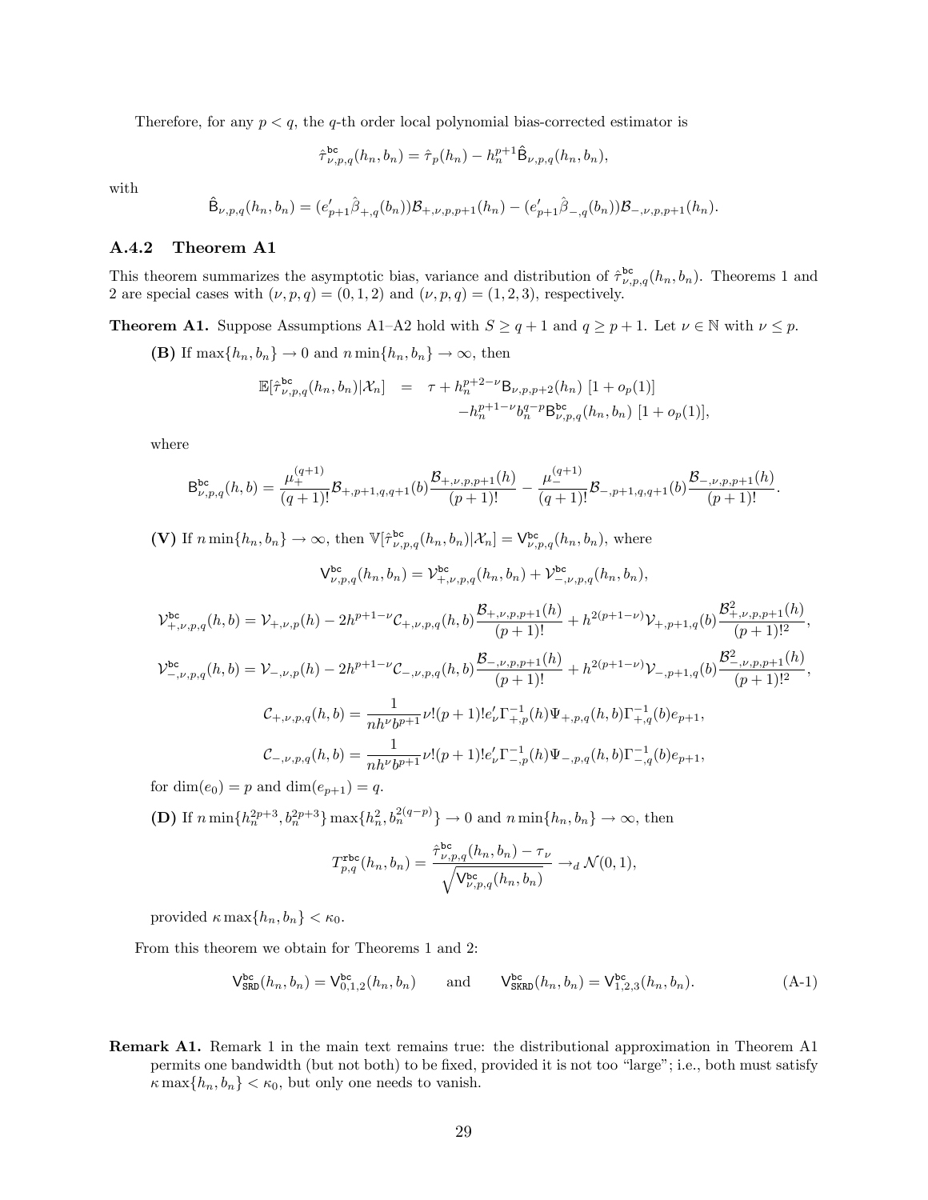Therefore, for any $p < q$, the $q$-th order local polynomial bias-corrected estimator is

$$\hat{\tau}^{\mathtt{bc}}_{\nu,p,q}(h_n, b_n) = \hat{\tau}_p(h_n) - h_n^{p+1}\hat{\mathsf{B}}_{\nu,p,q}(h_n, b_n),$$

with

$$\hat{\mathsf{B}}_{\nu,p,q}(h_n, b_n) = (e'_{p+1}\hat{\beta}_{+,q}(b_n))\mathcal{B}_{+,\nu,p,p+1}(h_n) - (e'_{p+1}\hat{\beta}_{-,q}(b_n))\mathcal{B}_{-,\nu,p,p+1}(h_n).$$

### A.4.2 Theorem A1

This theorem summarizes the asymptotic bias, variance and distribution of $\hat{\tau}^{\mathtt{bc}}_{\nu,p,q}(h_n, b_n)$. Theorems 1 and 2 are special cases with $(\nu, p, q) = (0, 1, 2)$ and $(\nu, p, q) = (1, 2, 3)$, respectively.

**Theorem A1.** Suppose Assumptions A1–A2 hold with $S \geq q + 1$ and $q \geq p + 1$. Let $\nu \in \mathbb{N}$ with $\nu \leq p$.

**(B)** If $\max\{h_n, b_n\} \to 0$ and $n \min\{h_n, b_n\} \to \infty$, then

$$\begin{aligned}\mathbb{E}[\hat{\tau}^{\mathtt{bc}}_{\nu,p,q}(h_n, b_n)|\mathcal{X}_n] &= \tau + h_n^{p+2-\nu}\mathsf{B}_{\nu,p,p+2}(h_n)\ [1 + o_p(1)] \\ &\quad - h_n^{p+1-\nu}b_n^{q-p}\mathsf{B}^{\mathtt{bc}}_{\nu,p,q}(h_n, b_n)\ [1 + o_p(1)],\end{aligned}$$

where

$$\mathsf{B}^{\mathtt{bc}}_{\nu,p,q}(h, b) = \frac{\mu_+^{(q+1)}}{(q+1)!}\mathcal{B}_{+,p+1,q,q+1}(b)\frac{\mathcal{B}_{+,\nu,p,p+1}(h)}{(p+1)!} - \frac{\mu_-^{(q+1)}}{(q+1)!}\mathcal{B}_{-,p+1,q,q+1}(b)\frac{\mathcal{B}_{-,\nu,p,p+1}(h)}{(p+1)!}.$$

**(V)** If $n \min\{h_n, b_n\} \to \infty$, then $\mathbb{V}[\hat{\tau}^{\mathtt{bc}}_{\nu,p,q}(h_n, b_n)|\mathcal{X}_n] = \mathsf{V}^{\mathtt{bc}}_{\nu,p,q}(h_n, b_n)$, where

$$\mathsf{V}^{\mathtt{bc}}_{\nu,p,q}(h_n, b_n) = \mathcal{V}^{\mathtt{bc}}_{+,\nu,p,q}(h_n, b_n) + \mathcal{V}^{\mathtt{bc}}_{-,\nu,p,q}(h_n, b_n),$$

$$\mathcal{V}^{\mathtt{bc}}_{+,\nu,p,q}(h, b) = \mathcal{V}_{+,\nu,p}(h) - 2h^{p+1-\nu}\mathcal{C}_{+,\nu,p,q}(h, b)\frac{\mathcal{B}_{+,\nu,p,p+1}(h)}{(p+1)!} + h^{2(p+1-\nu)}\mathcal{V}_{+,p+1,q}(b)\frac{\mathcal{B}^2_{+,\nu,p,p+1}(h)}{(p+1)!^2},$$

$$\mathcal{V}^{\mathtt{bc}}_{-,\nu,p,q}(h, b) = \mathcal{V}_{-,\nu,p}(h) - 2h^{p+1-\nu}\mathcal{C}_{-,\nu,p,q}(h, b)\frac{\mathcal{B}_{-,\nu,p,p+1}(h)}{(p+1)!} + h^{2(p+1-\nu)}\mathcal{V}_{-,p+1,q}(b)\frac{\mathcal{B}^2_{-,\nu,p,p+1}(h)}{(p+1)!^2},$$

$$\mathcal{C}_{+,\nu,p,q}(h, b) = \frac{1}{nh^{\nu}b^{p+1}}\nu!(p+1)!e'_{\nu}\Gamma^{-1}_{+,p}(h)\Psi_{+,p,q}(h, b)\Gamma^{-1}_{+,q}(b)e_{p+1},$$

$$\mathcal{C}_{-,\nu,p,q}(h, b) = \frac{1}{nh^{\nu}b^{p+1}}\nu!(p+1)!e'_{\nu}\Gamma^{-1}_{-,p}(h)\Psi_{-,p,q}(h, b)\Gamma^{-1}_{-,q}(b)e_{p+1},$$

for $\dim(e_0) = p$ and $\dim(e_{p+1}) = q$.

**(D)** If $n \min\{h_n^{2p+3}, b_n^{2p+3}\} \max\{h_n^2, b_n^{2(q-p)}\} \to 0$ and $n \min\{h_n, b_n\} \to \infty$, then

$$T^{\mathtt{rbc}}_{p,q}(h_n, b_n) = \frac{\hat{\tau}^{\mathtt{bc}}_{\nu,p,q}(h_n, b_n) - \tau_\nu}{\sqrt{\mathsf{V}^{\mathtt{bc}}_{\nu,p,q}(h_n, b_n)}} \to_d \mathcal{N}(0, 1),$$

provided $\kappa \max\{h_n, b_n\} < \kappa_0$.

From this theorem we obtain for Theorems 1 and 2:

$$\mathsf{V}^{\mathtt{bc}}_{\mathtt{SRD}}(h_n, b_n) = \mathsf{V}^{\mathtt{bc}}_{0,1,2}(h_n, b_n) \qquad \text{and} \qquad \mathsf{V}^{\mathtt{bc}}_{\mathtt{SKRD}}(h_n, b_n) = \mathsf{V}^{\mathtt{bc}}_{1,2,3}(h_n, b_n). \tag{A-1}$$

**Remark A1.** Remark 1 in the main text remains true: the distributional approximation in Theorem A1 permits one bandwidth (but not both) to be fixed, provided it is not too "large"; i.e., both must satisfy $\kappa \max\{h_n, b_n\} < \kappa_0$, but only one needs to vanish.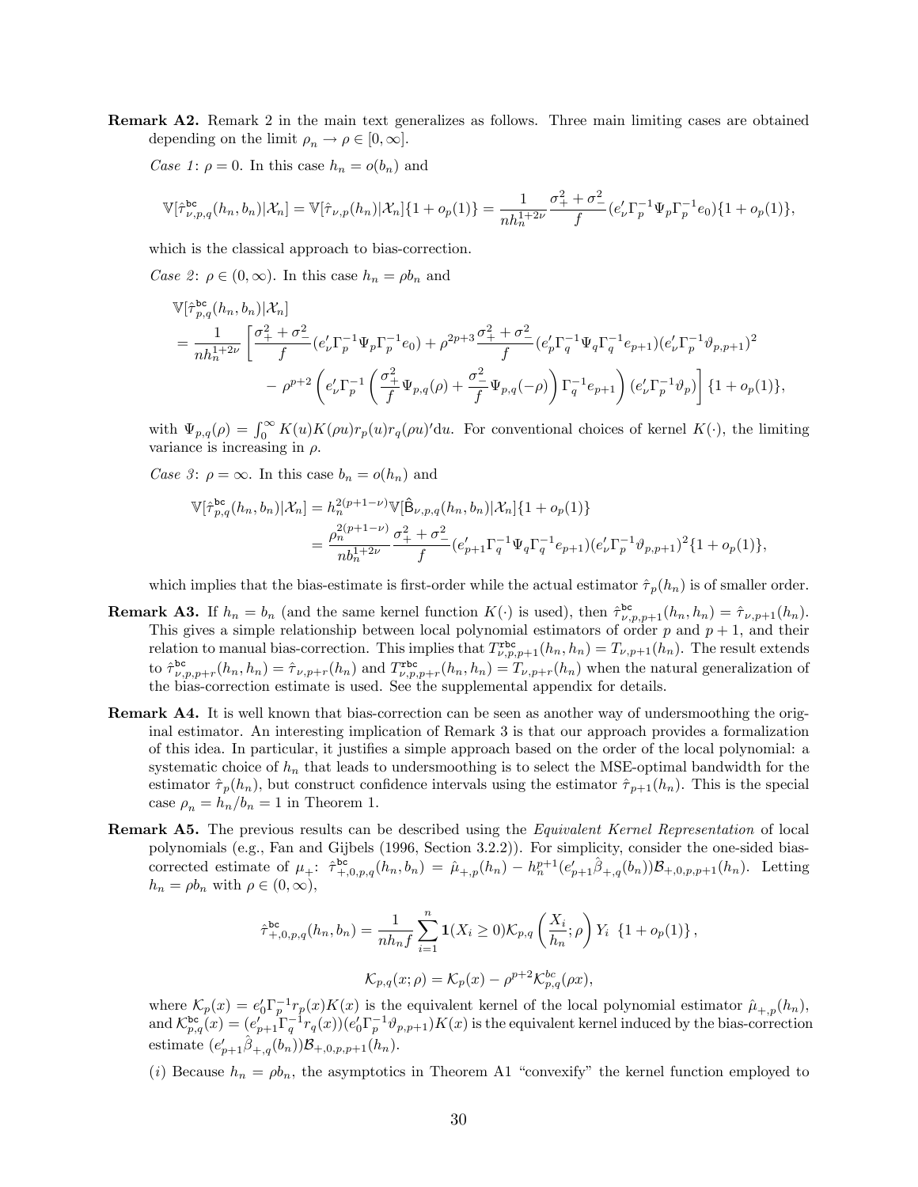**Remark A2.** Remark 2 in the main text generalizes as follows. Three main limiting cases are obtained depending on the limit $\rho_n \to \rho \in [0, \infty]$.

*Case 1*: $\rho = 0$. In this case $h_n = o(b_n)$ and

$$\mathbb{V}[\hat{\tau}^{\mathtt{bc}}_{\nu,p,q}(h_n, b_n)|\mathcal{X}_n] = \mathbb{V}[\hat{\tau}_{\nu,p}(h_n)|\mathcal{X}_n]\{1 + o_p(1)\} = \frac{1}{nh_n^{1+2\nu}} \frac{\sigma_+^2 + \sigma_-^2}{f}(e_\nu' \Gamma_p^{-1} \Psi_p \Gamma_p^{-1} e_0)\{1 + o_p(1)\},$$

which is the classical approach to bias-correction.

*Case 2*: $\rho \in (0, \infty)$. In this case $h_n = \rho b_n$ and

$$\begin{aligned}
&\mathbb{V}[\hat{\tau}^{\mathtt{bc}}_{p,q}(h_n, b_n)|\mathcal{X}_n] \\
&= \frac{1}{nh_n^{1+2\nu}} \left[ \frac{\sigma_+^2 + \sigma_-^2}{f}(e_\nu' \Gamma_p^{-1} \Psi_p \Gamma_p^{-1} e_0) + \rho^{2p+3} \frac{\sigma_+^2 + \sigma_-^2}{f}(e_p' \Gamma_q^{-1} \Psi_q \Gamma_q^{-1} e_{p+1})(e_\nu' \Gamma_p^{-1} \vartheta_{p,p+1})^2 \right. \\
&\qquad \left. - \rho^{p+2} \left( e_\nu' \Gamma_p^{-1} \left( \frac{\sigma_+^2}{f} \Psi_{p,q}(\rho) + \frac{\sigma_-^2}{f} \Psi_{p,q}(-\rho) \right) \Gamma_q^{-1} e_{p+1} \right) (e_\nu' \Gamma_p^{-1} \vartheta_p) \right] \{1 + o_p(1)\},
\end{aligned}$$

with $\Psi_{p,q}(\rho) = \int_0^\infty K(u)K(\rho u) r_p(u) r_q(\rho u)' \mathrm{d}u$. For conventional choices of kernel $K(\cdot)$, the limiting variance is increasing in $\rho$.

*Case 3*: $\rho = \infty$. In this case $b_n = o(h_n)$ and

$$\begin{aligned}
\mathbb{V}[\hat{\tau}^{\mathtt{bc}}_{p,q}(h_n, b_n)|\mathcal{X}_n] &= h_n^{2(p+1-\nu)} \mathbb{V}[\hat{\mathsf{B}}_{\nu,p,q}(h_n, b_n)|\mathcal{X}_n]\{1 + o_p(1)\} \\
&= \frac{\rho_n^{2(p+1-\nu)}}{nb_n^{1+2\nu}} \frac{\sigma_+^2 + \sigma_-^2}{f}(e_{p+1}' \Gamma_q^{-1} \Psi_q \Gamma_q^{-1} e_{p+1})(e_\nu' \Gamma_p^{-1} \vartheta_{p,p+1})^2 \{1 + o_p(1)\},
\end{aligned}$$

which implies that the bias-estimate is first-order while the actual estimator $\hat{\tau}_p(h_n)$ is of smaller order.

**Remark A3.** If $h_n = b_n$ (and the same kernel function $K(\cdot)$ is used), then $\hat{\tau}^{\mathtt{bc}}_{\nu,p,p+1}(h_n, h_n) = \hat{\tau}_{\nu,p+1}(h_n)$. This gives a simple relationship between local polynomial estimators of order $p$ and $p+1$, and their relation to manual bias-correction. This implies that $T^{\mathtt{rbc}}_{\nu,p,p+1}(h_n, h_n) = T_{\nu,p+1}(h_n)$. The result extends to $\hat{\tau}^{\mathtt{bc}}_{\nu,p,p+r}(h_n, h_n) = \hat{\tau}_{\nu,p+r}(h_n)$ and $T^{\mathtt{rbc}}_{\nu,p,p+r}(h_n, h_n) = T_{\nu,p+r}(h_n)$ when the natural generalization of the bias-correction estimate is used. See the supplemental appendix for details.

**Remark A4.** It is well known that bias-correction can be seen as another way of undersmoothing the original estimator. An interesting implication of Remark 3 is that our approach provides a formalization of this idea. In particular, it justifies a simple approach based on the order of the local polynomial: a systematic choice of $h_n$ that leads to undersmoothing is to select the MSE-optimal bandwidth for the estimator $\hat{\tau}_p(h_n)$, but construct confidence intervals using the estimator $\hat{\tau}_{p+1}(h_n)$. This is the special case $\rho_n = h_n/b_n = 1$ in Theorem 1.

**Remark A5.** The previous results can be described using the *Equivalent Kernel Representation* of local polynomials (e.g., Fan and Gijbels (1996, Section 3.2.2)). For simplicity, consider the one-sided bias-corrected estimate of $\mu_+$: $\hat{\tau}^{\mathtt{bc}}_{+,0,p,q}(h_n, b_n) = \hat{\mu}_{+,p}(h_n) - h_n^{p+1}(e_{p+1}' \hat{\beta}_{+,q}(b_n))\mathcal{B}_{+,0,p,p+1}(h_n)$. Letting $h_n = \rho b_n$ with $\rho \in (0, \infty)$,

$$\hat{\tau}^{\mathtt{bc}}_{+,0,p,q}(h_n, b_n) = \frac{1}{nh_n f} \sum_{i=1}^n \mathbf{1}(X_i \geq 0) \mathcal{K}_{p,q}\left(\frac{X_i}{h_n}; \rho\right) Y_i \ \{1 + o_p(1)\},$$

$$\mathcal{K}_{p,q}(x; \rho) = \mathcal{K}_p(x) - \rho^{p+2} \mathcal{K}^{bc}_{p,q}(\rho x),$$

where $\mathcal{K}_p(x) = e_0' \Gamma_p^{-1} r_p(x) K(x)$ is the equivalent kernel of the local polynomial estimator $\hat{\mu}_{+,p}(h_n)$, and $\mathcal{K}^{\mathtt{bc}}_{p,q}(x) = (e_{p+1}' \Gamma_q^{-1} r_q(x))(e_0' \Gamma_p^{-1} \vartheta_{p,p+1}) K(x)$ is the equivalent kernel induced by the bias-correction estimate $(e_{p+1}' \hat{\beta}_{+,q}(b_n))\mathcal{B}_{+,0,p,p+1}(h_n)$.

($i$) Because $h_n = \rho b_n$, the asymptotics in Theorem A1 "convexify" the kernel function employed to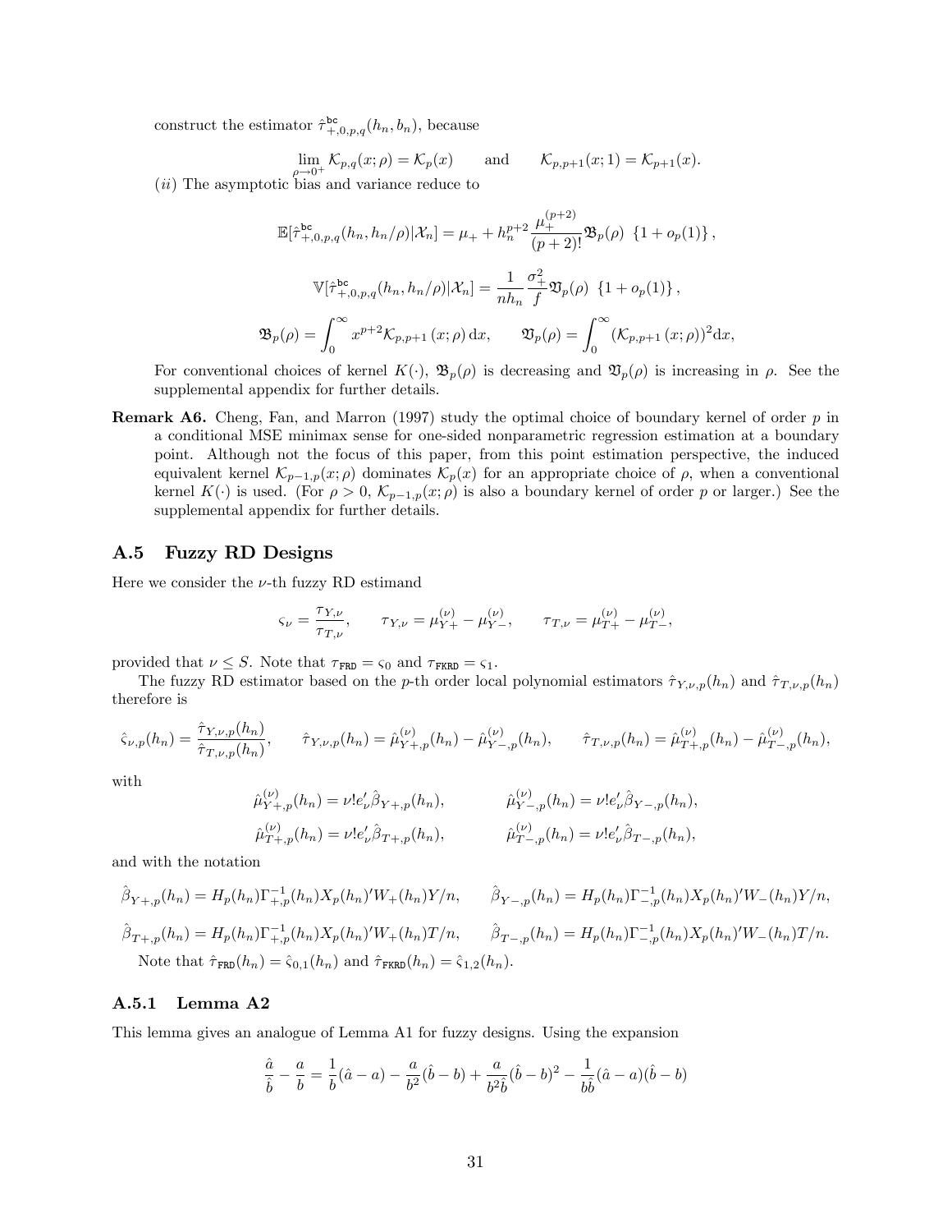construct the estimator $\hat{\tau}^{\mathtt{bc}}_{+,0,p,q}(h_n, b_n)$, because

$$\lim_{\rho \to 0^+} \mathcal{K}_{p,q}(x;\rho) = \mathcal{K}_p(x) \qquad \text{and} \qquad \mathcal{K}_{p,p+1}(x;1) = \mathcal{K}_{p+1}(x).$$

$(ii)$ The asymptotic bias and variance reduce to

$$\mathbb{E}[\hat{\tau}^{\mathtt{bc}}_{+,0,p,q}(h_n, h_n/\rho)|\mathcal{X}_n] = \mu_+ + h_n^{p+2}\frac{\mu_+^{(p+2)}}{(p+2)!}\mathfrak{B}_p(\rho)\ \{1 + o_p(1)\},$$

$$\mathbb{V}[\hat{\tau}^{\mathtt{bc}}_{+,0,p,q}(h_n, h_n/\rho)|\mathcal{X}_n] = \frac{1}{nh_n}\frac{\sigma_+^2}{f}\mathfrak{V}_p(\rho)\ \{1 + o_p(1)\},$$

$$\mathfrak{B}_p(\rho) = \int_0^\infty x^{p+2}\mathcal{K}_{p,p+1}(x;\rho)\,\mathrm{d}x, \qquad \mathfrak{V}_p(\rho) = \int_0^\infty (\mathcal{K}_{p,p+1}(x;\rho))^2\mathrm{d}x,$$

For conventional choices of kernel $K(\cdot)$, $\mathfrak{B}_p(\rho)$ is decreasing and $\mathfrak{V}_p(\rho)$ is increasing in $\rho$. See the supplemental appendix for further details.

**Remark A6.** Cheng, Fan, and Marron (1997) study the optimal choice of boundary kernel of order $p$ in a conditional MSE minimax sense for one-sided nonparametric regression estimation at a boundary point. Although not the focus of this paper, from this point estimation perspective, the induced equivalent kernel $\mathcal{K}_{p-1,p}(x;\rho)$ dominates $\mathcal{K}_p(x)$ for an appropriate choice of $\rho$, when a conventional kernel $K(\cdot)$ is used. (For $\rho > 0$, $\mathcal{K}_{p-1,p}(x;\rho)$ is also a boundary kernel of order $p$ or larger.) See the supplemental appendix for further details.

## A.5 Fuzzy RD Designs

Here we consider the $\nu$-th fuzzy RD estimand

$$\varsigma_\nu = \frac{\tau_{Y,\nu}}{\tau_{T,\nu}}, \qquad \tau_{Y,\nu} = \mu_{Y+}^{(\nu)} - \mu_{Y-}^{(\nu)}, \qquad \tau_{T,\nu} = \mu_{T+}^{(\nu)} - \mu_{T-}^{(\nu)},$$

provided that $\nu \leq S$. Note that $\tau_{\mathtt{FRD}} = \varsigma_0$ and $\tau_{\mathtt{FKRD}} = \varsigma_1$.

The fuzzy RD estimator based on the $p$-th order local polynomial estimators $\hat{\tau}_{Y,\nu,p}(h_n)$ and $\hat{\tau}_{T,\nu,p}(h_n)$ therefore is

$$\hat{\varsigma}_{\nu,p}(h_n) = \frac{\hat{\tau}_{Y,\nu,p}(h_n)}{\hat{\tau}_{T,\nu,p}(h_n)}, \qquad \hat{\tau}_{Y,\nu,p}(h_n) = \hat{\mu}^{(\nu)}_{Y+,p}(h_n) - \hat{\mu}^{(\nu)}_{Y-,p}(h_n), \qquad \hat{\tau}_{T,\nu,p}(h_n) = \hat{\mu}^{(\nu)}_{T+,p}(h_n) - \hat{\mu}^{(\nu)}_{T-,p}(h_n),$$

with

$$\hat{\mu}^{(\nu)}_{Y+,p}(h_n) = \nu! e_\nu' \hat{\beta}_{Y+,p}(h_n), \qquad \hat{\mu}^{(\nu)}_{Y-,p}(h_n) = \nu! e_\nu' \hat{\beta}_{Y-,p}(h_n),$$
$$\hat{\mu}^{(\nu)}_{T+,p}(h_n) = \nu! e_\nu' \hat{\beta}_{T+,p}(h_n), \qquad \hat{\mu}^{(\nu)}_{T-,p}(h_n) = \nu! e_\nu' \hat{\beta}_{T-,p}(h_n),$$

and with the notation

$$\hat{\beta}_{Y+,p}(h_n) = H_p(h_n)\Gamma^{-1}_{+,p}(h_n)X_p(h_n)'W_+(h_n)Y/n, \qquad \hat{\beta}_{Y-,p}(h_n) = H_p(h_n)\Gamma^{-1}_{-,p}(h_n)X_p(h_n)'W_-(h_n)Y/n,$$

$$\hat{\beta}_{T+,p}(h_n) = H_p(h_n)\Gamma^{-1}_{+,p}(h_n)X_p(h_n)'W_+(h_n)T/n, \qquad \hat{\beta}_{T-,p}(h_n) = H_p(h_n)\Gamma^{-1}_{-,p}(h_n)X_p(h_n)'W_-(h_n)T/n.$$

Note that $\hat{\tau}_{\mathtt{FRD}}(h_n) = \hat{\varsigma}_{0,1}(h_n)$ and $\hat{\tau}_{\mathtt{FKRD}}(h_n) = \hat{\varsigma}_{1,2}(h_n)$.

### A.5.1 Lemma A2

This lemma gives an analogue of Lemma A1 for fuzzy designs. Using the expansion

$$\frac{\hat{a}}{\hat{b}} - \frac{a}{b} = \frac{1}{b}(\hat{a} - a) - \frac{a}{b^2}(\hat{b} - b) + \frac{a}{b^2\hat{b}}(\hat{b} - b)^2 - \frac{1}{b\hat{b}}(\hat{a} - a)(\hat{b} - b)$$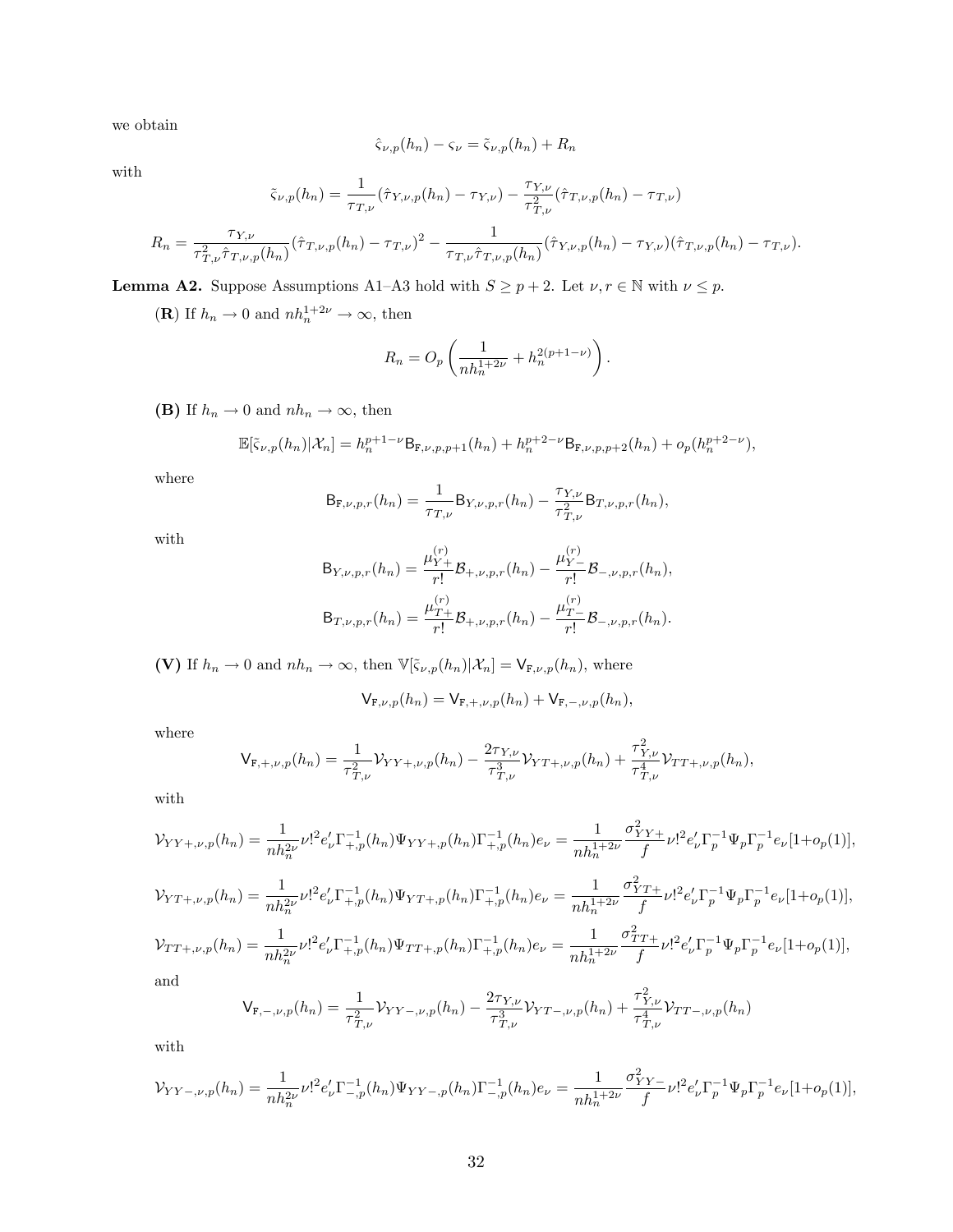we obtain

$$\hat{\varsigma}_{\nu,p}(h_n) - \varsigma_\nu = \tilde{\varsigma}_{\nu,p}(h_n) + R_n$$

with

$$\tilde{\varsigma}_{\nu,p}(h_n) = \frac{1}{\tau_{T,\nu}}(\hat{\tau}_{Y,\nu,p}(h_n) - \tau_{Y,\nu}) - \frac{\tau_{Y,\nu}}{\tau_{T,\nu}^2}(\hat{\tau}_{T,\nu,p}(h_n) - \tau_{T,\nu})$$

$$R_n = \frac{\tau_{Y,\nu}}{\tau_{T,\nu}^2 \hat{\tau}_{T,\nu,p}(h_n)}(\hat{\tau}_{T,\nu,p}(h_n) - \tau_{T,\nu})^2 - \frac{1}{\tau_{T,\nu}\hat{\tau}_{T,\nu,p}(h_n)}(\hat{\tau}_{Y,\nu,p}(h_n) - \tau_{Y,\nu})(\hat{\tau}_{T,\nu,p}(h_n) - \tau_{T,\nu}).$$

**Lemma A2.** Suppose Assumptions A1–A3 hold with $S \geq p+2$. Let $\nu, r \in \mathbb{N}$ with $\nu \leq p$.

(**R**) If $h_n \to 0$ and $nh_n^{1+2\nu} \to \infty$, then

$$R_n = O_p\left(\frac{1}{nh_n^{1+2\nu}} + h_n^{2(p+1-\nu)}\right).$$

**(B)** If $h_n \to 0$ and $nh_n \to \infty$, then

$$\mathbb{E}[\tilde{\varsigma}_{\nu,p}(h_n)|\mathcal{X}_n] = h_n^{p+1-\nu}\mathsf{B}_{\mathtt{F},\nu,p,p+1}(h_n) + h_n^{p+2-\nu}\mathsf{B}_{\mathtt{F},\nu,p,p+2}(h_n) + o_p(h_n^{p+2-\nu}),$$

where

$$\mathsf{B}_{\mathtt{F},\nu,p,r}(h_n) = \frac{1}{\tau_{T,\nu}}\mathsf{B}_{Y,\nu,p,r}(h_n) - \frac{\tau_{Y,\nu}}{\tau_{T,\nu}^2}\mathsf{B}_{T,\nu,p,r}(h_n),$$

with

$$\mathsf{B}_{Y,\nu,p,r}(h_n) = \frac{\mu_{Y+}^{(r)}}{r!}\mathcal{B}_{+,\nu,p,r}(h_n) - \frac{\mu_{Y-}^{(r)}}{r!}\mathcal{B}_{-,\nu,p,r}(h_n),$$

$$\mathsf{B}_{T,\nu,p,r}(h_n) = \frac{\mu_{T+}^{(r)}}{r!}\mathcal{B}_{+,\nu,p,r}(h_n) - \frac{\mu_{T-}^{(r)}}{r!}\mathcal{B}_{-,\nu,p,r}(h_n).$$

**(V)** If $h_n \to 0$ and $nh_n \to \infty$, then $\mathbb{V}[\tilde{\varsigma}_{\nu,p}(h_n)|\mathcal{X}_n] = \mathsf{V}_{\mathtt{F},\nu,p}(h_n)$, where

$$\mathsf{V}_{\mathtt{F},\nu,p}(h_n) = \mathsf{V}_{\mathtt{F},+,\nu,p}(h_n) + \mathsf{V}_{\mathtt{F},-,\nu,p}(h_n),$$

where

$$\mathsf{V}_{\mathtt{F},+,\nu,p}(h_n) = \frac{1}{\tau_{T,\nu}^2}\mathcal{V}_{YY+,\nu,p}(h_n) - \frac{2\tau_{Y,\nu}}{\tau_{T,\nu}^3}\mathcal{V}_{YT+,\nu,p}(h_n) + \frac{\tau_{Y,\nu}^2}{\tau_{T,\nu}^4}\mathcal{V}_{TT+,\nu,p}(h_n),$$

with

$$\mathcal{V}_{YY+,\nu,p}(h_n) = \frac{1}{nh_n^{2\nu}}\nu!^2 e_\nu' \Gamma_{+,p}^{-1}(h_n)\Psi_{YY+,p}(h_n)\Gamma_{+,p}^{-1}(h_n)e_\nu = \frac{1}{nh_n^{1+2\nu}}\frac{\sigma_{YY+}^2}{f}\nu!^2 e_\nu'\Gamma_p^{-1}\Psi_p\Gamma_p^{-1}e_\nu[1+o_p(1)],$$

$$\mathcal{V}_{YT+,\nu,p}(h_n) = \frac{1}{nh_n^{2\nu}}\nu!^2 e_\nu' \Gamma_{+,p}^{-1}(h_n)\Psi_{YT+,p}(h_n)\Gamma_{+,p}^{-1}(h_n)e_\nu = \frac{1}{nh_n^{1+2\nu}}\frac{\sigma_{YT+}^2}{f}\nu!^2 e_\nu'\Gamma_p^{-1}\Psi_p\Gamma_p^{-1}e_\nu[1+o_p(1)],$$

$$\mathcal{V}_{TT+,\nu,p}(h_n) = \frac{1}{nh_n^{2\nu}}\nu!^2 e_\nu' \Gamma_{+,p}^{-1}(h_n)\Psi_{TT+,p}(h_n)\Gamma_{+,p}^{-1}(h_n)e_\nu = \frac{1}{nh_n^{1+2\nu}}\frac{\sigma_{TT+}^2}{f}\nu!^2 e_\nu'\Gamma_p^{-1}\Psi_p\Gamma_p^{-1}e_\nu[1+o_p(1)],$$

and

$$\mathsf{V}_{\mathtt{F},-,\nu,p}(h_n) = \frac{1}{\tau_{T,\nu}^2}\mathcal{V}_{YY-,\nu,p}(h_n) - \frac{2\tau_{Y,\nu}}{\tau_{T,\nu}^3}\mathcal{V}_{YT-,\nu,p}(h_n) + \frac{\tau_{Y,\nu}^2}{\tau_{T,\nu}^4}\mathcal{V}_{TT-,\nu,p}(h_n)$$

with

$$\mathcal{V}_{YY-,\nu,p}(h_n) = \frac{1}{nh_n^{2\nu}}\nu!^2 e_\nu' \Gamma_{-,p}^{-1}(h_n)\Psi_{YY-,p}(h_n)\Gamma_{-,p}^{-1}(h_n)e_\nu = \frac{1}{nh_n^{1+2\nu}}\frac{\sigma_{YY-}^2}{f}\nu!^2 e_\nu'\Gamma_p^{-1}\Psi_p\Gamma_p^{-1}e_\nu[1+o_p(1)],$$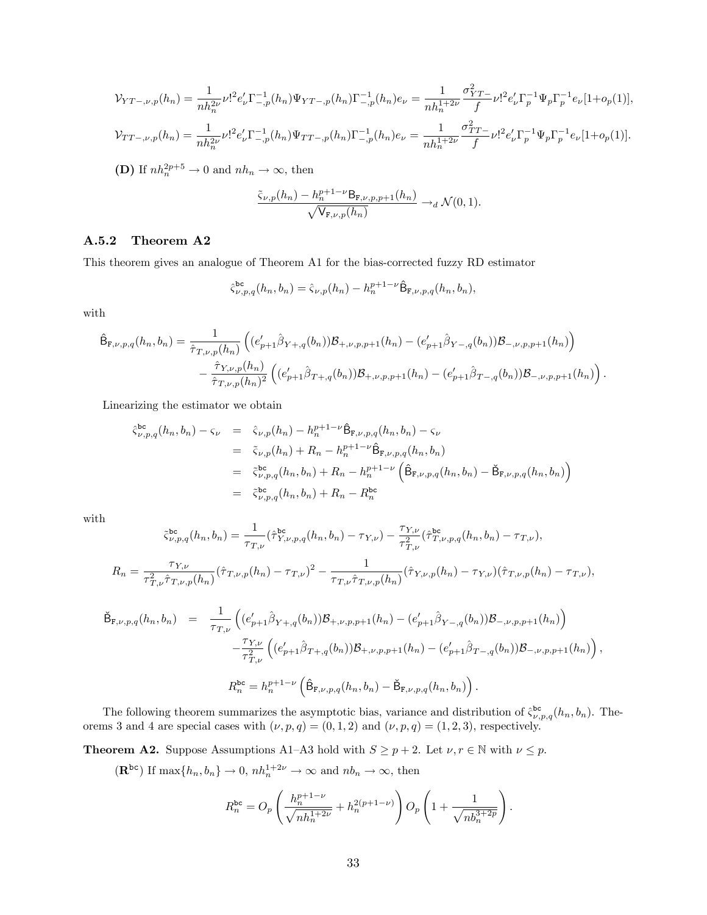$$\mathcal{V}_{YT-,\nu,p}(h_n) = \frac{1}{nh_n^{2\nu}}\nu!^2 e_\nu' \Gamma_{-,p}^{-1}(h_n)\Psi_{YT-,p}(h_n)\Gamma_{-,p}^{-1}(h_n)e_\nu = \frac{1}{nh_n^{1+2\nu}}\frac{\sigma_{YT-}^2}{f}\nu!^2 e_\nu'\Gamma_p^{-1}\Psi_p\Gamma_p^{-1}e_\nu[1+o_p(1)],$$

$$\mathcal{V}_{TT-,\nu,p}(h_n) = \frac{1}{nh_n^{2\nu}}\nu!^2 e_\nu' \Gamma_{-,p}^{-1}(h_n)\Psi_{TT-,p}(h_n)\Gamma_{-,p}^{-1}(h_n)e_\nu = \frac{1}{nh_n^{1+2\nu}}\frac{\sigma_{TT-}^2}{f}\nu!^2 e_\nu'\Gamma_p^{-1}\Psi_p\Gamma_p^{-1}e_\nu[1+o_p(1)].$$

**(D)** If $nh_n^{2p+5} \to 0$ and $nh_n \to \infty$, then

$$\frac{\tilde{\varsigma}_{\nu,p}(h_n) - h_n^{p+1-\nu}\mathsf{B}_{\mathtt{F},\nu,p,p+1}(h_n)}{\sqrt{\mathsf{V}_{\mathtt{F},\nu,p}(h_n)}} \to_d \mathcal{N}(0,1).$$

### A.5.2 Theorem A2

This theorem gives an analogue of Theorem A1 for the bias-corrected fuzzy RD estimator

$$\hat{\varsigma}_{\nu,p,q}^{\mathtt{bc}}(h_n,b_n) = \hat{\varsigma}_{\nu,p}(h_n) - h_n^{p+1-\nu}\hat{\mathsf{B}}_{\mathtt{F},\nu,p,q}(h_n,b_n),$$

with

$$\begin{aligned}
\hat{\mathsf{B}}_{\mathtt{F},\nu,p,q}(h_n,b_n) = & \frac{1}{\hat{\tau}_{T,\nu,p}(h_n)}\left((e_{p+1}'\hat{\beta}_{Y+,q}(b_n))\mathcal{B}_{+,\nu,p,p+1}(h_n) - (e_{p+1}'\hat{\beta}_{Y-,q}(b_n))\mathcal{B}_{-,\nu,p,p+1}(h_n)\right) \\
& - \frac{\hat{\tau}_{Y,\nu,p}(h_n)}{\hat{\tau}_{T,\nu,p}(h_n)^2}\left((e_{p+1}'\hat{\beta}_{T+,q}(b_n))\mathcal{B}_{+,\nu,p,p+1}(h_n) - (e_{p+1}'\hat{\beta}_{T-,q}(b_n))\mathcal{B}_{-,\nu,p,p+1}(h_n)\right).
\end{aligned}$$

Linearizing the estimator we obtain

$$\begin{aligned}
\hat{\varsigma}_{\nu,p,q}^{\mathtt{bc}}(h_n,b_n) - \varsigma_\nu &= \hat{\varsigma}_{\nu,p}(h_n) - h_n^{p+1-\nu}\hat{\mathsf{B}}_{\mathtt{F},\nu,p,q}(h_n,b_n) - \varsigma_\nu \\
&= \tilde{\varsigma}_{\nu,p}(h_n) + R_n - h_n^{p+1-\nu}\hat{\mathsf{B}}_{\mathtt{F},\nu,p,q}(h_n,b_n) \\
&= \tilde{\varsigma}_{\nu,p,q}^{\mathtt{bc}}(h_n,b_n) + R_n - h_n^{p+1-\nu}\left(\hat{\mathsf{B}}_{\mathtt{F},\nu,p,q}(h_n,b_n) - \check{\mathsf{B}}_{\mathtt{F},\nu,p,q}(h_n,b_n)\right) \\
&= \tilde{\varsigma}_{\nu,p,q}^{\mathtt{bc}}(h_n,b_n) + R_n - R_n^{\mathtt{bc}}
\end{aligned}$$

with

$$\tilde{\varsigma}_{\nu,p,q}^{\mathtt{bc}}(h_n,b_n) = \frac{1}{\tau_{T,\nu}}(\hat{\tau}_{Y,\nu,p,q}^{\mathtt{bc}}(h_n,b_n) - \tau_{Y,\nu}) - \frac{\tau_{Y,\nu}}{\tau_{T,\nu}^2}(\hat{\tau}_{T,\nu,p,q}^{\mathtt{bc}}(h_n,b_n) - \tau_{T,\nu}),$$

$$R_n = \frac{\tau_{Y,\nu}}{\tau_{T,\nu}^2\hat{\tau}_{T,\nu,p}(h_n)}(\hat{\tau}_{T,\nu,p}(h_n) - \tau_{T,\nu})^2 - \frac{1}{\tau_{T,\nu}\hat{\tau}_{T,\nu,p}(h_n)}(\hat{\tau}_{Y,\nu,p}(h_n) - \tau_{Y,\nu})(\hat{\tau}_{T,\nu,p}(h_n) - \tau_{T,\nu}),$$

$$\begin{aligned}
\check{\mathsf{B}}_{\mathtt{F},\nu,p,q}(h_n,b_n) = & \frac{1}{\tau_{T,\nu}}\left((e_{p+1}'\hat{\beta}_{Y+,q}(b_n))\mathcal{B}_{+,\nu,p,p+1}(h_n) - (e_{p+1}'\hat{\beta}_{Y-,q}(b_n))\mathcal{B}_{-,\nu,p,p+1}(h_n)\right) \\
& - \frac{\tau_{Y,\nu}}{\tau_{T,\nu}^2}\left((e_{p+1}'\hat{\beta}_{T+,q}(b_n))\mathcal{B}_{+,\nu,p,p+1}(h_n) - (e_{p+1}'\hat{\beta}_{T-,q}(b_n))\mathcal{B}_{-,\nu,p,p+1}(h_n)\right),
\end{aligned}$$

$$R_n^{\mathtt{bc}} = h_n^{p+1-\nu}\left(\hat{\mathsf{B}}_{\mathtt{F},\nu,p,q}(h_n,b_n) - \check{\mathsf{B}}_{\mathtt{F},\nu,p,q}(h_n,b_n)\right).$$

The following theorem summarizes the asymptotic bias, variance and distribution of $\hat{\varsigma}_{\nu,p,q}^{\mathtt{bc}}(h_n,b_n)$. Theorems 3 and 4 are special cases with $(\nu,p,q) = (0,1,2)$ and $(\nu,p,q) = (1,2,3)$, respectively.

**Theorem A2.** Suppose Assumptions A1–A3 hold with $S \geq p+2$. Let $\nu, r \in \mathbb{N}$ with $\nu \leq p$.

($\mathbf{R}^{\mathtt{bc}}$) If $\max\{h_n,b_n\} \to 0$, $nh_n^{1+2\nu} \to \infty$ and $nb_n \to \infty$, then

$$R_n^{\mathtt{bc}} = O_p\left(\frac{h_n^{p+1-\nu}}{\sqrt{nh_n^{1+2\nu}}} + h_n^{2(p+1-\nu)}\right)O_p\left(1 + \frac{1}{\sqrt{nb_n^{3+2p}}}\right).$$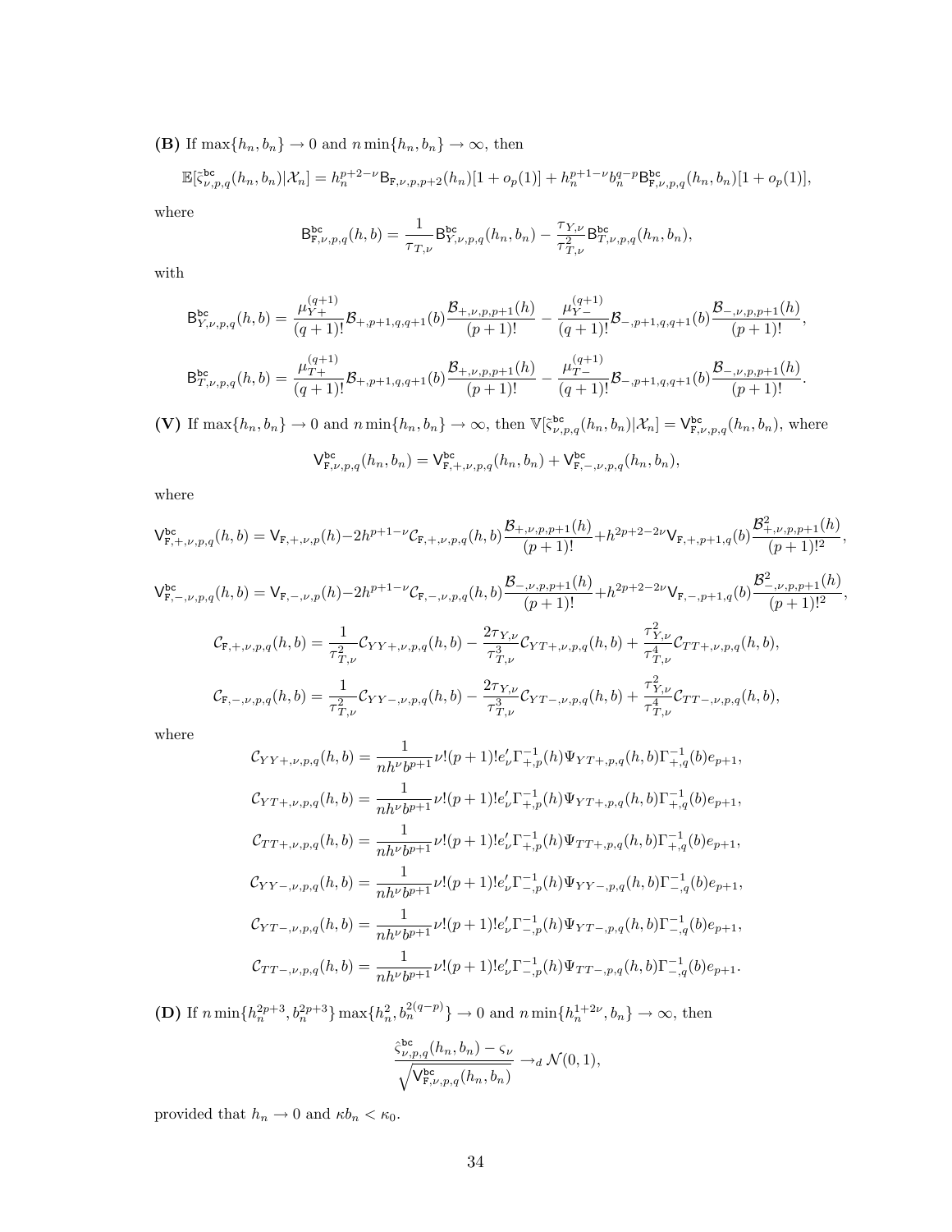**(B)** If $\max\{h_n, b_n\} \to 0$ and $n \min\{h_n, b_n\} \to \infty$, then

$$\mathbb{E}[\tilde{\varsigma}^{\mathsf{bc}}_{\nu,p,q}(h_n,b_n)|\mathcal{X}_n] = h_n^{p+2-\nu}\mathsf{B}_{\mathtt{F},\nu,p,p+2}(h_n)[1+o_p(1)] + h_n^{p+1-\nu}b_n^{q-p}\mathsf{B}^{\mathsf{bc}}_{\mathtt{F},\nu,p,q}(h_n,b_n)[1+o_p(1)],$$

where

$$\mathsf{B}^{\mathsf{bc}}_{\mathtt{F},\nu,p,q}(h,b) = \frac{1}{\tau_{T,\nu}}\mathsf{B}^{\mathsf{bc}}_{Y,\nu,p,q}(h_n,b_n) - \frac{\tau_{Y,\nu}}{\tau_{T,\nu}^2}\mathsf{B}^{\mathsf{bc}}_{T,\nu,p,q}(h_n,b_n),$$

with

$$\mathsf{B}^{\mathsf{bc}}_{Y,\nu,p,q}(h,b) = \frac{\mu^{(q+1)}_{Y+}}{(q+1)!}\mathcal{B}_{+,p+1,q,q+1}(b)\frac{\mathcal{B}_{+,\nu,p,p+1}(h)}{(p+1)!} - \frac{\mu^{(q+1)}_{Y-}}{(q+1)!}\mathcal{B}_{-,p+1,q,q+1}(b)\frac{\mathcal{B}_{-,\nu,p,p+1}(h)}{(p+1)!},$$

$$\mathsf{B}^{\mathsf{bc}}_{T,\nu,p,q}(h,b) = \frac{\mu^{(q+1)}_{T+}}{(q+1)!}\mathcal{B}_{+,p+1,q,q+1}(b)\frac{\mathcal{B}_{+,\nu,p,p+1}(h)}{(p+1)!} - \frac{\mu^{(q+1)}_{T-}}{(q+1)!}\mathcal{B}_{-,p+1,q,q+1}(b)\frac{\mathcal{B}_{-,\nu,p,p+1}(h)}{(p+1)!}.$$

**(V)** If $\max\{h_n, b_n\} \to 0$ and $n \min\{h_n, b_n\} \to \infty$, then $\mathbb{V}[\tilde{\varsigma}^{\mathsf{bc}}_{\nu,p,q}(h_n,b_n)|\mathcal{X}_n] = \mathsf{V}^{\mathsf{bc}}_{\mathtt{F},\nu,p,q}(h_n,b_n)$, where

$$\mathsf{V}^{\mathsf{bc}}_{\mathtt{F},\nu,p,q}(h_n,b_n) = \mathsf{V}^{\mathsf{bc}}_{\mathtt{F},+,\nu,p,q}(h_n,b_n) + \mathsf{V}^{\mathsf{bc}}_{\mathtt{F},-,\nu,p,q}(h_n,b_n),$$

where

$$\mathsf{V}^{\mathsf{bc}}_{\mathtt{F},+,\nu,p,q}(h,b) = \mathsf{V}_{\mathtt{F},+,\nu,p}(h) - 2h^{p+1-\nu}\mathcal{C}_{\mathtt{F},+,\nu,p,q}(h,b)\frac{\mathcal{B}_{+,\nu,p,p+1}(h)}{(p+1)!} + h^{2p+2-2\nu}\mathsf{V}_{\mathtt{F},+,p+1,q}(b)\frac{\mathcal{B}^2_{+,\nu,p,p+1}(h)}{(p+1)!^2},$$

$$\mathsf{V}^{\mathsf{bc}}_{\mathtt{F},-,\nu,p,q}(h,b) = \mathsf{V}_{\mathtt{F},-,\nu,p}(h) - 2h^{p+1-\nu}\mathcal{C}_{\mathtt{F},-,\nu,p,q}(h,b)\frac{\mathcal{B}_{-,\nu,p,p+1}(h)}{(p+1)!} + h^{2p+2-2\nu}\mathsf{V}_{\mathtt{F},-,p+1,q}(b)\frac{\mathcal{B}^2_{-,\nu,p,p+1}(h)}{(p+1)!^2},$$

$$\mathcal{C}_{\mathtt{F},+,\nu,p,q}(h,b) = \frac{1}{\tau_{T,\nu}^2}\mathcal{C}_{YY+,\nu,p,q}(h,b) - \frac{2\tau_{Y,\nu}}{\tau_{T,\nu}^3}\mathcal{C}_{YT+,\nu,p,q}(h,b) + \frac{\tau_{Y,\nu}^2}{\tau_{T,\nu}^4}\mathcal{C}_{TT+,\nu,p,q}(h,b),$$

$$\mathcal{C}_{\mathtt{F},-,\nu,p,q}(h,b) = \frac{1}{\tau_{T,\nu}^2}\mathcal{C}_{YY-,\nu,p,q}(h,b) - \frac{2\tau_{Y,\nu}}{\tau_{T,\nu}^3}\mathcal{C}_{YT-,\nu,p,q}(h,b) + \frac{\tau_{Y,\nu}^2}{\tau_{T,\nu}^4}\mathcal{C}_{TT-,\nu,p,q}(h,b),$$

where

$$\mathcal{C}_{YY+,\nu,p,q}(h,b) = \frac{1}{nh^\nu b^{p+1}}\nu!(p+1)!e_\nu'\Gamma^{-1}_{+,p}(h)\Psi_{YT+,p,q}(h,b)\Gamma^{-1}_{+,q}(b)e_{p+1},$$

$$\mathcal{C}_{YT+,\nu,p,q}(h,b) = \frac{1}{nh^\nu b^{p+1}}\nu!(p+1)!e_\nu'\Gamma^{-1}_{+,p}(h)\Psi_{YT+,p,q}(h,b)\Gamma^{-1}_{+,q}(b)e_{p+1},$$

$$\mathcal{C}_{TT+,\nu,p,q}(h,b) = \frac{1}{nh^\nu b^{p+1}}\nu!(p+1)!e_\nu'\Gamma^{-1}_{+,p}(h)\Psi_{TT+,p,q}(h,b)\Gamma^{-1}_{+,q}(b)e_{p+1},$$

$$\mathcal{C}_{YY-,\nu,p,q}(h,b) = \frac{1}{nh^\nu b^{p+1}}\nu!(p+1)!e_\nu'\Gamma^{-1}_{-,p}(h)\Psi_{YY-,p,q}(h,b)\Gamma^{-1}_{-,q}(b)e_{p+1},$$

$$\mathcal{C}_{YT-,\nu,p,q}(h,b) = \frac{1}{nh^\nu b^{p+1}}\nu!(p+1)!e_\nu'\Gamma^{-1}_{-,p}(h)\Psi_{YT-,p,q}(h,b)\Gamma^{-1}_{-,q}(b)e_{p+1},$$

$$\mathcal{C}_{TT-,\nu,p,q}(h,b) = \frac{1}{nh^\nu b^{p+1}}\nu!(p+1)!e_\nu'\Gamma^{-1}_{-,p}(h)\Psi_{TT-,p,q}(h,b)\Gamma^{-1}_{-,q}(b)e_{p+1}.$$

**(D)** If $n\min\{h_n^{2p+3}, b_n^{2p+3}\}\max\{h_n^2, b_n^{2(q-p)}\} \to 0$ and $n\min\{h_n^{1+2\nu}, b_n\} \to \infty$, then

$$\frac{\hat{\varsigma}^{\mathsf{bc}}_{\nu,p,q}(h_n,b_n) - \varsigma_\nu}{\sqrt{\mathsf{V}^{\mathsf{bc}}_{\mathtt{F},\nu,p,q}(h_n,b_n)}} \to_d \mathcal{N}(0,1),$$

provided that $h_n \to 0$ and $\kappa b_n < \kappa_0$.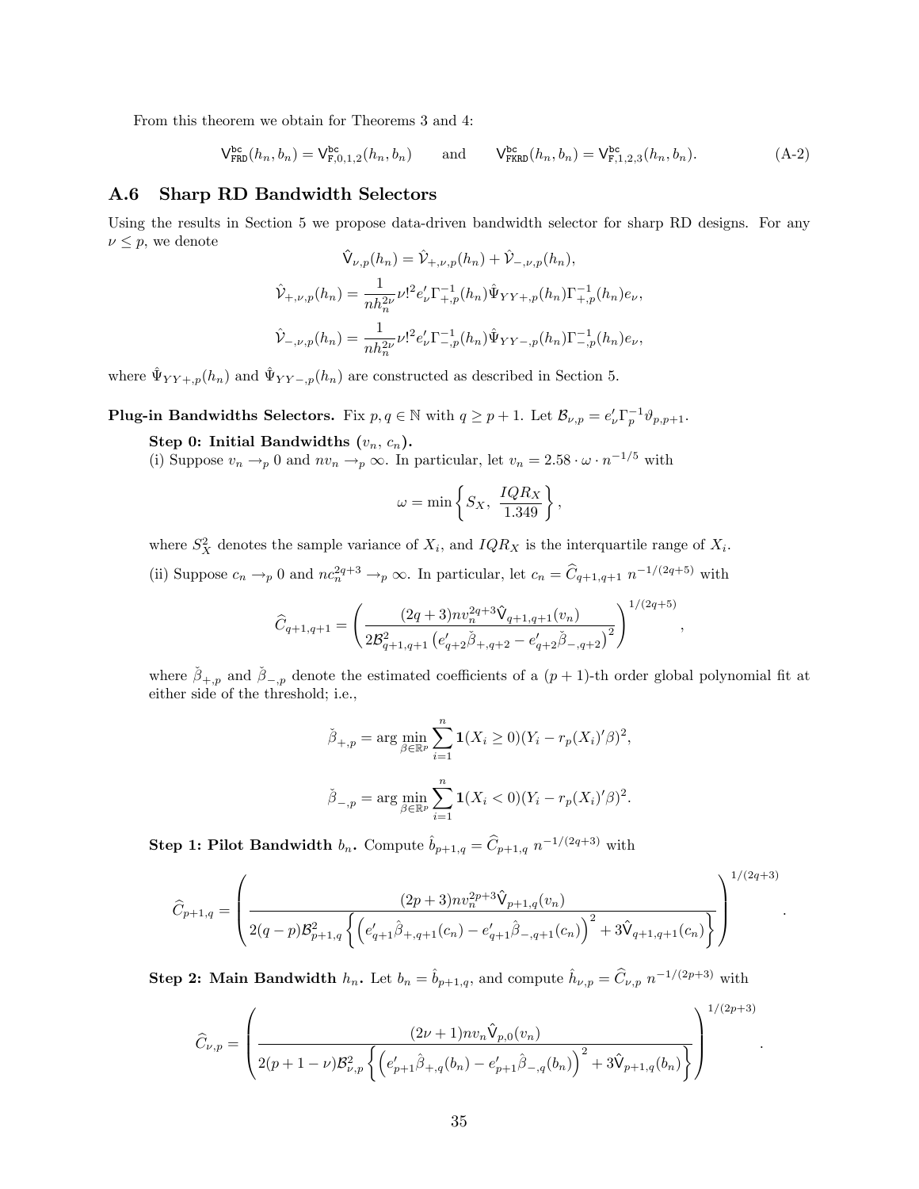From this theorem we obtain for Theorems 3 and 4:

$$\mathsf{V}^{\mathtt{bc}}_{\mathtt{FRD}}(h_n, b_n) = \mathsf{V}^{\mathtt{bc}}_{\mathtt{F},0,1,2}(h_n, b_n) \qquad \text{and} \qquad \mathsf{V}^{\mathtt{bc}}_{\mathtt{FKRD}}(h_n, b_n) = \mathsf{V}^{\mathtt{bc}}_{\mathtt{F},1,2,3}(h_n, b_n). \tag{A-2}$$

## A.6 Sharp RD Bandwidth Selectors

Using the results in Section 5 we propose data-driven bandwidth selector for sharp RD designs. For any $\nu \le p$, we denote

$$\hat{\mathsf{V}}_{\nu,p}(h_n) = \hat{\mathcal{V}}_{+,\nu,p}(h_n) + \hat{\mathcal{V}}_{-,\nu,p}(h_n),$$

$$\hat{\mathcal{V}}_{+,\nu,p}(h_n) = \frac{1}{nh_n^{2\nu}} \nu!^2 e_\nu' \Gamma_{+,p}^{-1}(h_n) \hat{\Psi}_{YY+,p}(h_n) \Gamma_{+,p}^{-1}(h_n) e_\nu,$$

$$\hat{\mathcal{V}}_{-,\nu,p}(h_n) = \frac{1}{nh_n^{2\nu}} \nu!^2 e_\nu' \Gamma_{-,p}^{-1}(h_n) \hat{\Psi}_{YY-,p}(h_n) \Gamma_{-,p}^{-1}(h_n) e_\nu,$$

where $\hat{\Psi}_{YY+,p}(h_n)$ and $\hat{\Psi}_{YY-,p}(h_n)$ are constructed as described in Section 5.

**Plug-in Bandwidths Selectors.** Fix $p, q \in \mathbb{N}$ with $q \ge p+1$. Let $\mathcal{B}_{\nu,p} = e_\nu' \Gamma_p^{-1} \vartheta_{p,p+1}$.

**Step 0: Initial Bandwidths ($v_n$, $c_n$).**
(i) Suppose $v_n \to_p 0$ and $nv_n \to_p \infty$. In particular, let $v_n = 2.58 \cdot \omega \cdot n^{-1/5}$ with

$$\omega = \min\left\{ S_X, \ \frac{IQR_X}{1.349} \right\},$$

where $S_X^2$ denotes the sample variance of $X_i$, and $IQR_X$ is the interquartile range of $X_i$.

(ii) Suppose $c_n \to_p 0$ and $nc_n^{2q+3} \to_p \infty$. In particular, let $c_n = \widehat{C}_{q+1,q+1} \ n^{-1/(2q+5)}$ with

$$\widehat{C}_{q+1,q+1} = \left( \frac{(2q+3) n v_n^{2q+3} \hat{\mathsf{V}}_{q+1,q+1}(v_n)}{2\mathcal{B}_{q+1,q+1}^2 \left( e_{q+2}' \check{\beta}_{+,q+2} - e_{q+2}' \check{\beta}_{-,q+2} \right)^2} \right)^{1/(2q+5)},$$

where $\check{\beta}_{+,p}$ and $\check{\beta}_{-,p}$ denote the estimated coefficients of a $(p+1)$-th order global polynomial fit at either side of the threshold; i.e.,

$$\check{\beta}_{+,p} = \arg\min_{\beta \in \mathbb{R}^p} \sum_{i=1}^n \mathbf{1}(X_i \ge 0)(Y_i - r_p(X_i)'\beta)^2,$$

$$\check{\beta}_{-,p} = \arg\min_{\beta \in \mathbb{R}^p} \sum_{i=1}^n \mathbf{1}(X_i < 0)(Y_i - r_p(X_i)'\beta)^2.$$

**Step 1: Pilot Bandwidth $b_n$.** Compute $\hat{b}_{p+1,q} = \widehat{C}_{p+1,q} \ n^{-1/(2q+3)}$ with

$$\widehat{C}_{p+1,q} = \left( \frac{(2p+3) n v_n^{2p+3} \hat{\mathsf{V}}_{p+1,q}(v_n)}{2(q-p)\mathcal{B}_{p+1,q}^2 \left\{ \left( e_{q+1}' \hat{\beta}_{+,q+1}(c_n) - e_{q+1}' \hat{\beta}_{-,q+1}(c_n) \right)^2 + 3\hat{\mathsf{V}}_{q+1,q+1}(c_n) \right\}} \right)^{1/(2q+3)}.$$

**Step 2: Main Bandwidth $h_n$.** Let $b_n = \hat{b}_{p+1,q}$, and compute $\hat{h}_{\nu,p} = \widehat{C}_{\nu,p} \ n^{-1/(2p+3)}$ with

$$\widehat{C}_{\nu,p} = \left( \frac{(2\nu+1) n v_n \hat{\mathsf{V}}_{p,0}(v_n)}{2(p+1-\nu)\mathcal{B}_{\nu,p}^2 \left\{ \left( e_{p+1}' \hat{\beta}_{+,q}(b_n) - e_{p+1}' \hat{\beta}_{-,q}(b_n) \right)^2 + 3\hat{\mathsf{V}}_{p+1,q}(b_n) \right\}} \right)^{1/(2p+3)}.$$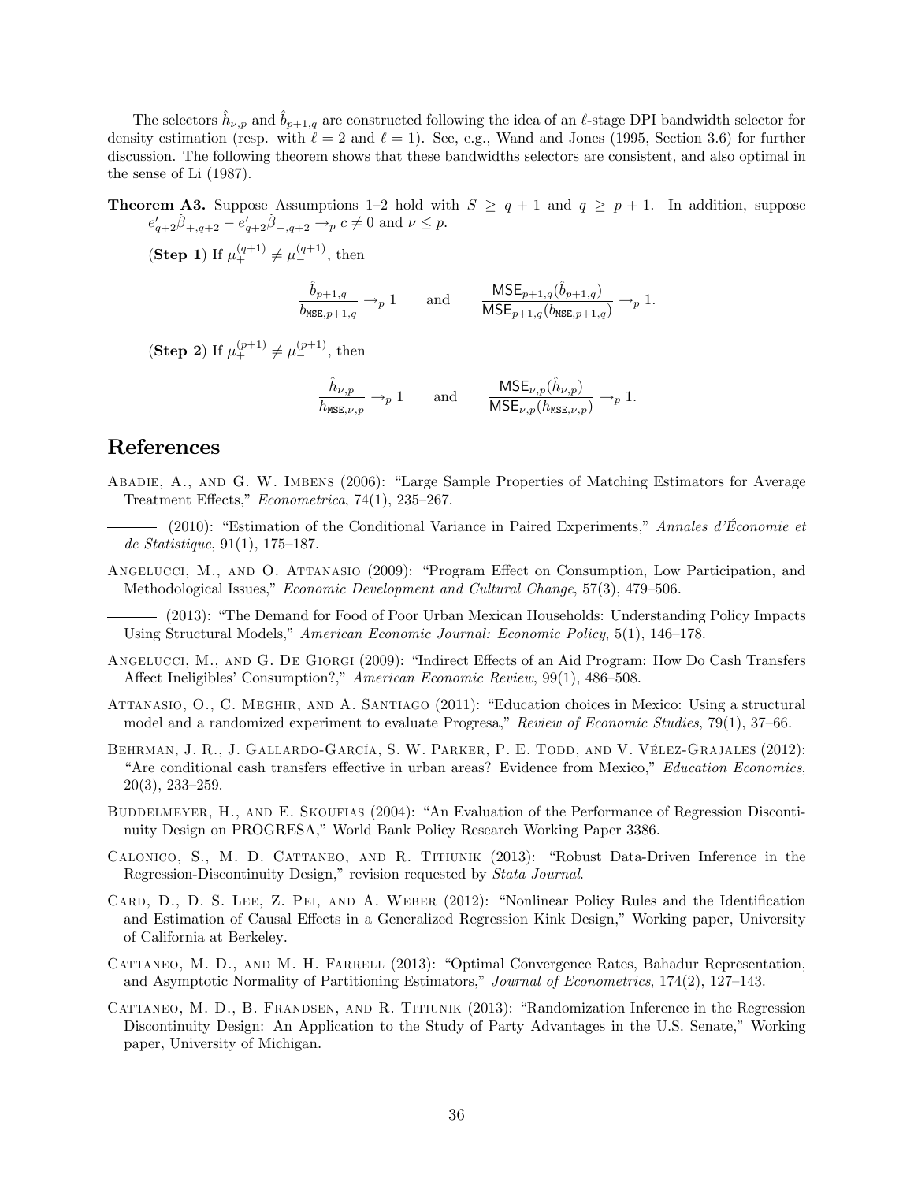The selectors $\hat{h}_{\nu,p}$ and $\hat{b}_{p+1,q}$ are constructed following the idea of an $\ell$-stage DPI bandwidth selector for density estimation (resp. with $\ell = 2$ and $\ell = 1$). See, e.g., Wand and Jones (1995, Section 3.6) for further discussion. The following theorem shows that these bandwidths selectors are consistent, and also optimal in the sense of Li (1987).

**Theorem A3.** Suppose Assumptions 1–2 hold with $S \geq q+1$ and $q \geq p+1$. In addition, suppose $e'_{q+2}\check{\beta}_{+,q+2} - e'_{q+2}\check{\beta}_{-,q+2} \to_p c \neq 0$ and $\nu \leq p$.

(**Step 1**) If $\mu_+^{(q+1)} \neq \mu_-^{(q+1)}$, then

$$\frac{\hat{b}_{p+1,q}}{b_{\mathtt{MSE},p+1,q}} \to_p 1 \qquad \text{and} \qquad \frac{\mathsf{MSE}_{p+1,q}(\hat{b}_{p+1,q})}{\mathsf{MSE}_{p+1,q}(b_{\mathtt{MSE},p+1,q})} \to_p 1.$$

(**Step 2**) If $\mu_+^{(p+1)} \neq \mu_-^{(p+1)}$, then

$$\frac{\hat{h}_{\nu,p}}{h_{\mathtt{MSE},\nu,p}} \to_p 1 \qquad \text{and} \qquad \frac{\mathsf{MSE}_{\nu,p}(\hat{h}_{\nu,p})}{\mathsf{MSE}_{\nu,p}(h_{\mathtt{MSE},\nu,p})} \to_p 1.$$

# References

Abadie, A., and G. W. Imbens (2006): "Large Sample Properties of Matching Estimators for Average Treatment Effects," *Econometrica*, 74(1), 235–267.

——— (2010): "Estimation of the Conditional Variance in Paired Experiments," *Annales d'Économie et de Statistique*, 91(1), 175–187.

Angelucci, M., and O. Attanasio (2009): "Program Effect on Consumption, Low Participation, and Methodological Issues," *Economic Development and Cultural Change*, 57(3), 479–506.

——— (2013): "The Demand for Food of Poor Urban Mexican Households: Understanding Policy Impacts Using Structural Models," *American Economic Journal: Economic Policy*, 5(1), 146–178.

Angelucci, M., and G. De Giorgi (2009): "Indirect Effects of an Aid Program: How Do Cash Transfers Affect Ineligibles' Consumption?," *American Economic Review*, 99(1), 486–508.

Attanasio, O., C. Meghir, and A. Santiago (2011): "Education choices in Mexico: Using a structural model and a randomized experiment to evaluate Progresa," *Review of Economic Studies*, 79(1), 37–66.

Behrman, J. R., J. Gallardo-García, S. W. Parker, P. E. Todd, and V. Vélez-Grajales (2012): "Are conditional cash transfers effective in urban areas? Evidence from Mexico," *Education Economics*, 20(3), 233–259.

Buddelmeyer, H., and E. Skoufias (2004): "An Evaluation of the Performance of Regression Discontinuity Design on PROGRESA," World Bank Policy Research Working Paper 3386.

Calonico, S., M. D. Cattaneo, and R. Titiunik (2013): "Robust Data-Driven Inference in the Regression-Discontinuity Design," revision requested by *Stata Journal*.

Card, D., D. S. Lee, Z. Pei, and A. Weber (2012): "Nonlinear Policy Rules and the Identification and Estimation of Causal Effects in a Generalized Regression Kink Design," Working paper, University of California at Berkeley.

Cattaneo, M. D., and M. H. Farrell (2013): "Optimal Convergence Rates, Bahadur Representation, and Asymptotic Normality of Partitioning Estimators," *Journal of Econometrics*, 174(2), 127–143.

Cattaneo, M. D., B. Frandsen, and R. Titiunik (2013): "Randomization Inference in the Regression Discontinuity Design: An Application to the Study of Party Advantages in the U.S. Senate," Working paper, University of Michigan.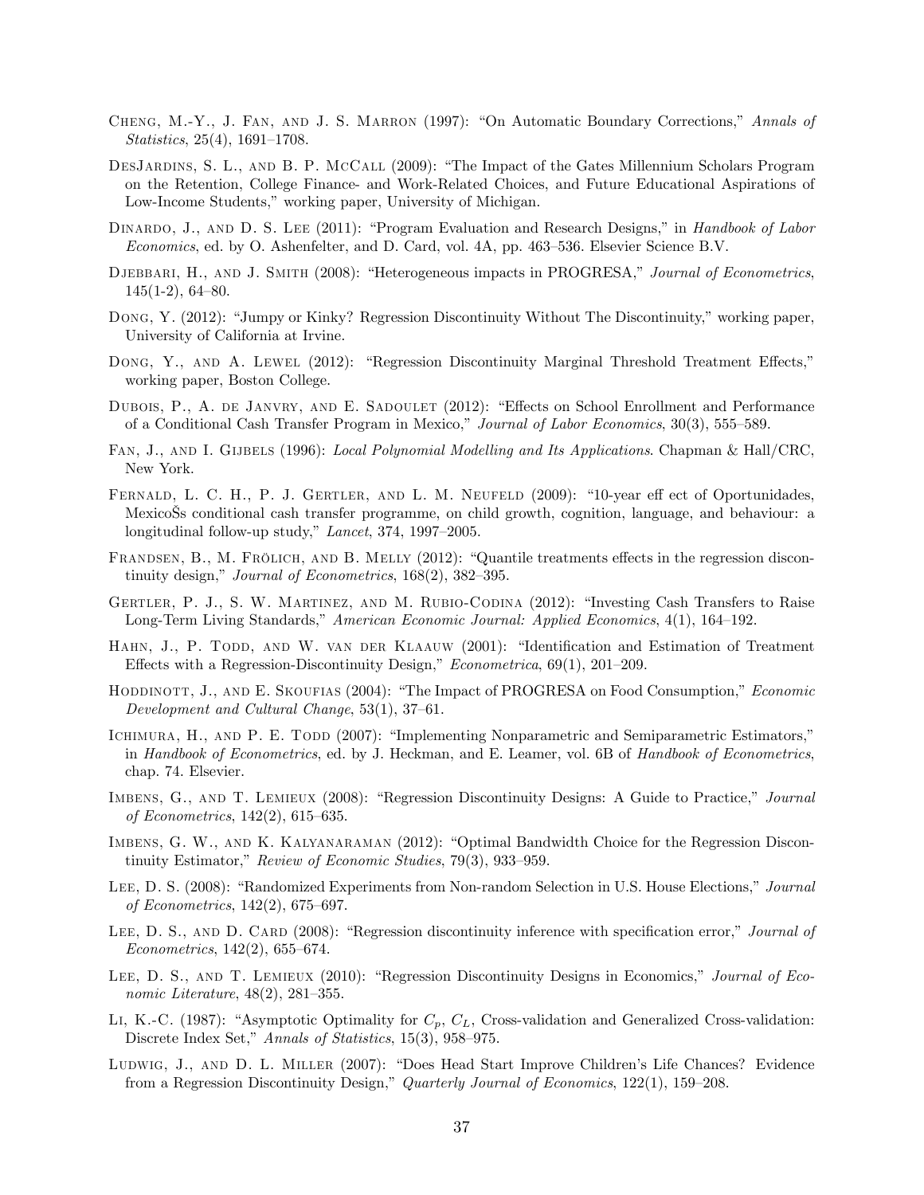Cheng, M.-Y., J. Fan, and J. S. Marron (1997): "On Automatic Boundary Corrections," *Annals of Statistics*, 25(4), 1691–1708.

DesJardins, S. L., and B. P. McCall (2009): "The Impact of the Gates Millennium Scholars Program on the Retention, College Finance- and Work-Related Choices, and Future Educational Aspirations of Low-Income Students," working paper, University of Michigan.

Dinardo, J., and D. S. Lee (2011): "Program Evaluation and Research Designs," in *Handbook of Labor Economics*, ed. by O. Ashenfelter, and D. Card, vol. 4A, pp. 463–536. Elsevier Science B.V.

Djebbari, H., and J. Smith (2008): "Heterogeneous impacts in PROGRESA," *Journal of Econometrics*, 145(1-2), 64–80.

Dong, Y. (2012): "Jumpy or Kinky? Regression Discontinuity Without The Discontinuity," working paper, University of California at Irvine.

Dong, Y., and A. Lewel (2012): "Regression Discontinuity Marginal Threshold Treatment Effects," working paper, Boston College.

Dubois, P., A. de Janvry, and E. Sadoulet (2012): "Effects on School Enrollment and Performance of a Conditional Cash Transfer Program in Mexico," *Journal of Labor Economics*, 30(3), 555–589.

Fan, J., and I. Gijbels (1996): *Local Polynomial Modelling and Its Applications*. Chapman & Hall/CRC, New York.

Fernald, L. C. H., P. J. Gertler, and L. M. Neufeld (2009): "10-year eff ect of Oportunidades, MexicoŠs conditional cash transfer programme, on child growth, cognition, language, and behaviour: a longitudinal follow-up study," *Lancet*, 374, 1997–2005.

Frandsen, B., M. Frölich, and B. Melly (2012): "Quantile treatments effects in the regression discontinuity design," *Journal of Econometrics*, 168(2), 382–395.

Gertler, P. J., S. W. Martinez, and M. Rubio-Codina (2012): "Investing Cash Transfers to Raise Long-Term Living Standards," *American Economic Journal: Applied Economics*, 4(1), 164–192.

Hahn, J., P. Todd, and W. van der Klaauw (2001): "Identification and Estimation of Treatment Effects with a Regression-Discontinuity Design," *Econometrica*, 69(1), 201–209.

Hoddinott, J., and E. Skoufias (2004): "The Impact of PROGRESA on Food Consumption," *Economic Development and Cultural Change*, 53(1), 37–61.

Ichimura, H., and P. E. Todd (2007): "Implementing Nonparametric and Semiparametric Estimators," in *Handbook of Econometrics*, ed. by J. Heckman, and E. Leamer, vol. 6B of *Handbook of Econometrics*, chap. 74. Elsevier.

Imbens, G., and T. Lemieux (2008): "Regression Discontinuity Designs: A Guide to Practice," *Journal of Econometrics*, 142(2), 615–635.

Imbens, G. W., and K. Kalyanaraman (2012): "Optimal Bandwidth Choice for the Regression Discontinuity Estimator," *Review of Economic Studies*, 79(3), 933–959.

Lee, D. S. (2008): "Randomized Experiments from Non-random Selection in U.S. House Elections," *Journal of Econometrics*, 142(2), 675–697.

Lee, D. S., and D. Card (2008): "Regression discontinuity inference with specification error," *Journal of Econometrics*, 142(2), 655–674.

Lee, D. S., and T. Lemieux (2010): "Regression Discontinuity Designs in Economics," *Journal of Economic Literature*, 48(2), 281–355.

Li, K.-C. (1987): "Asymptotic Optimality for $C_p$, $C_L$, Cross-validation and Generalized Cross-validation: Discrete Index Set," *Annals of Statistics*, 15(3), 958–975.

Ludwig, J., and D. L. Miller (2007): "Does Head Start Improve Children's Life Chances? Evidence from a Regression Discontinuity Design," *Quarterly Journal of Economics*, 122(1), 159–208.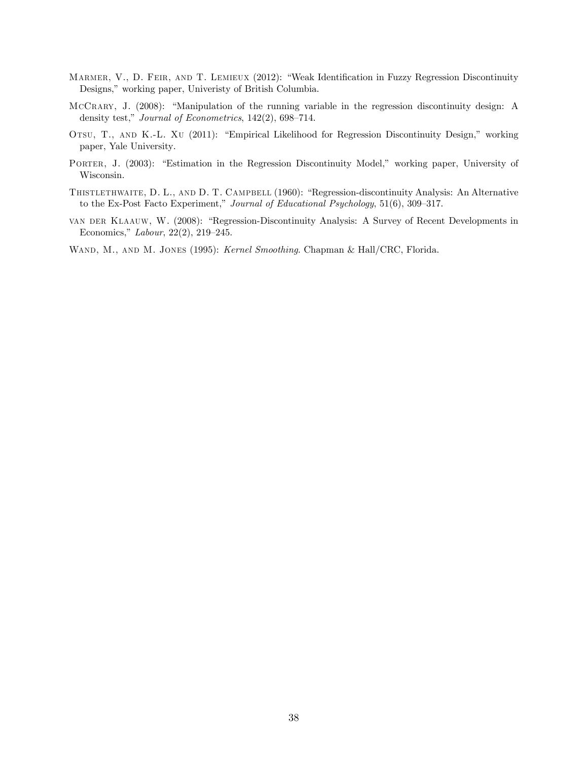Marmer, V., D. Feir, and T. Lemieux (2012): "Weak Identification in Fuzzy Regression Discontinuity Designs," working paper, Univeristy of British Columbia.

McCrary, J. (2008): "Manipulation of the running variable in the regression discontinuity design: A density test," *Journal of Econometrics*, 142(2), 698–714.

Otsu, T., and K.-L. Xu (2011): "Empirical Likelihood for Regression Discontinuity Design," working paper, Yale University.

Porter, J. (2003): "Estimation in the Regression Discontinuity Model," working paper, University of Wisconsin.

Thistlethwaite, D. L., and D. T. Campbell (1960): "Regression-discontinuity Analysis: An Alternative to the Ex-Post Facto Experiment," *Journal of Educational Psychology*, 51(6), 309–317.

van der Klaauw, W. (2008): "Regression-Discontinuity Analysis: A Survey of Recent Developments in Economics," *Labour*, 22(2), 219–245.

Wand, M., and M. Jones (1995): *Kernel Smoothing*. Chapman & Hall/CRC, Florida.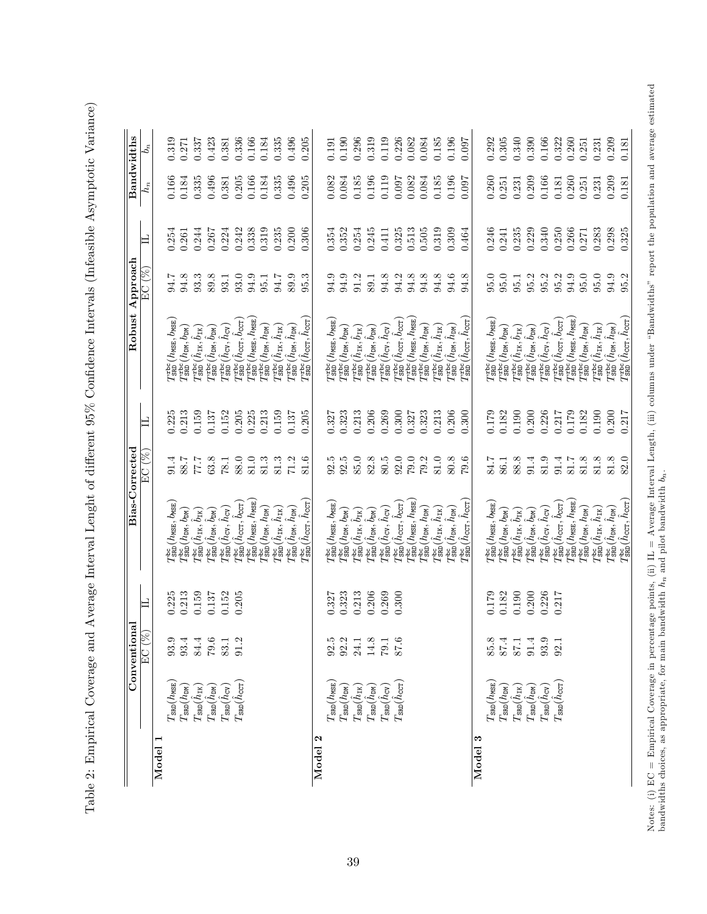Table 2: Empirical Coverage and Average Interval Lenght of different 95% Confidence Intervals (Infeasible Asymptotic Variance)

| | Conventional | | | Bias-Corrected | | | Robust Approach | | | Bandwidths | |
|---|---|---|---|---|---|---|---|---|---|---|---|
| | | EC (%) | IL | | EC (%) | IL | | EC (%) | IL | $h_n$ | $b_n$ |
| **Model 1** | | | | | | | | | | | |
| | $T_{\mathtt{SRD}}(h_{\mathtt{MSE}})$ | 93.9 | 0.225 | $T^{\mathtt{bc}}_{\mathtt{SRD}}(h_{\mathtt{MSE}}, b_{\mathtt{MSE}})$ | 91.4 | 0.225 | $T^{\mathtt{rbc}}_{\mathtt{SRD}}(h_{\mathtt{MSE}}, b_{\mathtt{MSE}})$ | 94.7 | 0.254 | 0.166 | 0.319 |
| | $T_{\mathtt{SRD}}(h_{\mathtt{DM}})$ | 93.4 | 0.213 | $T^{\mathtt{bc}}_{\mathtt{SRD}}(h_{\mathtt{DM}}, b_{\mathtt{DM}})$ | 88.7 | 0.213 | $T^{\mathtt{rbc}}_{\mathtt{SRD}}(h_{\mathtt{DM}}, b_{\mathtt{DM}})$ | 94.8 | 0.261 | 0.184 | 0.271 |
| | $T_{\mathtt{SRD}}(\hat{h}_{\mathtt{IK}})$ | 84.4 | 0.159 | $T^{\mathtt{bc}}_{\mathtt{SRD}}(\hat{h}_{\mathtt{IK}}, \hat{b}_{\mathtt{IK}})$ | 77.7 | 0.159 | $T^{\mathtt{rbc}}_{\mathtt{SRD}}(\hat{h}_{\mathtt{IK}}, \hat{b}_{\mathtt{IK}})$ | 93.3 | 0.244 | 0.335 | 0.337 |
| | $T_{\mathtt{SRD}}(\hat{h}_{\mathtt{DM}})$ | 79.6 | 0.137 | $T^{\mathtt{bc}}_{\mathtt{SRD}}(\hat{h}_{\mathtt{DM}}, \hat{b}_{\mathtt{DM}})$ | 63.8 | 0.137 | $T^{\mathtt{rbc}}_{\mathtt{SRD}}(\hat{h}_{\mathtt{DM}}, \hat{b}_{\mathtt{DM}})$ | 89.8 | 0.267 | 0.496 | 0.423 |
| | $T_{\mathtt{SRD}}(\hat{h}_{\mathtt{CV}})$ | 83.1 | 0.152 | $T^{\mathtt{bc}}_{\mathtt{SRD}}(\hat{h}_{\mathtt{CV}}, \hat{h}_{\mathtt{CV}})$ | 78.1 | 0.152 | $T^{\mathtt{rbc}}_{\mathtt{SRD}}(\hat{h}_{\mathtt{CV}}, \hat{h}_{\mathtt{CV}})$ | 93.1 | 0.224 | 0.381 | 0.381 |
| | $T_{\mathtt{SRD}}(\hat{h}_{\mathtt{CCT}})$ | 91.2 | 0.205 | $T^{\mathtt{bc}}_{\mathtt{SRD}}(\hat{h}_{\mathtt{CCT}}, \hat{b}_{\mathtt{CCT}})$ | 88.0 | 0.205 | $T^{\mathtt{rbc}}_{\mathtt{SRD}}(\hat{h}_{\mathtt{CCT}}, \hat{b}_{\mathtt{CCT}})$ | 93.0 | 0.242 | 0.205 | 0.336 |
| | | | | $T^{\mathtt{bc}}_{\mathtt{SRD}}(h_{\mathtt{MSE}}, h_{\mathtt{MSE}})$ | 81.0 | 0.225 | $T^{\mathtt{rbc}}_{\mathtt{SRD}}(h_{\mathtt{MSE}}, h_{\mathtt{MSE}})$ | 94.9 | 0.338 | 0.166 | 0.166 |
| | | | | $T^{\mathtt{bc}}_{\mathtt{SRD}}(h_{\mathtt{DM}}, h_{\mathtt{DM}})$ | 81.3 | 0.213 | $T^{\mathtt{rbc}}_{\mathtt{SRD}}(h_{\mathtt{DM}}, h_{\mathtt{DM}})$ | 95.1 | 0.319 | 0.184 | 0.184 |
| | | | | $T^{\mathtt{bc}}_{\mathtt{SRD}}(\hat{h}_{\mathtt{IK}}, \hat{h}_{\mathtt{IK}})$ | 81.3 | 0.159 | $T^{\mathtt{rbc}}_{\mathtt{SRD}}(\hat{h}_{\mathtt{IK}}, \hat{h}_{\mathtt{IK}})$ | 94.7 | 0.235 | 0.335 | 0.335 |
| | | | | $T^{\mathtt{bc}}_{\mathtt{SRD}}(\hat{h}_{\mathtt{DM}}, \hat{h}_{\mathtt{DM}})$ | 71.2 | 0.137 | $T^{\mathtt{rbc}}_{\mathtt{SRD}}(\hat{h}_{\mathtt{DM}}, \hat{h}_{\mathtt{DM}})$ | 89.9 | 0.200 | 0.496 | 0.496 |
| | | | | $T^{\mathtt{bc}}_{\mathtt{SRD}}(\hat{h}_{\mathtt{CCT}}, \hat{h}_{\mathtt{CCT}})$ | 81.6 | 0.205 | $T^{\mathtt{rbc}}_{\mathtt{SRD}}(\hat{h}_{\mathtt{CCT}}, \hat{h}_{\mathtt{CCT}})$ | 95.3 | 0.306 | 0.205 | 0.205 |
| **Model 2** | | | | | | | | | | | |
| | $T_{\mathtt{SRD}}(h_{\mathtt{MSE}})$ | 92.5 | 0.327 | $T^{\mathtt{bc}}_{\mathtt{SRD}}(h_{\mathtt{MSE}}, b_{\mathtt{MSE}})$ | 92.5 | 0.327 | $T^{\mathtt{rbc}}_{\mathtt{SRD}}(h_{\mathtt{MSE}}, b_{\mathtt{MSE}})$ | 94.9 | 0.354 | 0.082 | 0.191 |
| | $T_{\mathtt{SRD}}(h_{\mathtt{DM}})$ | 92.2 | 0.323 | $T^{\mathtt{bc}}_{\mathtt{SRD}}(h_{\mathtt{DM}}, b_{\mathtt{DM}})$ | 92.5 | 0.323 | $T^{\mathtt{rbc}}_{\mathtt{SRD}}(h_{\mathtt{DM}}, b_{\mathtt{DM}})$ | 94.9 | 0.352 | 0.084 | 0.190 |
| | $T_{\mathtt{SRD}}(\hat{h}_{\mathtt{IK}})$ | 24.1 | 0.213 | $T^{\mathtt{bc}}_{\mathtt{SRD}}(\hat{h}_{\mathtt{IK}}, \hat{b}_{\mathtt{IK}})$ | 85.0 | 0.213 | $T^{\mathtt{rbc}}_{\mathtt{SRD}}(\hat{h}_{\mathtt{IK}}, \hat{b}_{\mathtt{IK}})$ | 91.2 | 0.254 | 0.185 | 0.296 |
| | $T_{\mathtt{SRD}}(\hat{h}_{\mathtt{DM}})$ | 14.8 | 0.206 | $T^{\mathtt{bc}}_{\mathtt{SRD}}(\hat{h}_{\mathtt{DM}}, \hat{b}_{\mathtt{DM}})$ | 82.8 | 0.206 | $T^{\mathtt{rbc}}_{\mathtt{SRD}}(\hat{h}_{\mathtt{DM}}, \hat{b}_{\mathtt{DM}})$ | 89.1 | 0.245 | 0.196 | 0.319 |
| | $T_{\mathtt{SRD}}(\hat{h}_{\mathtt{CV}})$ | 79.1 | 0.269 | $T^{\mathtt{bc}}_{\mathtt{SRD}}(\hat{h}_{\mathtt{CV}}, \hat{h}_{\mathtt{CV}})$ | 80.5 | 0.269 | $T^{\mathtt{rbc}}_{\mathtt{SRD}}(\hat{h}_{\mathtt{CV}}, \hat{h}_{\mathtt{CV}})$ | 94.8 | 0.411 | 0.119 | 0.119 |
| | $T_{\mathtt{SRD}}(\hat{h}_{\mathtt{CCT}})$ | 87.6 | 0.300 | $T^{\mathtt{bc}}_{\mathtt{SRD}}(\hat{h}_{\mathtt{CCT}}, \hat{b}_{\mathtt{CCT}})$ | 92.0 | 0.300 | $T^{\mathtt{rbc}}_{\mathtt{SRD}}(\hat{h}_{\mathtt{CCT}}, \hat{b}_{\mathtt{CCT}})$ | 94.2 | 0.325 | 0.097 | 0.226 |
| | | | | $T^{\mathtt{bc}}_{\mathtt{SRD}}(h_{\mathtt{MSE}}, h_{\mathtt{MSE}})$ | 79.0 | 0.327 | $T^{\mathtt{rbc}}_{\mathtt{SRD}}(h_{\mathtt{MSE}}, h_{\mathtt{MSE}})$ | 94.8 | 0.513 | 0.082 | 0.082 |
| | | | | $T^{\mathtt{bc}}_{\mathtt{SRD}}(h_{\mathtt{DM}}, h_{\mathtt{DM}})$ | 79.2 | 0.323 | $T^{\mathtt{rbc}}_{\mathtt{SRD}}(h_{\mathtt{DM}}, h_{\mathtt{DM}})$ | 94.8 | 0.505 | 0.084 | 0.084 |
| | | | | $T^{\mathtt{bc}}_{\mathtt{SRD}}(\hat{h}_{\mathtt{IK}}, \hat{h}_{\mathtt{IK}})$ | 81.0 | 0.213 | $T^{\mathtt{rbc}}_{\mathtt{SRD}}(\hat{h}_{\mathtt{IK}}, \hat{h}_{\mathtt{IK}})$ | 94.8 | 0.319 | 0.185 | 0.185 |
| | | | | $T^{\mathtt{bc}}_{\mathtt{SRD}}(\hat{h}_{\mathtt{DM}}, \hat{h}_{\mathtt{DM}})$ | 80.8 | 0.206 | $T^{\mathtt{rbc}}_{\mathtt{SRD}}(\hat{h}_{\mathtt{DM}}, \hat{h}_{\mathtt{DM}})$ | 94.6 | 0.309 | 0.196 | 0.196 |
| | | | | $T^{\mathtt{bc}}_{\mathtt{SRD}}(\hat{h}_{\mathtt{CCT}}, \hat{h}_{\mathtt{CCT}})$ | 79.6 | 0.300 | $T^{\mathtt{rbc}}_{\mathtt{SRD}}(\hat{h}_{\mathtt{CCT}}, \hat{h}_{\mathtt{CCT}})$ | 94.8 | 0.464 | 0.097 | 0.097 |
| **Model 3** | | | | | | | | | | | |
| | $T_{\mathtt{SRD}}(h_{\mathtt{MSE}})$ | 85.8 | 0.179 | $T^{\mathtt{bc}}_{\mathtt{SRD}}(h_{\mathtt{MSE}}, b_{\mathtt{MSE}})$ | 84.7 | 0.179 | $T^{\mathtt{rbc}}_{\mathtt{SRD}}(h_{\mathtt{MSE}}, b_{\mathtt{MSE}})$ | 95.0 | 0.246 | 0.260 | 0.292 |
| | $T_{\mathtt{SRD}}(h_{\mathtt{DM}})$ | 87.4 | 0.182 | $T^{\mathtt{bc}}_{\mathtt{SRD}}(h_{\mathtt{DM}}, b_{\mathtt{DM}})$ | 86.1 | 0.182 | $T^{\mathtt{rbc}}_{\mathtt{SRD}}(h_{\mathtt{DM}}, b_{\mathtt{DM}})$ | 95.0 | 0.241 | 0.251 | 0.305 |
| | $T_{\mathtt{SRD}}(\hat{h}_{\mathtt{IK}})$ | 87.1 | 0.190 | $T^{\mathtt{bc}}_{\mathtt{SRD}}(\hat{h}_{\mathtt{IK}}, \hat{b}_{\mathtt{IK}})$ | 88.8 | 0.190 | $T^{\mathtt{rbc}}_{\mathtt{SRD}}(\hat{h}_{\mathtt{IK}}, \hat{b}_{\mathtt{IK}})$ | 95.1 | 0.235 | 0.231 | 0.340 |
| | $T_{\mathtt{SRD}}(\hat{h}_{\mathtt{DM}})$ | 91.4 | 0.200 | $T^{\mathtt{bc}}_{\mathtt{SRD}}(\hat{h}_{\mathtt{DM}}, \hat{b}_{\mathtt{DM}})$ | 91.4 | 0.200 | $T^{\mathtt{rbc}}_{\mathtt{SRD}}(\hat{h}_{\mathtt{DM}}, \hat{b}_{\mathtt{DM}})$ | 95.2 | 0.229 | 0.209 | 0.390 |
| | $T_{\mathtt{SRD}}(\hat{h}_{\mathtt{CV}})$ | 93.9 | 0.226 | $T^{\mathtt{bc}}_{\mathtt{SRD}}(\hat{h}_{\mathtt{CV}}, \hat{h}_{\mathtt{CV}})$ | 81.9 | 0.226 | $T^{\mathtt{rbc}}_{\mathtt{SRD}}(\hat{h}_{\mathtt{CV}}, \hat{h}_{\mathtt{CV}})$ | 95.2 | 0.340 | 0.166 | 0.166 |
| | $T_{\mathtt{SRD}}(\hat{h}_{\mathtt{CCT}})$ | 92.1 | 0.217 | $T^{\mathtt{bc}}_{\mathtt{SRD}}(\hat{h}_{\mathtt{CCT}}, \hat{b}_{\mathtt{CCT}})$ | 91.4 | 0.217 | $T^{\mathtt{rbc}}_{\mathtt{SRD}}(\hat{h}_{\mathtt{CCT}}, \hat{b}_{\mathtt{CCT}})$ | 95.2 | 0.250 | 0.181 | 0.322 |
| | | | | $T^{\mathtt{bc}}_{\mathtt{SRD}}(h_{\mathtt{MSE}}, h_{\mathtt{MSE}})$ | 81.7 | 0.179 | $T^{\mathtt{rbc}}_{\mathtt{SRD}}(h_{\mathtt{MSE}}, h_{\mathtt{MSE}})$ | 94.9 | 0.266 | 0.260 | 0.260 |
| | | | | $T^{\mathtt{bc}}_{\mathtt{SRD}}(h_{\mathtt{DM}}, h_{\mathtt{DM}})$ | 81.8 | 0.182 | $T^{\mathtt{rbc}}_{\mathtt{SRD}}(h_{\mathtt{DM}}, h_{\mathtt{DM}})$ | 95.0 | 0.271 | 0.251 | 0.251 |
| | | | | $T^{\mathtt{bc}}_{\mathtt{SRD}}(\hat{h}_{\mathtt{IK}}, \hat{h}_{\mathtt{IK}})$ | 81.8 | 0.190 | $T^{\mathtt{rbc}}_{\mathtt{SRD}}(\hat{h}_{\mathtt{IK}}, \hat{h}_{\mathtt{IK}})$ | 95.0 | 0.283 | 0.231 | 0.231 |
| | | | | $T^{\mathtt{bc}}_{\mathtt{SRD}}(\hat{h}_{\mathtt{DM}}, \hat{h}_{\mathtt{DM}})$ | 81.8 | 0.200 | $T^{\mathtt{rbc}}_{\mathtt{SRD}}(\hat{h}_{\mathtt{DM}}, \hat{h}_{\mathtt{DM}})$ | 94.9 | 0.298 | 0.209 | 0.209 |
| | | | | $T^{\mathtt{bc}}_{\mathtt{SRD}}(\hat{h}_{\mathtt{CCT}}, \hat{h}_{\mathtt{CCT}})$ | 82.0 | 0.217 | $T^{\mathtt{rbc}}_{\mathtt{SRD}}(\hat{h}_{\mathtt{CCT}}, \hat{h}_{\mathtt{CCT}})$ | 95.2 | 0.325 | 0.181 | 0.181 |

Notes: (i) EC = Empirical Coverage in percentage points, (ii) IL = Average Interval Length, (iii) columns under "Bandwidths" report the population and average estimated bandwidths choices, as appropriate, for main bandwidth $h_n$ and pilot bandwidth $b_n$.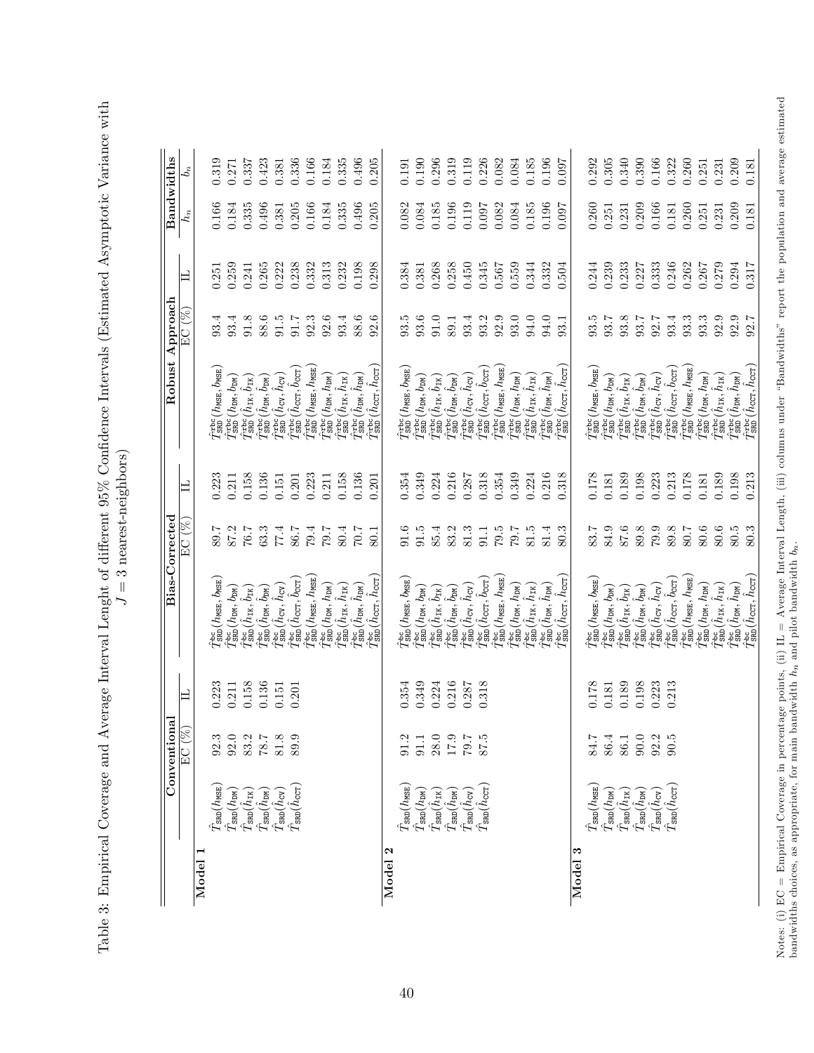Table 3: Empirical Coverage and Average Interval Lenght of different 95% Confidence Intervals (Estimated Asymptotic Variance with $J = 3$ nearest-neighbors)

| | Conventional | | | Bias-Corrected | | | Robust Approach | | | Bandwidths | |
|---|---|---|---|---|---|---|---|---|---|---|---|
| | | EC (%) | IL | | EC (%) | IL | | EC (%) | IL | $h_n$ | $b_n$ |
| **Model 1** | | | | | | | | | | | |
| | $\hat{T}_{\texttt{SRD}}(h_{\texttt{MSE}})$ | 92.3 | 0.223 | $\hat{T}^{\texttt{bc}}_{\texttt{SRD}}(h_{\texttt{MSE}}, b_{\texttt{MSE}})$ | 89.7 | 0.223 | $\hat{T}^{\texttt{rbc}}_{\texttt{SRD}}(h_{\texttt{MSE}}, b_{\texttt{MSE}})$ | 93.4 | 0.251 | 0.166 | 0.319 |
| | $\hat{T}_{\texttt{SRD}}(h_{\texttt{DM}})$ | 92.0 | 0.211 | $\hat{T}^{\texttt{bc}}_{\texttt{SRD}}(h_{\texttt{DM}}, b_{\texttt{DM}})$ | 87.2 | 0.211 | $\hat{T}^{\texttt{rbc}}_{\texttt{SRD}}(h_{\texttt{DM}}, b_{\texttt{DM}})$ | 93.4 | 0.259 | 0.184 | 0.271 |
| | $\hat{T}_{\texttt{SRD}}(\hat{h}_{\texttt{IK}})$ | 83.2 | 0.158 | $\hat{T}^{\texttt{bc}}_{\texttt{SRD}}(\hat{h}_{\texttt{IK}}, \hat{b}_{\texttt{IK}})$ | 76.7 | 0.158 | $\hat{T}^{\texttt{rbc}}_{\texttt{SRD}}(\hat{h}_{\texttt{IK}}, \hat{b}_{\texttt{IK}})$ | 91.8 | 0.241 | 0.335 | 0.337 |
| | $\hat{T}_{\texttt{SRD}}(\hat{h}_{\texttt{DM}})$ | 78.7 | 0.136 | $\hat{T}^{\texttt{bc}}_{\texttt{SRD}}(\hat{h}_{\texttt{DM}}, \hat{b}_{\texttt{DM}})$ | 63.3 | 0.136 | $\hat{T}^{\texttt{rbc}}_{\texttt{SRD}}(\hat{h}_{\texttt{DM}}, \hat{b}_{\texttt{DM}})$ | 88.6 | 0.265 | 0.496 | 0.423 |
| | $\hat{T}_{\texttt{SRD}}(\hat{h}_{\texttt{CV}})$ | 81.8 | 0.151 | $\hat{T}^{\texttt{bc}}_{\texttt{SRD}}(\hat{h}_{\texttt{CV}}, \hat{h}_{\texttt{CV}})$ | 77.4 | 0.151 | $\hat{T}^{\texttt{rbc}}_{\texttt{SRD}}(\hat{h}_{\texttt{CV}}, \hat{h}_{\texttt{CV}})$ | 91.5 | 0.222 | 0.381 | 0.381 |
| | $\hat{T}_{\texttt{SRD}}(\hat{h}_{\texttt{CCT}})$ | 89.9 | 0.201 | $\hat{T}^{\texttt{bc}}_{\texttt{SRD}}(\hat{h}_{\texttt{CCT}}, \hat{b}_{\texttt{CCT}})$ | 86.7 | 0.201 | $\hat{T}^{\texttt{rbc}}_{\texttt{SRD}}(\hat{h}_{\texttt{CCT}}, \hat{b}_{\texttt{CCT}})$ | 91.7 | 0.238 | 0.205 | 0.336 |
| | | | | $\hat{T}^{\texttt{bc}}_{\texttt{SRD}}(h_{\texttt{MSE}}, h_{\texttt{MSE}})$ | 79.4 | 0.223 | $\hat{T}^{\texttt{rbc}}_{\texttt{SRD}}(h_{\texttt{MSE}}, h_{\texttt{MSE}})$ | 92.3 | 0.332 | 0.166 | 0.166 |
| | | | | $\hat{T}^{\texttt{bc}}_{\texttt{SRD}}(h_{\texttt{DM}}, h_{\texttt{DM}})$ | 79.7 | 0.211 | $\hat{T}^{\texttt{rbc}}_{\texttt{SRD}}(h_{\texttt{DM}}, h_{\texttt{DM}})$ | 92.6 | 0.313 | 0.184 | 0.184 |
| | | | | $\hat{T}^{\texttt{bc}}_{\texttt{SRD}}(\hat{h}_{\texttt{IK}}, \hat{h}_{\texttt{IK}})$ | 80.4 | 0.158 | $\hat{T}^{\texttt{rbc}}_{\texttt{SRD}}(\hat{h}_{\texttt{IK}}, \hat{h}_{\texttt{IK}})$ | 93.4 | 0.232 | 0.335 | 0.335 |
| | | | | $\hat{T}^{\texttt{bc}}_{\texttt{SRD}}(\hat{h}_{\texttt{DM}}, \hat{h}_{\texttt{DM}})$ | 70.7 | 0.136 | $\hat{T}^{\texttt{rbc}}_{\texttt{SRD}}(\hat{h}_{\texttt{DM}}, \hat{h}_{\texttt{DM}})$ | 88.6 | 0.198 | 0.496 | 0.496 |
| | | | | $\hat{T}^{\texttt{bc}}_{\texttt{SRD}}(\hat{h}_{\texttt{CCT}}, \hat{h}_{\texttt{CCT}})$ | 80.1 | 0.201 | $\hat{T}^{\texttt{rbc}}_{\texttt{SRD}}(\hat{h}_{\texttt{CCT}}, \hat{h}_{\texttt{CCT}})$ | 92.6 | 0.298 | 0.205 | 0.205 |
| **Model 2** | | | | | | | | | | | |
| | $\hat{T}_{\texttt{SRD}}(h_{\texttt{MSE}})$ | 91.2 | 0.354 | $\hat{T}^{\texttt{bc}}_{\texttt{SRD}}(h_{\texttt{MSE}}, b_{\texttt{MSE}})$ | 91.6 | 0.354 | $\hat{T}^{\texttt{rbc}}_{\texttt{SRD}}(h_{\texttt{MSE}}, b_{\texttt{MSE}})$ | 93.5 | 0.384 | 0.082 | 0.191 |
| | $\hat{T}_{\texttt{SRD}}(h_{\texttt{DM}})$ | 91.1 | 0.349 | $\hat{T}^{\texttt{bc}}_{\texttt{SRD}}(h_{\texttt{DM}}, b_{\texttt{DM}})$ | 91.5 | 0.349 | $\hat{T}^{\texttt{rbc}}_{\texttt{SRD}}(h_{\texttt{DM}}, b_{\texttt{DM}})$ | 93.6 | 0.381 | 0.084 | 0.190 |
| | $\hat{T}_{\texttt{SRD}}(\hat{h}_{\texttt{IK}})$ | 28.0 | 0.224 | $\hat{T}^{\texttt{bc}}_{\texttt{SRD}}(\hat{h}_{\texttt{IK}}, \hat{b}_{\texttt{IK}})$ | 85.4 | 0.224 | $\hat{T}^{\texttt{rbc}}_{\texttt{SRD}}(\hat{h}_{\texttt{IK}}, \hat{b}_{\texttt{IK}})$ | 91.0 | 0.268 | 0.185 | 0.296 |
| | $\hat{T}_{\texttt{SRD}}(\hat{h}_{\texttt{DM}})$ | 17.9 | 0.216 | $\hat{T}^{\texttt{bc}}_{\texttt{SRD}}(\hat{h}_{\texttt{DM}}, \hat{b}_{\texttt{DM}})$ | 83.2 | 0.216 | $\hat{T}^{\texttt{rbc}}_{\texttt{SRD}}(\hat{h}_{\texttt{DM}}, \hat{b}_{\texttt{DM}})$ | 89.1 | 0.258 | 0.196 | 0.319 |
| | $\hat{T}_{\texttt{SRD}}(\hat{h}_{\texttt{CV}})$ | 79.7 | 0.287 | $\hat{T}^{\texttt{bc}}_{\texttt{SRD}}(\hat{h}_{\texttt{CV}}, \hat{h}_{\texttt{CV}})$ | 81.3 | 0.287 | $\hat{T}^{\texttt{rbc}}_{\texttt{SRD}}(\hat{h}_{\texttt{CV}}, \hat{h}_{\texttt{CV}})$ | 93.4 | 0.450 | 0.119 | 0.119 |
| | $\hat{T}_{\texttt{SRD}}(\hat{h}_{\texttt{CCT}})$ | 87.5 | 0.318 | $\hat{T}^{\texttt{bc}}_{\texttt{SRD}}(\hat{h}_{\texttt{CCT}}, \hat{b}_{\texttt{CCT}})$ | 91.1 | 0.318 | $\hat{T}^{\texttt{rbc}}_{\texttt{SRD}}(\hat{h}_{\texttt{CCT}}, \hat{b}_{\texttt{CCT}})$ | 93.2 | 0.345 | 0.097 | 0.226 |
| | | | | $\hat{T}^{\texttt{bc}}_{\texttt{SRD}}(h_{\texttt{MSE}}, h_{\texttt{MSE}})$ | 79.5 | 0.354 | $\hat{T}^{\texttt{rbc}}_{\texttt{SRD}}(h_{\texttt{MSE}}, h_{\texttt{MSE}})$ | 92.9 | 0.567 | 0.082 | 0.082 |
| | | | | $\hat{T}^{\texttt{bc}}_{\texttt{SRD}}(h_{\texttt{DM}}, h_{\texttt{DM}})$ | 79.7 | 0.349 | $\hat{T}^{\texttt{rbc}}_{\texttt{SRD}}(h_{\texttt{DM}}, h_{\texttt{DM}})$ | 93.0 | 0.559 | 0.084 | 0.084 |
| | | | | $\hat{T}^{\texttt{bc}}_{\texttt{SRD}}(\hat{h}_{\texttt{IK}}, \hat{h}_{\texttt{IK}})$ | 81.5 | 0.224 | $\hat{T}^{\texttt{rbc}}_{\texttt{SRD}}(\hat{h}_{\texttt{IK}}, \hat{h}_{\texttt{IK}})$ | 94.0 | 0.344 | 0.185 | 0.185 |
| | | | | $\hat{T}^{\texttt{bc}}_{\texttt{SRD}}(\hat{h}_{\texttt{DM}}, \hat{h}_{\texttt{DM}})$ | 81.4 | 0.216 | $\hat{T}^{\texttt{rbc}}_{\texttt{SRD}}(\hat{h}_{\texttt{DM}}, \hat{h}_{\texttt{DM}})$ | 94.0 | 0.332 | 0.196 | 0.196 |
| | | | | $\hat{T}^{\texttt{bc}}_{\texttt{SRD}}(\hat{h}_{\texttt{CCT}}, \hat{h}_{\texttt{CCT}})$ | 80.3 | 0.318 | $\hat{T}^{\texttt{rbc}}_{\texttt{SRD}}(\hat{h}_{\texttt{CCT}}, \hat{h}_{\texttt{CCT}})$ | 93.1 | 0.504 | 0.097 | 0.097 |
| **Model 3** | | | | | | | | | | | |
| | $\hat{T}_{\texttt{SRD}}(h_{\texttt{MSE}})$ | 84.7 | 0.178 | $\hat{T}^{\texttt{bc}}_{\texttt{SRD}}(h_{\texttt{MSE}}, b_{\texttt{MSE}})$ | 83.7 | 0.178 | $\hat{T}^{\texttt{rbc}}_{\texttt{SRD}}(h_{\texttt{MSE}}, b_{\texttt{MSE}})$ | 93.5 | 0.244 | 0.260 | 0.292 |
| | $\hat{T}_{\texttt{SRD}}(h_{\texttt{DM}})$ | 86.4 | 0.181 | $\hat{T}^{\texttt{bc}}_{\texttt{SRD}}(h_{\texttt{DM}}, b_{\texttt{DM}})$ | 84.9 | 0.181 | $\hat{T}^{\texttt{rbc}}_{\texttt{SRD}}(h_{\texttt{DM}}, b_{\texttt{DM}})$ | 93.7 | 0.239 | 0.251 | 0.305 |
| | $\hat{T}_{\texttt{SRD}}(\hat{h}_{\texttt{IK}})$ | 86.1 | 0.189 | $\hat{T}^{\texttt{bc}}_{\texttt{SRD}}(\hat{h}_{\texttt{IK}}, \hat{b}_{\texttt{IK}})$ | 87.6 | 0.189 | $\hat{T}^{\texttt{rbc}}_{\texttt{SRD}}(\hat{h}_{\texttt{IK}}, \hat{b}_{\texttt{IK}})$ | 93.8 | 0.233 | 0.231 | 0.340 |
| | $\hat{T}_{\texttt{SRD}}(\hat{h}_{\texttt{DM}})$ | 90.0 | 0.198 | $\hat{T}^{\texttt{bc}}_{\texttt{SRD}}(\hat{h}_{\texttt{DM}}, \hat{b}_{\texttt{DM}})$ | 89.8 | 0.198 | $\hat{T}^{\texttt{rbc}}_{\texttt{SRD}}(\hat{h}_{\texttt{DM}}, \hat{b}_{\texttt{DM}})$ | 93.7 | 0.227 | 0.209 | 0.390 |
| | $\hat{T}_{\texttt{SRD}}(\hat{h}_{\texttt{CV}})$ | 92.2 | 0.223 | $\hat{T}^{\texttt{bc}}_{\texttt{SRD}}(\hat{h}_{\texttt{CV}}, \hat{h}_{\texttt{CV}})$ | 79.9 | 0.223 | $\hat{T}^{\texttt{rbc}}_{\texttt{SRD}}(\hat{h}_{\texttt{CV}}, \hat{h}_{\texttt{CV}})$ | 92.7 | 0.333 | 0.166 | 0.166 |
| | $\hat{T}_{\texttt{SRD}}(\hat{h}_{\texttt{CCT}})$ | 90.5 | 0.213 | $\hat{T}^{\texttt{bc}}_{\texttt{SRD}}(\hat{h}_{\texttt{CCT}}, \hat{b}_{\texttt{CCT}})$ | 89.8 | 0.213 | $\hat{T}^{\texttt{rbc}}_{\texttt{SRD}}(\hat{h}_{\texttt{CCT}}, \hat{b}_{\texttt{CCT}})$ | 93.4 | 0.246 | 0.181 | 0.322 |
| | | | | $\hat{T}^{\texttt{bc}}_{\texttt{SRD}}(h_{\texttt{MSE}}, h_{\texttt{MSE}})$ | 80.7 | 0.178 | $\hat{T}^{\texttt{rbc}}_{\texttt{SRD}}(h_{\texttt{MSE}}, h_{\texttt{MSE}})$ | 93.3 | 0.262 | 0.260 | 0.260 |
| | | | | $\hat{T}^{\texttt{bc}}_{\texttt{SRD}}(h_{\texttt{DM}}, h_{\texttt{DM}})$ | 80.6 | 0.181 | $\hat{T}^{\texttt{rbc}}_{\texttt{SRD}}(h_{\texttt{DM}}, h_{\texttt{DM}})$ | 93.3 | 0.267 | 0.251 | 0.251 |
| | | | | $\hat{T}^{\texttt{bc}}_{\texttt{SRD}}(\hat{h}_{\texttt{IK}}, \hat{h}_{\texttt{IK}})$ | 80.6 | 0.189 | $\hat{T}^{\texttt{rbc}}_{\texttt{SRD}}(\hat{h}_{\texttt{IK}}, \hat{h}_{\texttt{IK}})$ | 92.9 | 0.279 | 0.231 | 0.231 |
| | | | | $\hat{T}^{\texttt{bc}}_{\texttt{SRD}}(\hat{h}_{\texttt{DM}}, \hat{h}_{\texttt{DM}})$ | 80.5 | 0.198 | $\hat{T}^{\texttt{rbc}}_{\texttt{SRD}}(\hat{h}_{\texttt{DM}}, \hat{h}_{\texttt{DM}})$ | 92.9 | 0.294 | 0.209 | 0.209 |
| | | | | $\hat{T}^{\texttt{bc}}_{\texttt{SRD}}(\hat{h}_{\texttt{CCT}}, \hat{h}_{\texttt{CCT}})$ | 80.3 | 0.213 | $\hat{T}^{\texttt{rbc}}_{\texttt{SRD}}(\hat{h}_{\texttt{CCT}}, \hat{h}_{\texttt{CCT}})$ | 92.7 | 0.317 | 0.181 | 0.181 |

Notes: (i) EC = Empirical Coverage in percentage points, (ii) IL = Average Interval Length, (iii) columns under "Bandwidths" report the population and average estimated bandwidths choices, as appropriate, for main bandwidth $h_n$ and pilot bandwidth $b_n$.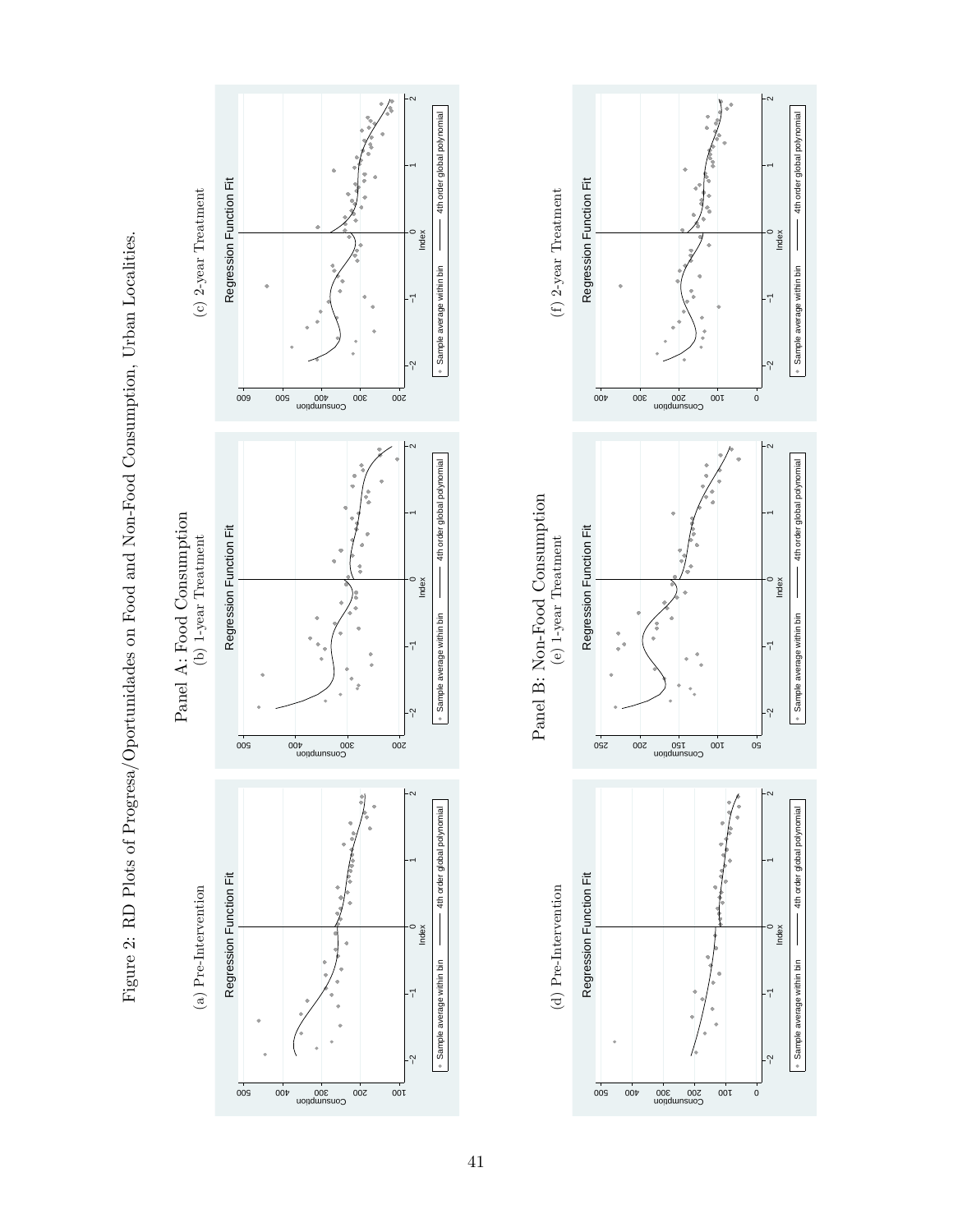Figure 2: RD Plots of Progresa/Oportunidades on Food and Non-Food Consumption, Urban Localities.

Panel A: Food Consumption

(a) Pre-Intervention

(b) 1-year Treatment

(c) 2-year Treatment

Panel B: Non-Food Consumption

(d) Pre-Intervention

(e) 1-year Treatment

(f) 2-year Treatment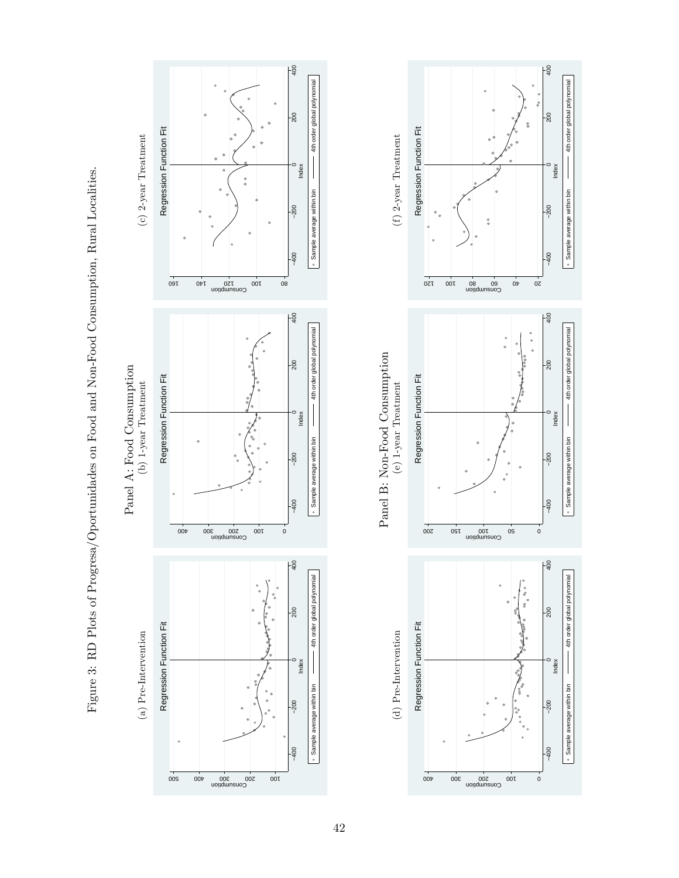Figure 3: RD Plots of Progresa/Oportunidades on Food and Non-Food Consumption, Rural Localities.

Panel A: Food Consumption

(a) Pre-Intervention

(b) 1-year Treatment

(c) 2-year Treatment

Panel B: Non-Food Consumption

(d) Pre-Intervention

(e) 1-year Treatment

(f) 2-year Treatment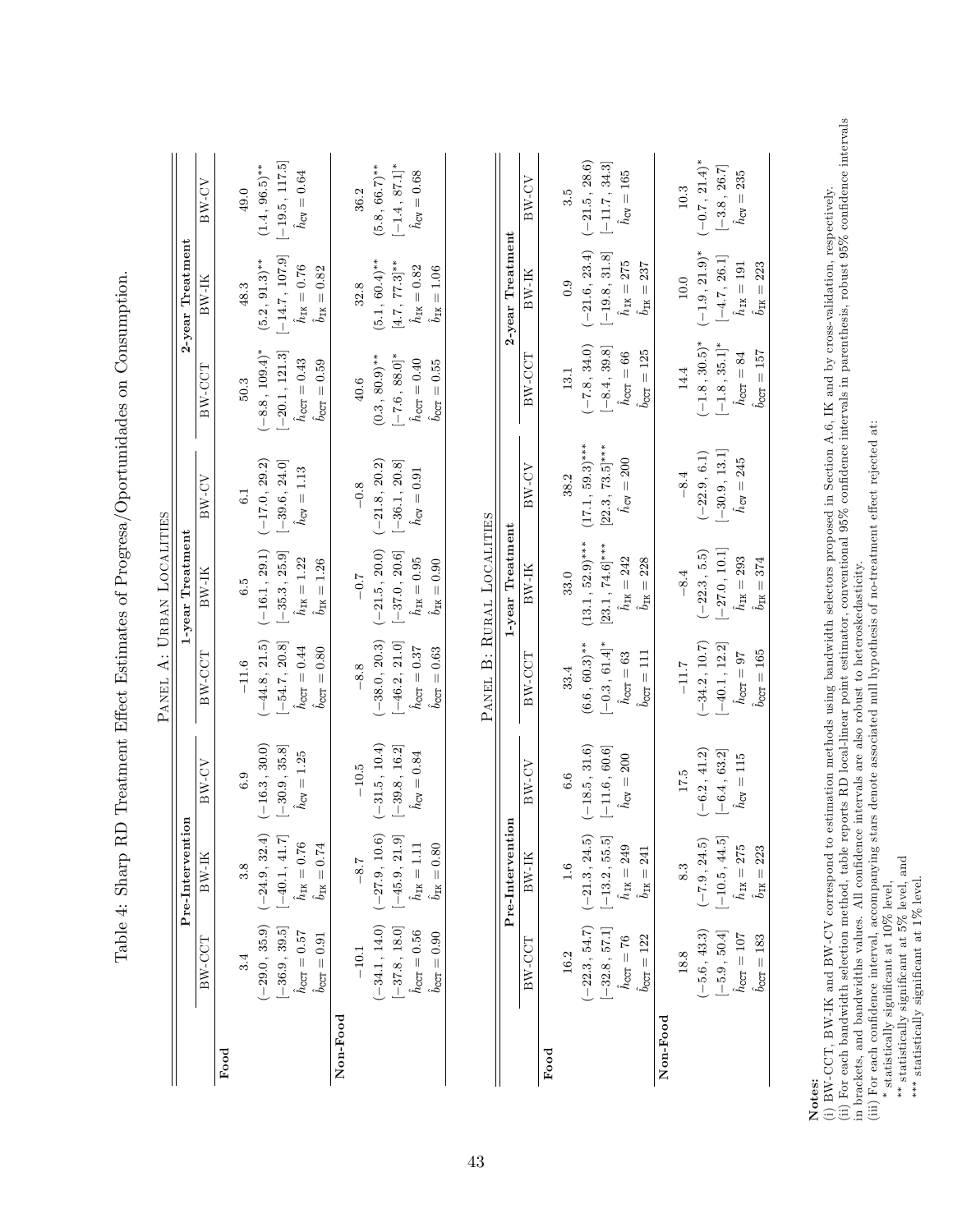Table 4: Sharp RD Treatment Effect Estimates of Progresa/Oportunidades on Consumption.

Panel A: Urban Localities

| | Pre-Intervention | | | 1-year Treatment | | | 2-year Treatment | | |
|---|---|---|---|---|---|---|---|---|---|
| | BW-CCT | BW-IK | BW-CV | BW-CCT | BW-IK | BW-CV | BW-CCT | BW-IK | BW-CV |
| **Food** | | | | | | | | | |
| | 3.4 | 3.8 | 6.9 | −11.6 | 6.5 | 6.1 | 50.3 | 48.3 | 49.0 |
| | (−29.0 , 35.9) | (−24.9, 32.4) | (−16.3 , 30.0) | (−44.8 , 21.5) | (−16.1 , 29.1) | (−17.0 , 29.2) | (−8.8 , 109.4)* | (5.2 , 91.3)** | (1.4 , 96.5)** |
| | [−36.9 , 39.5] | [−40.1 , 41.7] | [−30.9 , 35.8] | [−54.7 , 20.8] | [−35.3 , 25.9] | [−39.6 , 24.0] | [−20.1 , 121.3] | [−14.7 , 107.9] | [−19.5 , 117.5] |
| | $\hat{h}_{\texttt{CCT}} = 0.57$ | $\hat{h}_{\texttt{IK}} = 0.76$ | $\hat{h}_{\texttt{CV}} = 1.25$ | $\hat{h}_{\texttt{CCT}} = 0.44$ | $\hat{h}_{\texttt{IK}} = 1.22$ | $\hat{h}_{\texttt{CV}} = 1.13$ | $\hat{h}_{\texttt{CCT}} = 0.43$ | $\hat{h}_{\texttt{IK}} = 0.76$ | $\hat{h}_{\texttt{CV}} = 0.64$ |
| | $\hat{b}_{\texttt{CCT}} = 0.91$ | $\hat{b}_{\texttt{IK}} = 0.74$ | | $\hat{b}_{\texttt{CCT}} = 0.80$ | $\hat{b}_{\texttt{IK}} = 1.26$ | | $\hat{b}_{\texttt{CCT}} = 0.59$ | $\hat{b}_{\texttt{IK}} = 0.82$ | |
| **Non-Food** | | | | | | | | | |
| | −10.1 | −8.7 | −10.5 | −8.8 | −0.7 | −0.8 | 40.6 | 32.8 | 36.2 |
| | (−34.1 , 14.0) | (−27.9 , 10.6) | (−31.5 , 10.4) | (−38.0 , 20.3) | (−21.5 , 20.0) | (−21.8 , 20.2) | (0.3 , 80.9)** | (5.1 , 60.4)** | (5.8 , 66.7)** |
| | [−37.8 , 18.0] | [−45.9 , 21.9] | [−39.8 , 16.2] | [−46.2 , 21.0] | [−37.0 , 20.6] | [−36.1 , 20.8] | [−7.6 , 88.0]* | [4.7 , 77.3]** | [−1.4 , 87.1]* |
| | $\hat{h}_{\texttt{CCT}} = 0.56$ | $\hat{h}_{\texttt{IK}} = 1.11$ | $\hat{h}_{\texttt{CV}} = 0.84$ | $\hat{h}_{\texttt{CCT}} = 0.37$ | $\hat{h}_{\texttt{IK}} = 0.95$ | $\hat{h}_{\texttt{CV}} = 0.91$ | $\hat{h}_{\texttt{CCT}} = 0.40$ | $\hat{h}_{\texttt{IK}} = 0.82$ | $\hat{h}_{\texttt{CV}} = 0.68$ |
| | $\hat{b}_{\texttt{CCT}} = 0.90$ | $\hat{b}_{\texttt{IK}} = 0.80$ | | $\hat{b}_{\texttt{CCT}} = 0.63$ | $\hat{b}_{\texttt{IK}} = 0.90$ | | $\hat{b}_{\texttt{CCT}} = 0.55$ | $\hat{b}_{\texttt{IK}} = 1.06$ | |

Panel B: Rural Localities

| | Pre-Intervention | | | 1-year Treatment | | | 2-year Treatment | | |
|---|---|---|---|---|---|---|---|---|---|
| | BW-CCT | BW-IK | BW-CV | BW-CCT | BW-IK | BW-CV | BW-CCT | BW-IK | BW-CV |
| **Food** | | | | | | | | | |
| | 16.2 | 1.6 | 6.6 | 33.4 | 33.0 | 38.2 | 13.1 | 0.9 | 3.5 |
| | (−22.3 , 54.7) | (−21.3 , 24.5) | (−18.5 , 31.6) | (6.6 , 60.3)** | (13.1 , 52.9)*** | (17.1 , 59.3)*** | (−7.8 , 34.0) | (−21.6 , 23.4) | (−21.5 , 28.6) |
| | [−32.8 , 57.1] | [−13.2 , 55.5] | [−11.6 , 60.6] | [−0.3 , 61.4]* | [23.1 , 74.6]*** | [22.3 , 73.5]*** | [−8.4 , 39.8] | [−19.8 , 31.8] | [−11.7 , 34.3] |
| | $\hat{h}_{\texttt{CCT}} = 76$ | $\hat{h}_{\texttt{IK}} = 249$ | $\hat{h}_{\texttt{CV}} = 200$ | $\hat{h}_{\texttt{CCT}} = 63$ | $\hat{h}_{\texttt{IK}} = 242$ | $\hat{h}_{\texttt{CV}} = 200$ | $\hat{h}_{\texttt{CCT}} = 66$ | $\hat{h}_{\texttt{IK}} = 275$ | $\hat{h}_{\texttt{CV}} = 165$ |
| | $\hat{b}_{\texttt{CCT}} = 122$ | $\hat{b}_{\texttt{IK}} = 241$ | | $\hat{b}_{\texttt{CCT}} = 111$ | $\hat{b}_{\texttt{IK}} = 228$ | | $\hat{b}_{\texttt{CCT}} = 125$ | $\hat{b}_{\texttt{IK}} = 237$ | |
| **Non-Food** | | | | | | | | | |
| | 18.8 | 8.3 | 17.5 | −11.7 | −8.4 | −8.4 | 14.4 | 10.0 | 10.3 |
| | (−5.6 , 43.3) | (−7.9 , 24.5) | (−6.2 , 41.2) | (−34.2 , 10.7) | (−22.3 , 5.5) | (−22.9 , 6.1) | (−1.8 , 30.5)* | (−1.9 , 21.9)* | (−0.7 , 21.4)* |
| | [−5.9 , 50.4] | [−10.5 , 44.5] | [−6.4 , 63.2] | [−40.1 , 12.2] | [−27.0 , 10.1] | [−30.9 , 13.1] | [−1.8 , 35.1]* | [−4.7 , 26.1] | [−3.8 , 26.7] |
| | $\hat{h}_{\texttt{CCT}} = 107$ | $\hat{h}_{\texttt{IK}} = 275$ | $\hat{h}_{\texttt{CV}} = 115$ | $\hat{h}_{\texttt{CCT}} = 97$ | $\hat{h}_{\texttt{IK}} = 293$ | $\hat{h}_{\texttt{CV}} = 245$ | $\hat{h}_{\texttt{CCT}} = 84$ | $\hat{h}_{\texttt{IK}} = 191$ | $\hat{h}_{\texttt{CV}} = 235$ |
| | $\hat{b}_{\texttt{CCT}} = 183$ | $\hat{b}_{\texttt{IK}} = 223$ | | $\hat{b}_{\texttt{CCT}} = 165$ | $\hat{b}_{\texttt{IK}} = 374$ | | $\hat{b}_{\texttt{CCT}} = 157$ | $\hat{b}_{\texttt{IK}} = 223$ | |

**Notes:**
(i) BW-CCT, BW-IK and BW-CV correspond to estimation methods using bandwidth selectors proposed in Section A.6, IK and by cross-validation, respectively.
(ii) For each bandwidth selection method, table reports RD local-linear point estimator, conventional 95% confidence intervals in parenthesis, robust 95% confidence intervals in brackets, and bandwidths values. All confidence intervals are also robust to heteroskedasticity.
(iii) For each confidence interval, accompanying stars denote associated null hypothesis of no-treatment effect rejected at:
\* statistically significant at 10% level,
\*\* statistically significant at 5% level, and
\*\*\* statistically significant at 1% level.